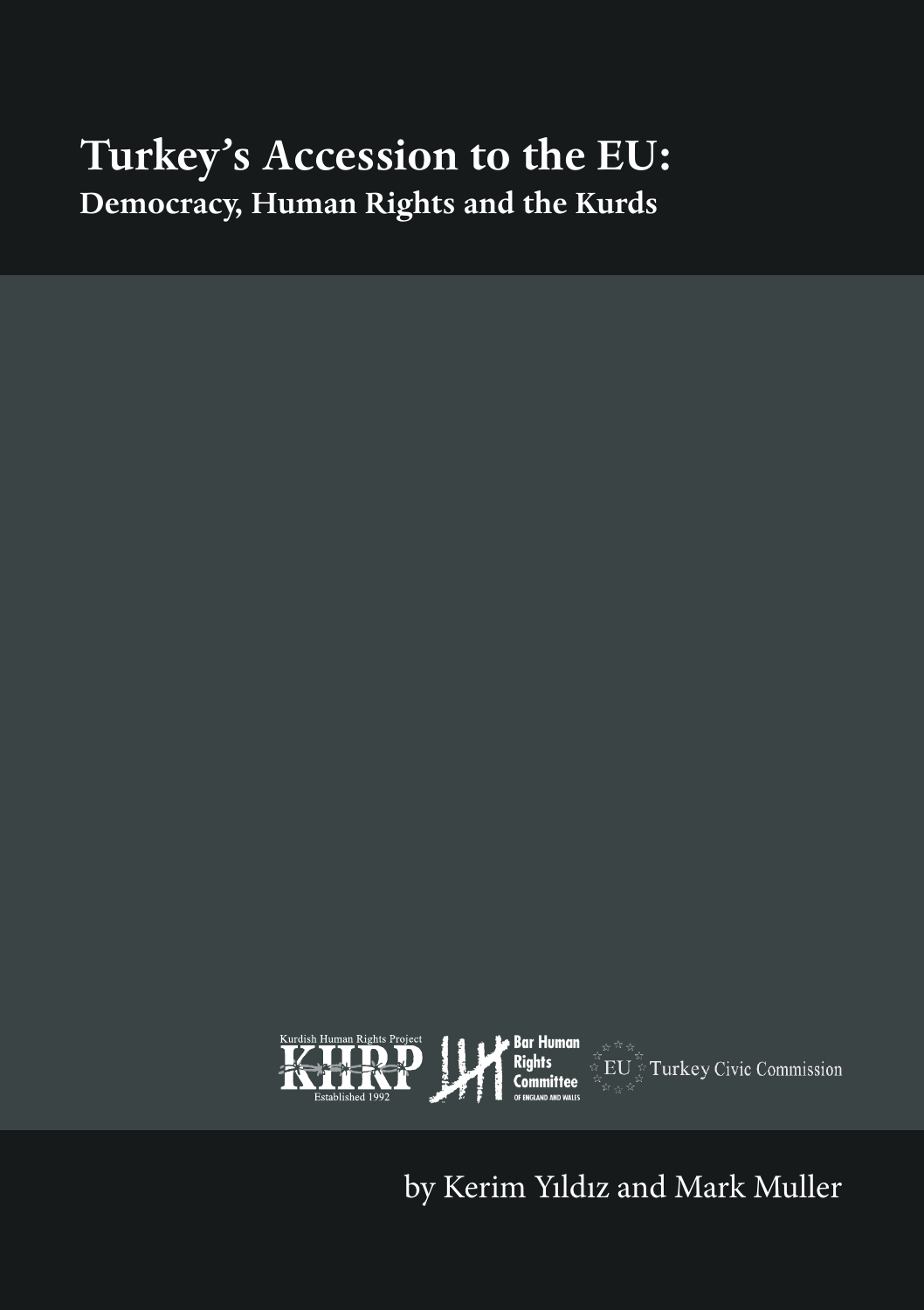# Turkey's Accession to the EU:
## Democracy, Human Rights and the Kurds

Kurdish Human Rights Project KHRP Established 1992

Bar Human Rights Committee of England and Wales

EU Turkey Civic Commission

by Kerim Yıldız and Mark Muller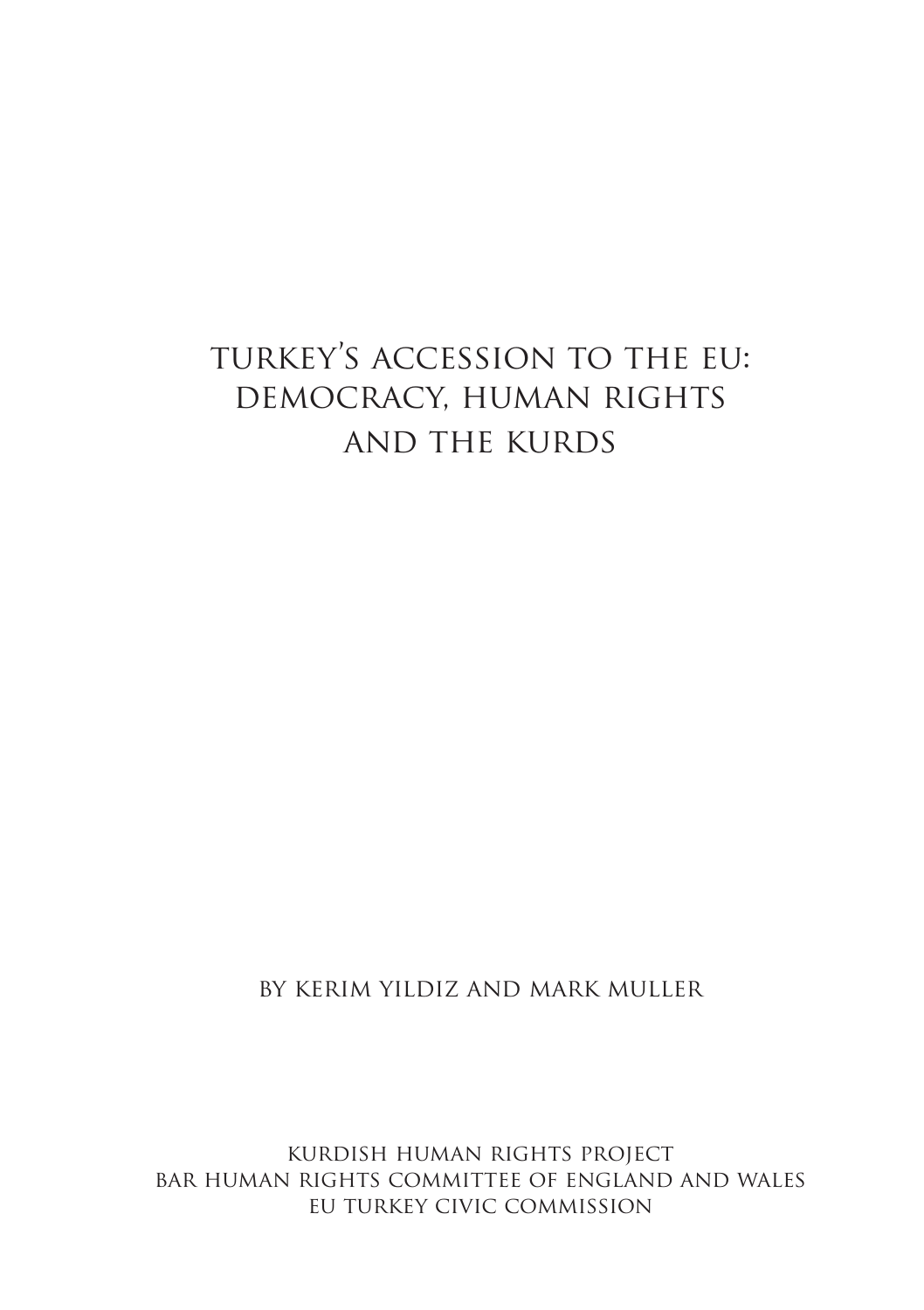# TURKEY'S ACCESSION TO THE EU: DEMOCRACY, HUMAN RIGHTS AND THE KURDS

BY KERIM YILDIZ AND MARK MULLER

KURDISH HUMAN RIGHTS PROJECT
BAR HUMAN RIGHTS COMMITTEE OF ENGLAND AND WALES
EU TURKEY CIVIC COMMISSION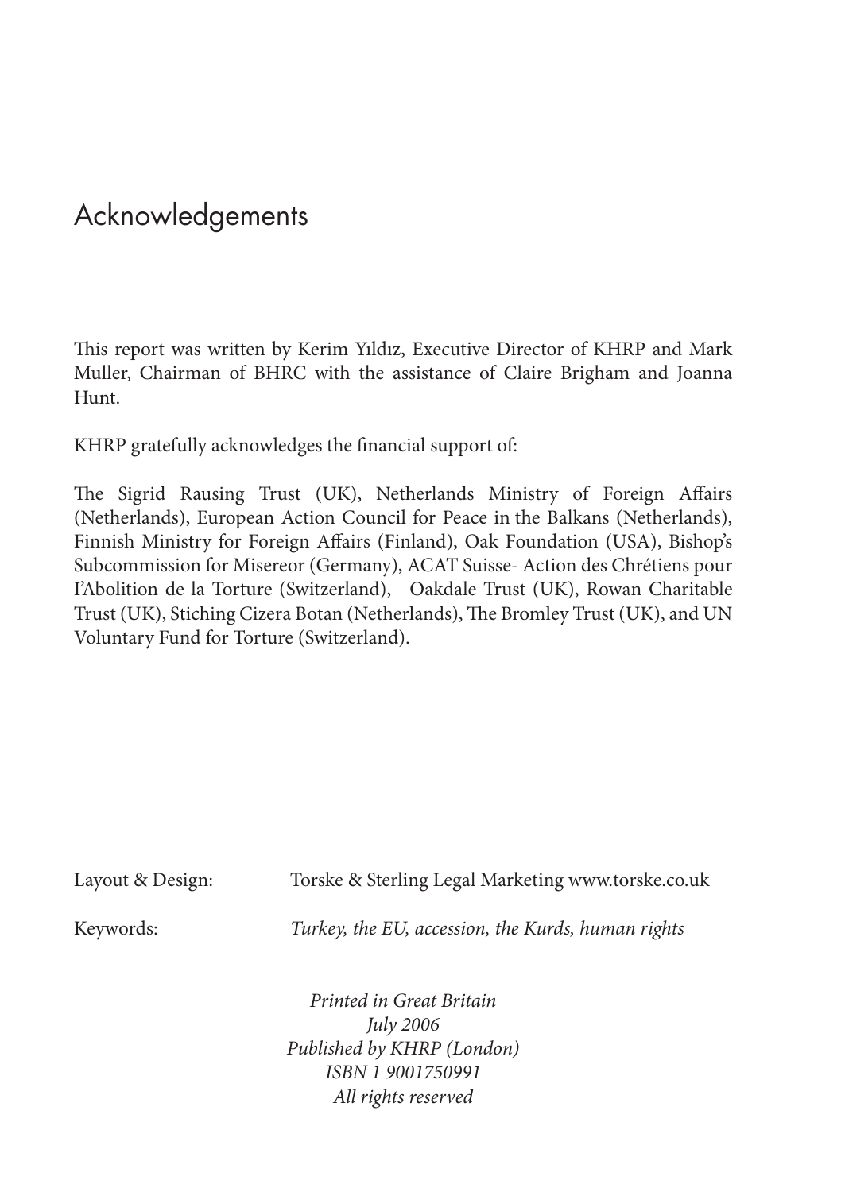# Acknowledgements

This report was written by Kerim Yıldız, Executive Director of KHRP and Mark Muller, Chairman of BHRC with the assistance of Claire Brigham and Joanna Hunt.

KHRP gratefully acknowledges the financial support of:

The Sigrid Rausing Trust (UK), Netherlands Ministry of Foreign Affairs (Netherlands), European Action Council for Peace in the Balkans (Netherlands), Finnish Ministry for Foreign Affairs (Finland), Oak Foundation (USA), Bishop's Subcommission for Misereor (Germany), ACAT Suisse- Action des Chrétiens pour l'Abolition de la Torture (Switzerland), Oakdale Trust (UK), Rowan Charitable Trust (UK), Stiching Cizera Botan (Netherlands), The Bromley Trust (UK), and UN Voluntary Fund for Torture (Switzerland).

Layout & Design: Torske & Sterling Legal Marketing www.torske.co.uk

Keywords: *Turkey, the EU, accession, the Kurds, human rights*

*Printed in Great Britain*
*July 2006*
*Published by KHRP (London)*
*ISBN 1 9001750991*
*All rights reserved*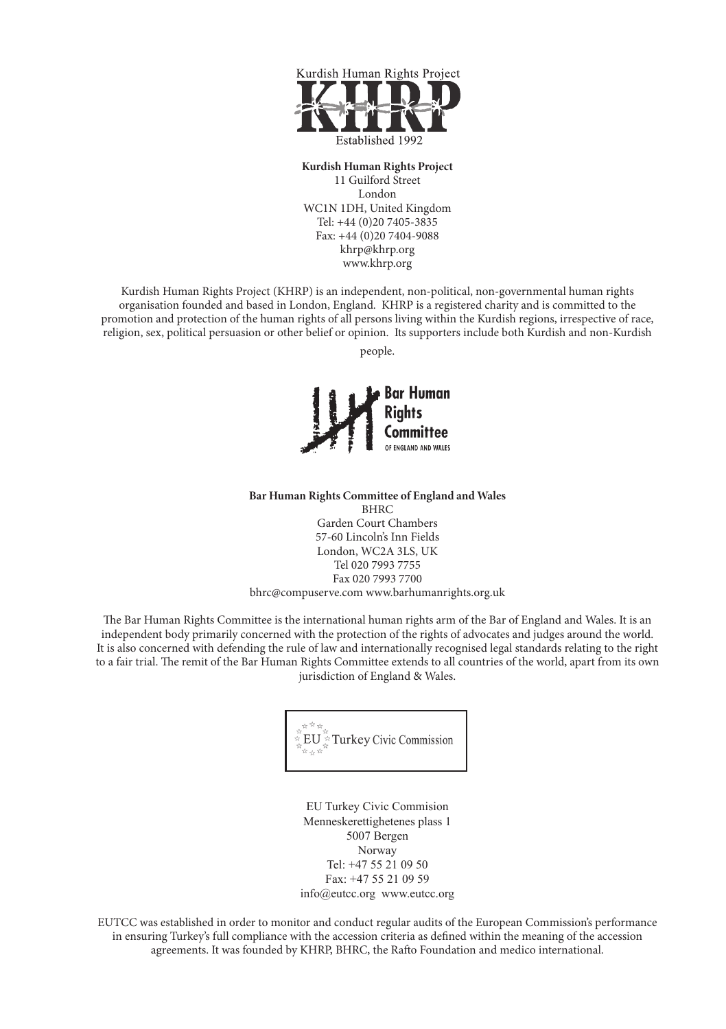Kurdish Human Rights Project

KHRP

Established 1992

**Kurdish Human Rights Project**
11 Guilford Street
London
WC1N 1DH, United Kingdom
Tel: +44 (0)20 7405-3835
Fax: +44 (0)20 7404-9088
khrp@khrp.org
www.khrp.org

Kurdish Human Rights Project (KHRP) is an independent, non-political, non-governmental human rights organisation founded and based in London, England. KHRP is a registered charity and is committed to the promotion and protection of the human rights of all persons living within the Kurdish regions, irrespective of race, religion, sex, political persuasion or other belief or opinion. Its supporters include both Kurdish and non-Kurdish people.

Bar Human Rights Committee OF ENGLAND AND WALES

**Bar Human Rights Committee of England and Wales**
BHRC
Garden Court Chambers
57-60 Lincoln's Inn Fields
London, WC2A 3LS, UK
Tel 020 7993 7755
Fax 020 7993 7700
bhrc@compuserve.com www.barhumanrights.org.uk

The Bar Human Rights Committee is the international human rights arm of the Bar of England and Wales. It is an independent body primarily concerned with the protection of the rights of advocates and judges around the world. It is also concerned with defending the rule of law and internationally recognised legal standards relating to the right to a fair trial. The remit of the Bar Human Rights Committee extends to all countries of the world, apart from its own jurisdiction of England & Wales.

EU Turkey Civic Commission

EU Turkey Civic Commision
Menneskerettighetenes plass 1
5007 Bergen
Norway
Tel: +47 55 21 09 50
Fax: +47 55 21 09 59
info@eutcc.org www.eutcc.org

EUTCC was established in order to monitor and conduct regular audits of the European Commission's performance in ensuring Turkey's full compliance with the accession criteria as defined within the meaning of the accession agreements. It was founded by KHRP, BHRC, the Rafto Foundation and medico international.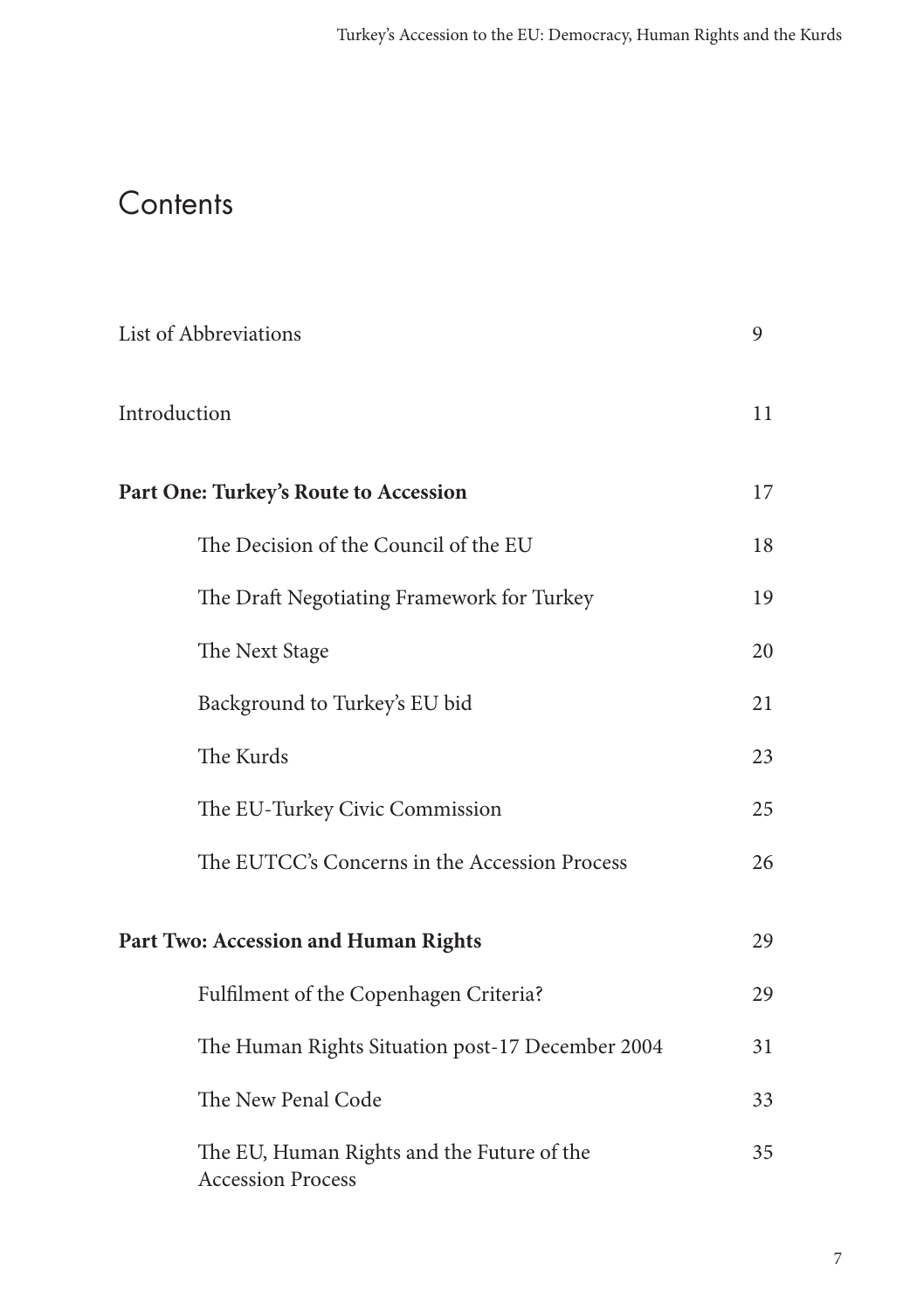# Contents

| | |
|---|---|
| List of Abbreviations | 9 |
| Introduction | 11 |
| **Part One: Turkey's Route to Accession** | 17 |
| The Decision of the Council of the EU | 18 |
| The Draft Negotiating Framework for Turkey | 19 |
| The Next Stage | 20 |
| Background to Turkey's EU bid | 21 |
| The Kurds | 23 |
| The EU-Turkey Civic Commission | 25 |
| The EUTCC's Concerns in the Accession Process | 26 |
| **Part Two: Accession and Human Rights** | 29 |
| Fulfilment of the Copenhagen Criteria? | 29 |
| The Human Rights Situation post-17 December 2004 | 31 |
| The New Penal Code | 33 |
| The EU, Human Rights and the Future of the Accession Process | 35 |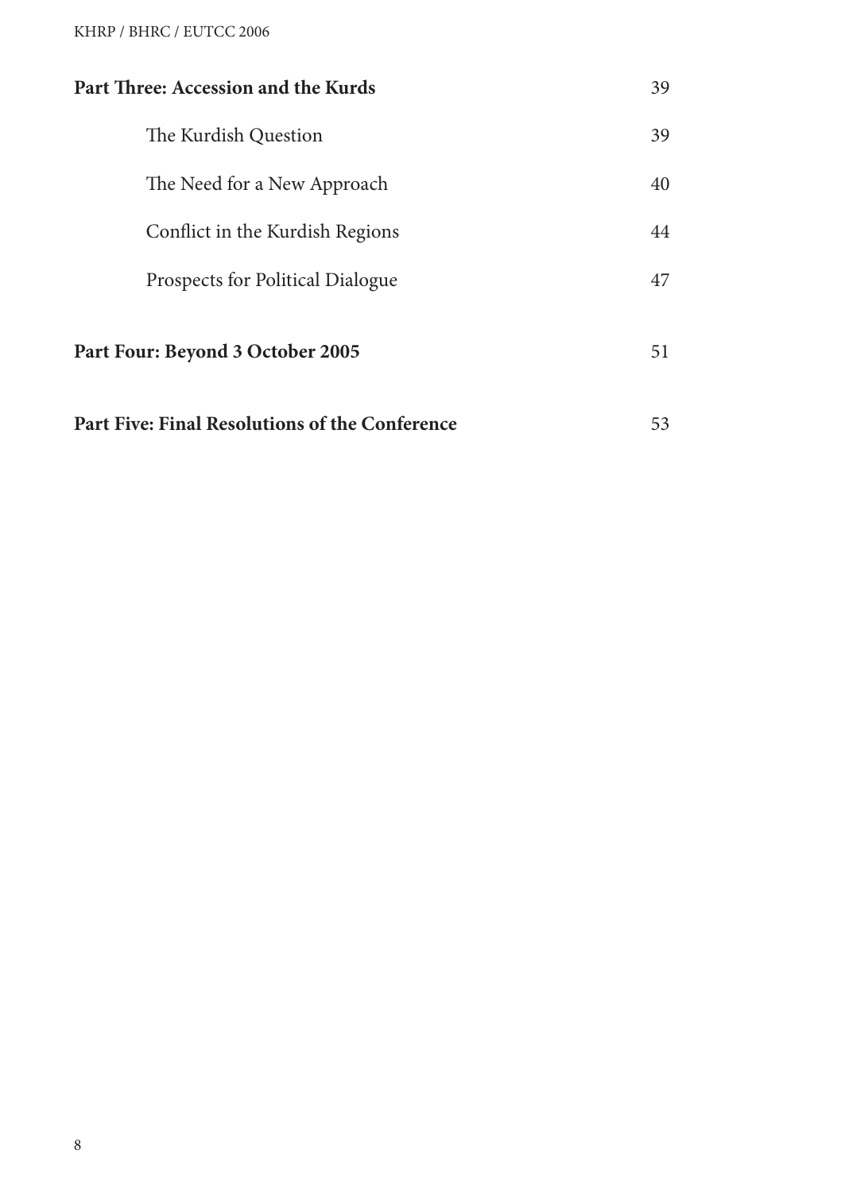**Part Three: Accession and the Kurds** 39

The Kurdish Question 39

The Need for a New Approach 40

Conflict in the Kurdish Regions 44

Prospects for Political Dialogue 47

**Part Four: Beyond 3 October 2005** 51

**Part Five: Final Resolutions of the Conference** 53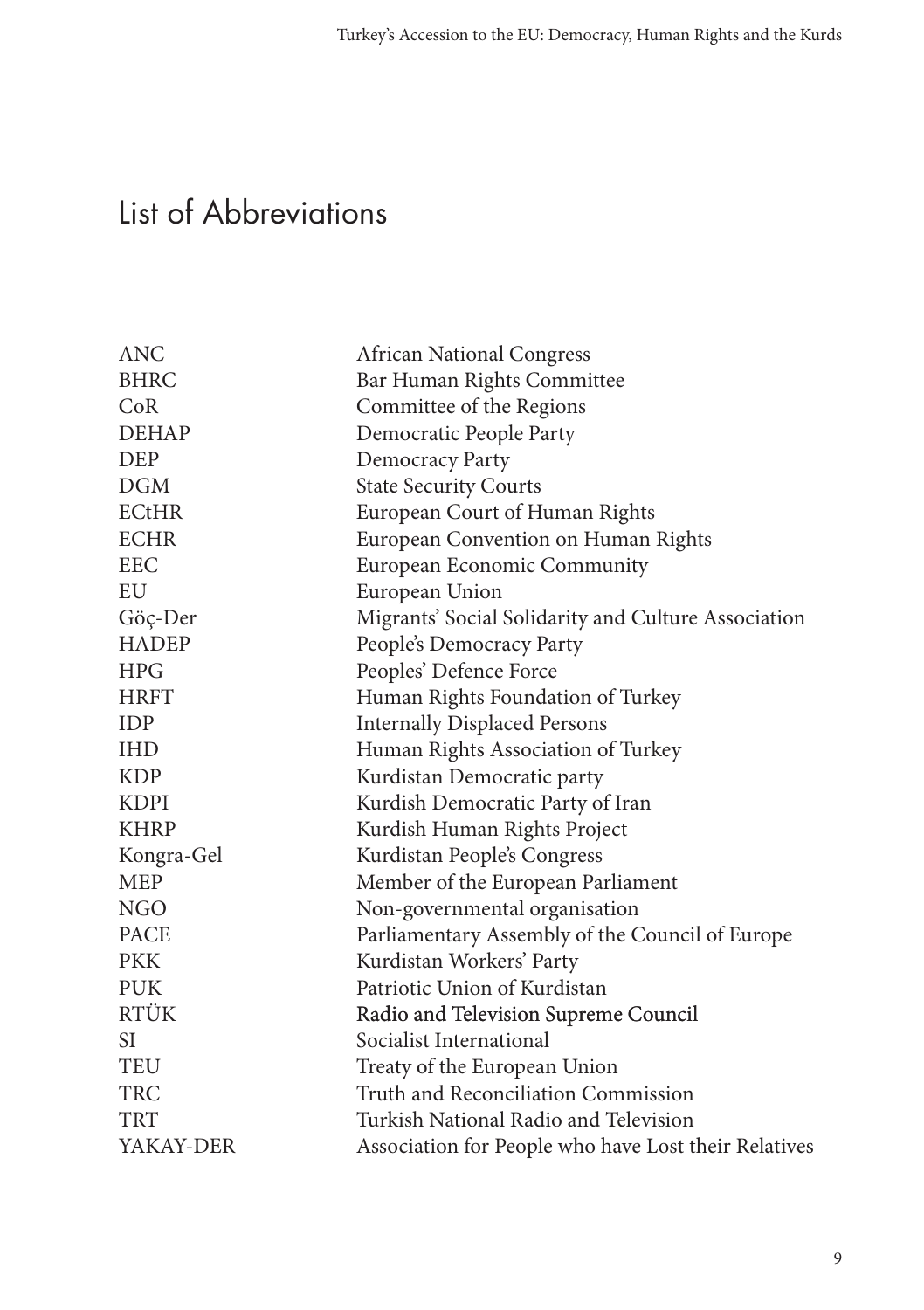# List of Abbreviations

| | |
|---|---|
| ANC | African National Congress |
| BHRC | Bar Human Rights Committee |
| CoR | Committee of the Regions |
| DEHAP | Democratic People Party |
| DEP | Democracy Party |
| DGM | State Security Courts |
| ECtHR | European Court of Human Rights |
| ECHR | European Convention on Human Rights |
| EEC | European Economic Community |
| EU | European Union |
| Göç-Der | Migrants' Social Solidarity and Culture Association |
| HADEP | People's Democracy Party |
| HPG | Peoples' Defence Force |
| HRFT | Human Rights Foundation of Turkey |
| IDP | Internally Displaced Persons |
| IHD | Human Rights Association of Turkey |
| KDP | Kurdistan Democratic party |
| KDPI | Kurdish Democratic Party of Iran |
| KHRP | Kurdish Human Rights Project |
| Kongra-Gel | Kurdistan People's Congress |
| MEP | Member of the European Parliament |
| NGO | Non-governmental organisation |
| PACE | Parliamentary Assembly of the Council of Europe |
| PKK | Kurdistan Workers' Party |
| PUK | Patriotic Union of Kurdistan |
| RTÜK | Radio and Television Supreme Council |
| SI | Socialist International |
| TEU | Treaty of the European Union |
| TRC | Truth and Reconciliation Commission |
| TRT | Turkish National Radio and Television |
| YAKAY-DER | Association for People who have Lost their Relatives |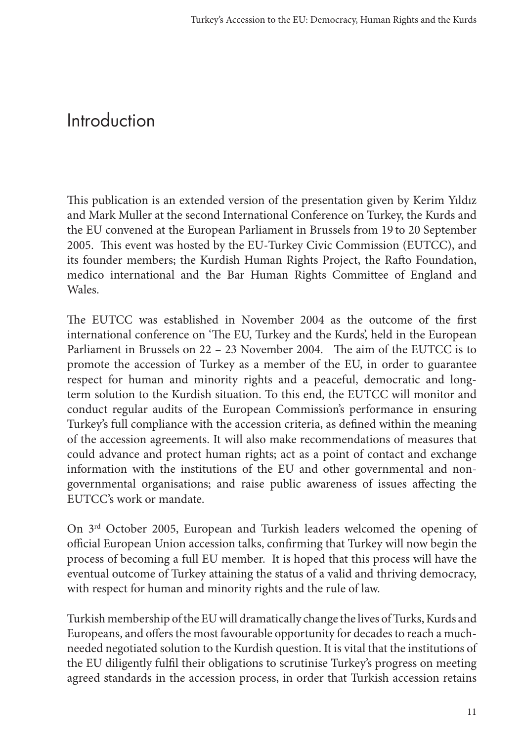# Introduction

This publication is an extended version of the presentation given by Kerim Yıldız and Mark Muller at the second International Conference on Turkey, the Kurds and the EU convened at the European Parliament in Brussels from 19 to 20 September 2005. This event was hosted by the EU-Turkey Civic Commission (EUTCC), and its founder members; the Kurdish Human Rights Project, the Rafto Foundation, medico international and the Bar Human Rights Committee of England and Wales.

The EUTCC was established in November 2004 as the outcome of the first international conference on 'The EU, Turkey and the Kurds', held in the European Parliament in Brussels on 22 – 23 November 2004. The aim of the EUTCC is to promote the accession of Turkey as a member of the EU, in order to guarantee respect for human and minority rights and a peaceful, democratic and long-term solution to the Kurdish situation. To this end, the EUTCC will monitor and conduct regular audits of the European Commission's performance in ensuring Turkey's full compliance with the accession criteria, as defined within the meaning of the accession agreements. It will also make recommendations of measures that could advance and protect human rights; act as a point of contact and exchange information with the institutions of the EU and other governmental and non-governmental organisations; and raise public awareness of issues affecting the EUTCC's work or mandate.

On 3rd October 2005, European and Turkish leaders welcomed the opening of official European Union accession talks, confirming that Turkey will now begin the process of becoming a full EU member. It is hoped that this process will have the eventual outcome of Turkey attaining the status of a valid and thriving democracy, with respect for human and minority rights and the rule of law.

Turkish membership of the EU will dramatically change the lives of Turks, Kurds and Europeans, and offers the most favourable opportunity for decades to reach a much-needed negotiated solution to the Kurdish question. It is vital that the institutions of the EU diligently fulfil their obligations to scrutinise Turkey's progress on meeting agreed standards in the accession process, in order that Turkish accession retains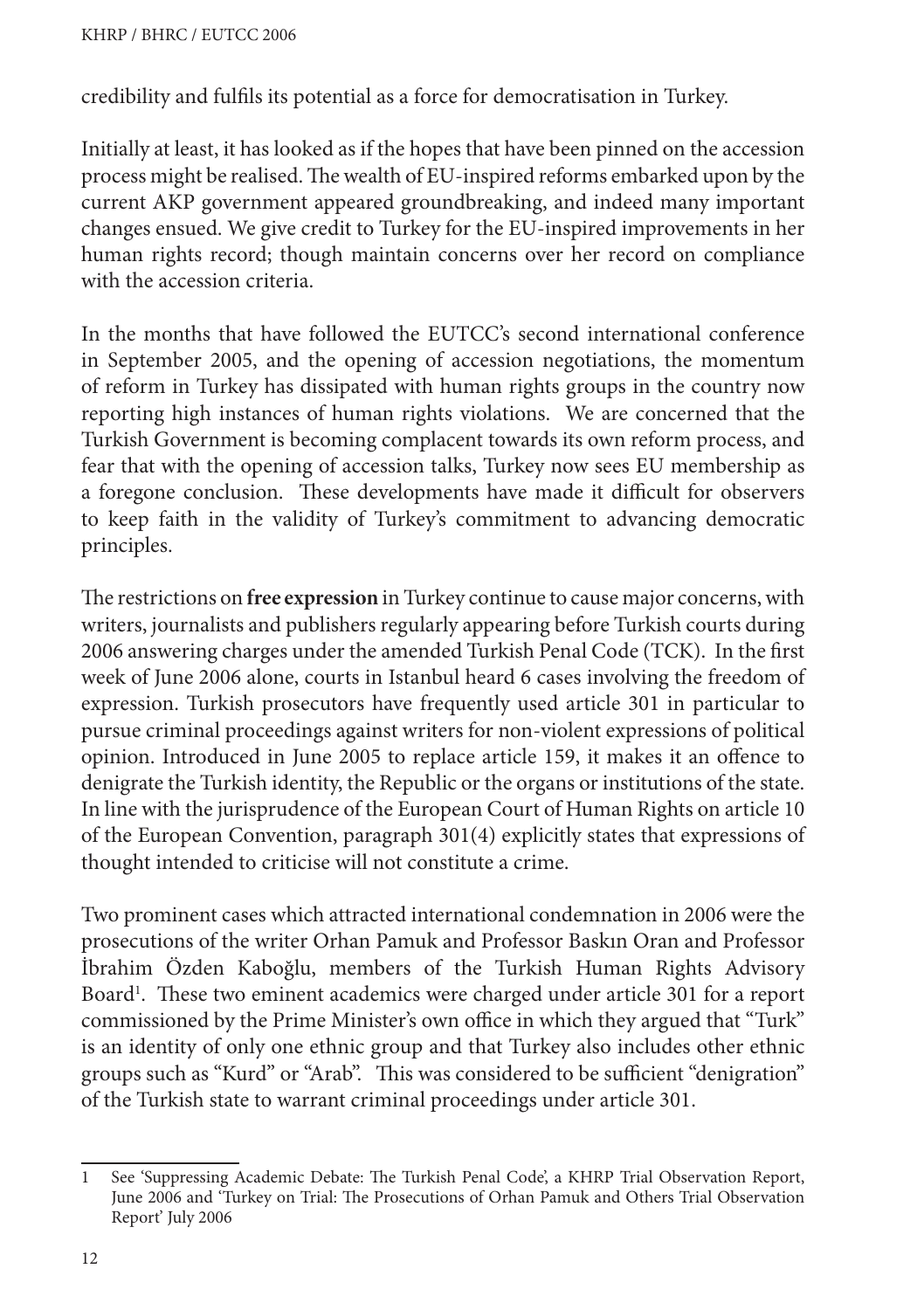credibility and fulfils its potential as a force for democratisation in Turkey.

Initially at least, it has looked as if the hopes that have been pinned on the accession process might be realised. The wealth of EU-inspired reforms embarked upon by the current AKP government appeared groundbreaking, and indeed many important changes ensued. We give credit to Turkey for the EU-inspired improvements in her human rights record; though maintain concerns over her record on compliance with the accession criteria.

In the months that have followed the EUTCC's second international conference in September 2005, and the opening of accession negotiations, the momentum of reform in Turkey has dissipated with human rights groups in the country now reporting high instances of human rights violations. We are concerned that the Turkish Government is becoming complacent towards its own reform process, and fear that with the opening of accession talks, Turkey now sees EU membership as a foregone conclusion. These developments have made it difficult for observers to keep faith in the validity of Turkey's commitment to advancing democratic principles.

The restrictions on **free expression** in Turkey continue to cause major concerns, with writers, journalists and publishers regularly appearing before Turkish courts during 2006 answering charges under the amended Turkish Penal Code (TCK). In the first week of June 2006 alone, courts in Istanbul heard 6 cases involving the freedom of expression. Turkish prosecutors have frequently used article 301 in particular to pursue criminal proceedings against writers for non-violent expressions of political opinion. Introduced in June 2005 to replace article 159, it makes it an offence to denigrate the Turkish identity, the Republic or the organs or institutions of the state. In line with the jurisprudence of the European Court of Human Rights on article 10 of the European Convention, paragraph 301(4) explicitly states that expressions of thought intended to criticise will not constitute a crime.

Two prominent cases which attracted international condemnation in 2006 were the prosecutions of the writer Orhan Pamuk and Professor Baskın Oran and Professor İbrahim Özden Kaboğlu, members of the Turkish Human Rights Advisory Board[1]. These two eminent academics were charged under article 301 for a report commissioned by the Prime Minister's own office in which they argued that "Turk" is an identity of only one ethnic group and that Turkey also includes other ethnic groups such as "Kurd" or "Arab". This was considered to be sufficient "denigration" of the Turkish state to warrant criminal proceedings under article 301.

---

1 See 'Suppressing Academic Debate: The Turkish Penal Code', a KHRP Trial Observation Report, June 2006 and 'Turkey on Trial: The Prosecutions of Orhan Pamuk and Others Trial Observation Report' July 2006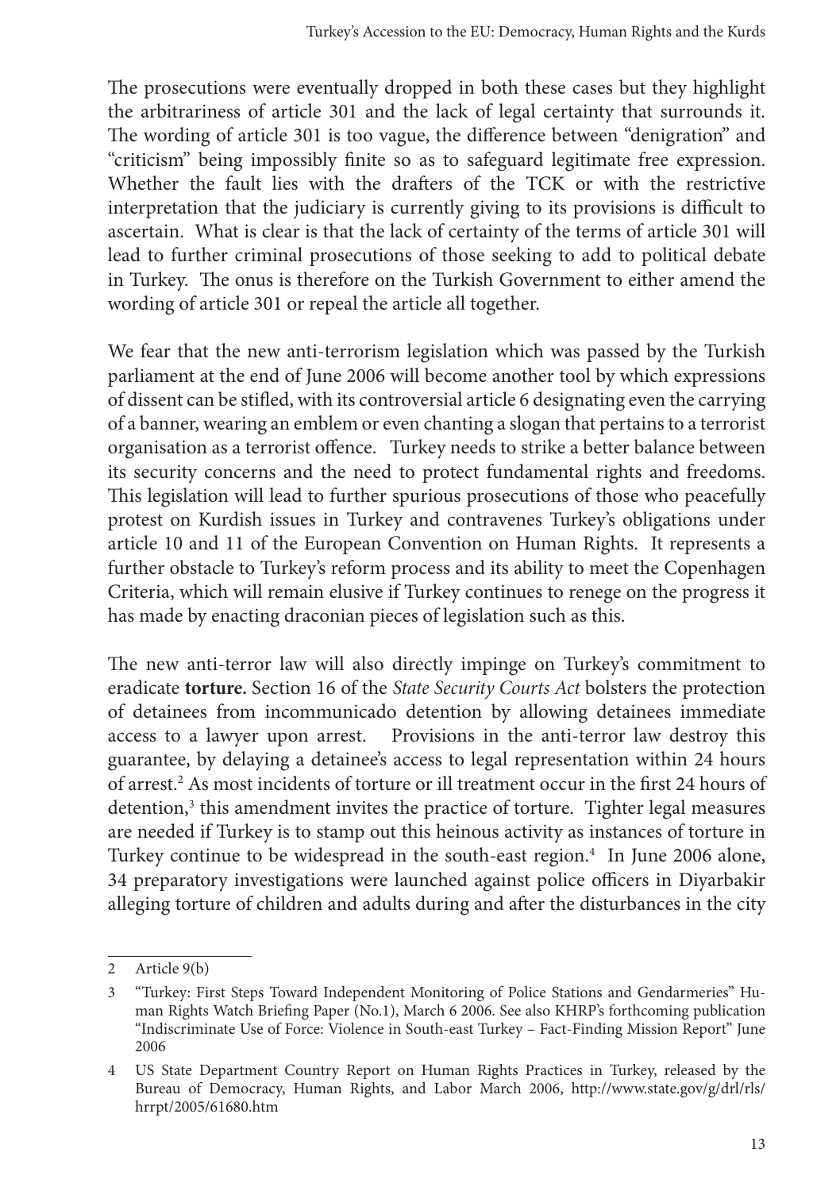The prosecutions were eventually dropped in both these cases but they highlight the arbitrariness of article 301 and the lack of legal certainty that surrounds it. The wording of article 301 is too vague, the difference between "denigration" and "criticism" being impossibly finite so as to safeguard legitimate free expression. Whether the fault lies with the drafters of the TCK or with the restrictive interpretation that the judiciary is currently giving to its provisions is difficult to ascertain. What is clear is that the lack of certainty of the terms of article 301 will lead to further criminal prosecutions of those seeking to add to political debate in Turkey. The onus is therefore on the Turkish Government to either amend the wording of article 301 or repeal the article all together.

We fear that the new anti-terrorism legislation which was passed by the Turkish parliament at the end of June 2006 will become another tool by which expressions of dissent can be stifled, with its controversial article 6 designating even the carrying of a banner, wearing an emblem or even chanting a slogan that pertains to a terrorist organisation as a terrorist offence. Turkey needs to strike a better balance between its security concerns and the need to protect fundamental rights and freedoms. This legislation will lead to further spurious prosecutions of those who peacefully protest on Kurdish issues in Turkey and contravenes Turkey's obligations under article 10 and 11 of the European Convention on Human Rights. It represents a further obstacle to Turkey's reform process and its ability to meet the Copenhagen Criteria, which will remain elusive if Turkey continues to renege on the progress it has made by enacting draconian pieces of legislation such as this.

The new anti-terror law will also directly impinge on Turkey's commitment to eradicate **torture.** Section 16 of the *State Security Courts Act* bolsters the protection of detainees from incommunicado detention by allowing detainees immediate access to a lawyer upon arrest. Provisions in the anti-terror law destroy this guarantee, by delaying a detainee's access to legal representation within 24 hours of arrest.[2] As most incidents of torture or ill treatment occur in the first 24 hours of detention,[3] this amendment invites the practice of torture. Tighter legal measures are needed if Turkey is to stamp out this heinous activity as instances of torture in Turkey continue to be widespread in the south-east region.[4] In June 2006 alone, 34 preparatory investigations were launched against police officers in Diyarbakir alleging torture of children and adults during and after the disturbances in the city

---

2 Article 9(b)

3 "Turkey: First Steps Toward Independent Monitoring of Police Stations and Gendarmeries" Human Rights Watch Briefing Paper (No.1), March 6 2006. See also KHRP's forthcoming publication "Indiscriminate Use of Force: Violence in South-east Turkey – Fact-Finding Mission Report" June 2006

4 US State Department Country Report on Human Rights Practices in Turkey, released by the Bureau of Democracy, Human Rights, and Labor March 2006, http://www.state.gov/g/drl/rls/hrrpt/2005/61680.htm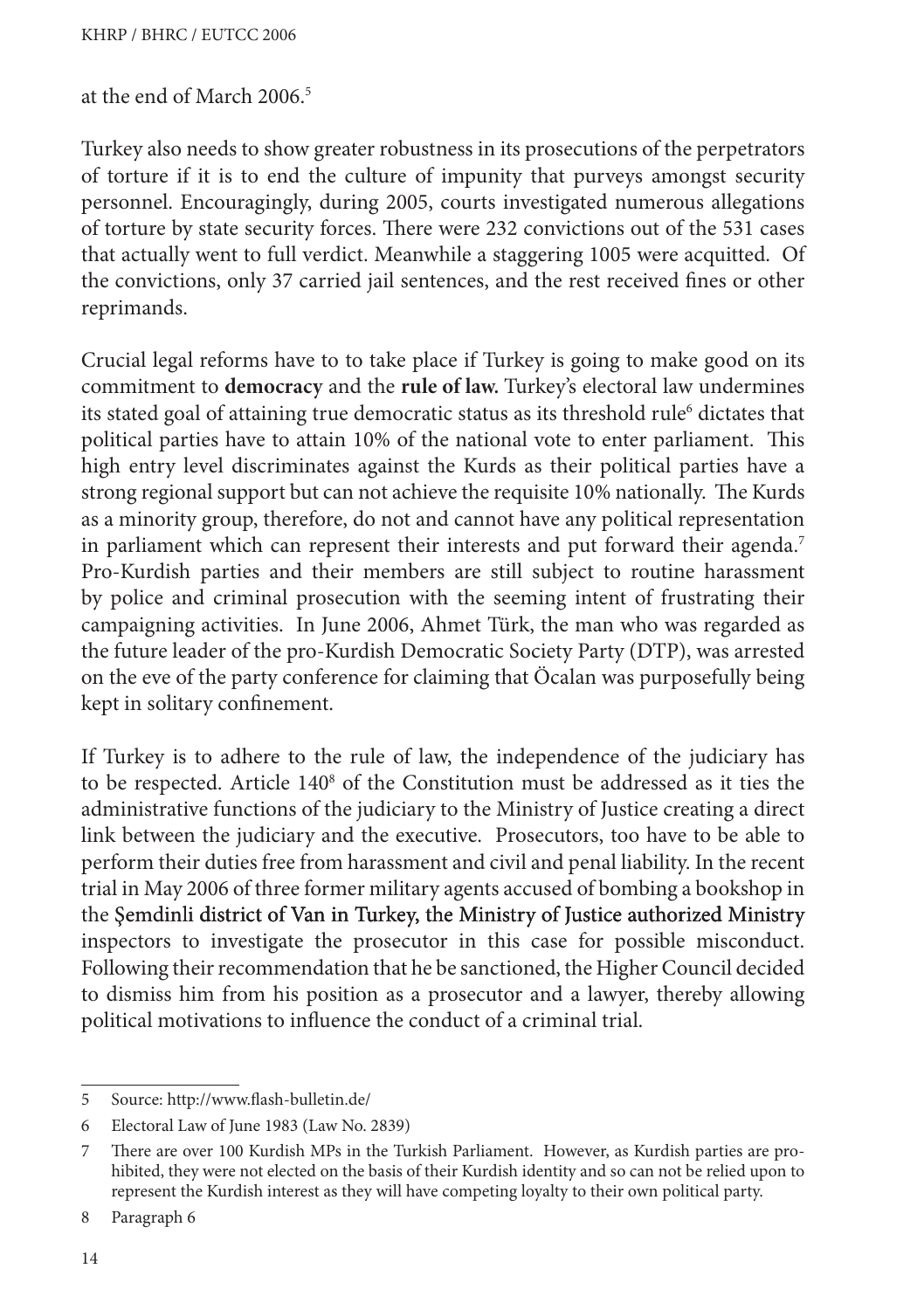at the end of March 2006.[5]

Turkey also needs to show greater robustness in its prosecutions of the perpetrators of torture if it is to end the culture of impunity that purveys amongst security personnel. Encouragingly, during 2005, courts investigated numerous allegations of torture by state security forces. There were 232 convictions out of the 531 cases that actually went to full verdict. Meanwhile a staggering 1005 were acquitted. Of the convictions, only 37 carried jail sentences, and the rest received fines or other reprimands.

Crucial legal reforms have to to take place if Turkey is going to make good on its commitment to **democracy** and the **rule of law.** Turkey's electoral law undermines its stated goal of attaining true democratic status as its threshold rule[6] dictates that political parties have to attain 10% of the national vote to enter parliament. This high entry level discriminates against the Kurds as their political parties have a strong regional support but can not achieve the requisite 10% nationally. The Kurds as a minority group, therefore, do not and cannot have any political representation in parliament which can represent their interests and put forward their agenda.[7] Pro-Kurdish parties and their members are still subject to routine harassment by police and criminal prosecution with the seeming intent of frustrating their campaigning activities. In June 2006, Ahmet Türk, the man who was regarded as the future leader of the pro-Kurdish Democratic Society Party (DTP), was arrested on the eve of the party conference for claiming that Öcalan was purposefully being kept in solitary confinement.

If Turkey is to adhere to the rule of law, the independence of the judiciary has to be respected. Article 140[8] of the Constitution must be addressed as it ties the administrative functions of the judiciary to the Ministry of Justice creating a direct link between the judiciary and the executive. Prosecutors, too have to be able to perform their duties free from harassment and civil and penal liability. In the recent trial in May 2006 of three former military agents accused of bombing a bookshop in the Şemdinli district of Van in Turkey, the Ministry of Justice authorized Ministry inspectors to investigate the prosecutor in this case for possible misconduct. Following their recommendation that he be sanctioned, the Higher Council decided to dismiss him from his position as a prosecutor and a lawyer, thereby allowing political motivations to influence the conduct of a criminal trial.

---

5 Source: http://www.flash-bulletin.de/

6 Electoral Law of June 1983 (Law No. 2839)

7 There are over 100 Kurdish MPs in the Turkish Parliament. However, as Kurdish parties are prohibited, they were not elected on the basis of their Kurdish identity and so can not be relied upon to represent the Kurdish interest as they will have competing loyalty to their own political party.

8 Paragraph 6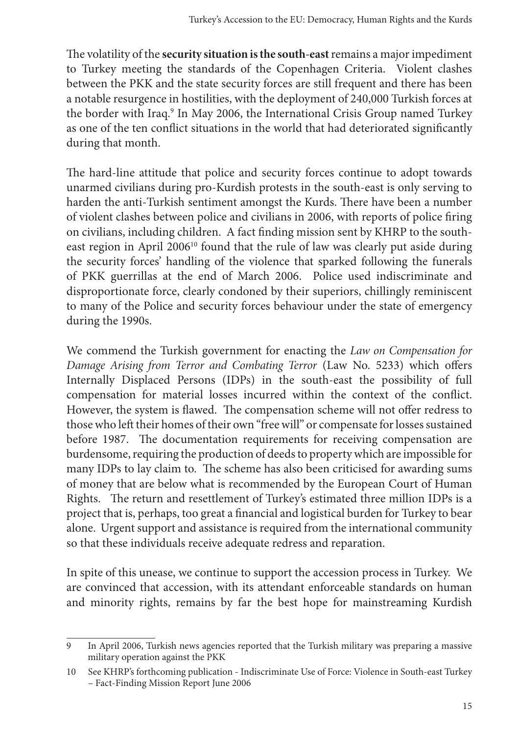The volatility of the **security situation is the south-east** remains a major impediment to Turkey meeting the standards of the Copenhagen Criteria. Violent clashes between the PKK and the state security forces are still frequent and there has been a notable resurgence in hostilities, with the deployment of 240,000 Turkish forces at the border with Iraq.[9] In May 2006, the International Crisis Group named Turkey as one of the ten conflict situations in the world that had deteriorated significantly during that month.

The hard-line attitude that police and security forces continue to adopt towards unarmed civilians during pro-Kurdish protests in the south-east is only serving to harden the anti-Turkish sentiment amongst the Kurds. There have been a number of violent clashes between police and civilians in 2006, with reports of police firing on civilians, including children. A fact finding mission sent by KHRP to the south-east region in April 2006[10] found that the rule of law was clearly put aside during the security forces' handling of the violence that sparked following the funerals of PKK guerrillas at the end of March 2006. Police used indiscriminate and disproportionate force, clearly condoned by their superiors, chillingly reminiscent to many of the Police and security forces behaviour under the state of emergency during the 1990s.

We commend the Turkish government for enacting the *Law on Compensation for Damage Arising from Terror and Combating Terror* (Law No. 5233) which offers Internally Displaced Persons (IDPs) in the south-east the possibility of full compensation for material losses incurred within the context of the conflict. However, the system is flawed. The compensation scheme will not offer redress to those who left their homes of their own "free will" or compensate for losses sustained before 1987. The documentation requirements for receiving compensation are burdensome, requiring the production of deeds to property which are impossible for many IDPs to lay claim to. The scheme has also been criticised for awarding sums of money that are below what is recommended by the European Court of Human Rights. The return and resettlement of Turkey's estimated three million IDPs is a project that is, perhaps, too great a financial and logistical burden for Turkey to bear alone. Urgent support and assistance is required from the international community so that these individuals receive adequate redress and reparation.

In spite of this unease, we continue to support the accession process in Turkey. We are convinced that accession, with its attendant enforceable standards on human and minority rights, remains by far the best hope for mainstreaming Kurdish

---

9 In April 2006, Turkish news agencies reported that the Turkish military was preparing a massive military operation against the PKK

10 See KHRP's forthcoming publication - Indiscriminate Use of Force: Violence in South-east Turkey – Fact-Finding Mission Report June 2006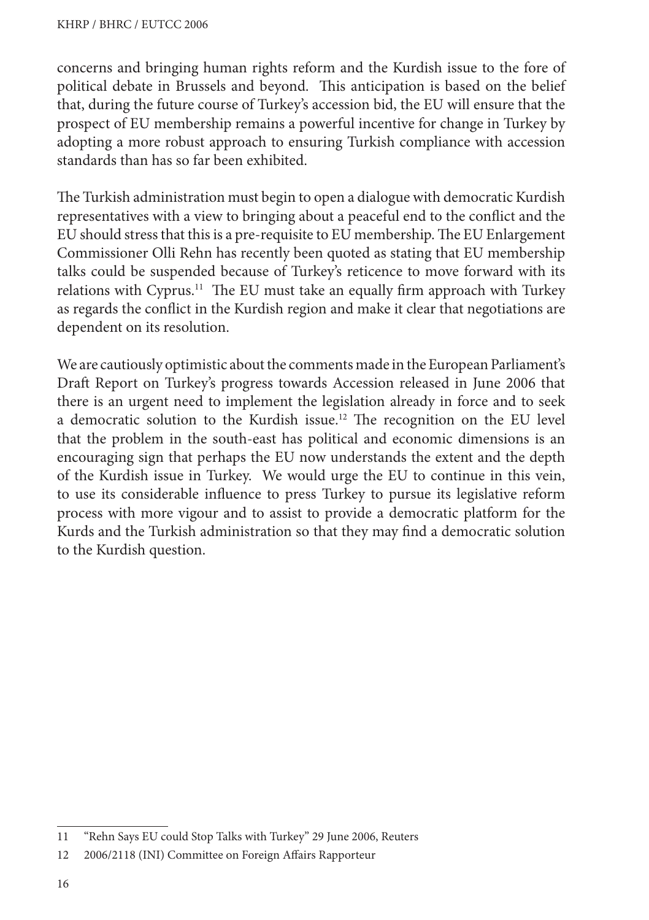concerns and bringing human rights reform and the Kurdish issue to the fore of political debate in Brussels and beyond. This anticipation is based on the belief that, during the future course of Turkey's accession bid, the EU will ensure that the prospect of EU membership remains a powerful incentive for change in Turkey by adopting a more robust approach to ensuring Turkish compliance with accession standards than has so far been exhibited.

The Turkish administration must begin to open a dialogue with democratic Kurdish representatives with a view to bringing about a peaceful end to the conflict and the EU should stress that this is a pre-requisite to EU membership. The EU Enlargement Commissioner Olli Rehn has recently been quoted as stating that EU membership talks could be suspended because of Turkey's reticence to move forward with its relations with Cyprus.[11] The EU must take an equally firm approach with Turkey as regards the conflict in the Kurdish region and make it clear that negotiations are dependent on its resolution.

We are cautiously optimistic about the comments made in the European Parliament's Draft Report on Turkey's progress towards Accession released in June 2006 that there is an urgent need to implement the legislation already in force and to seek a democratic solution to the Kurdish issue.[12] The recognition on the EU level that the problem in the south-east has political and economic dimensions is an encouraging sign that perhaps the EU now understands the extent and the depth of the Kurdish issue in Turkey. We would urge the EU to continue in this vein, to use its considerable influence to press Turkey to pursue its legislative reform process with more vigour and to assist to provide a democratic platform for the Kurds and the Turkish administration so that they may find a democratic solution to the Kurdish question.

---

11 "Rehn Says EU could Stop Talks with Turkey" 29 June 2006, Reuters

12 2006/2118 (INI) Committee on Foreign Affairs Rapporteur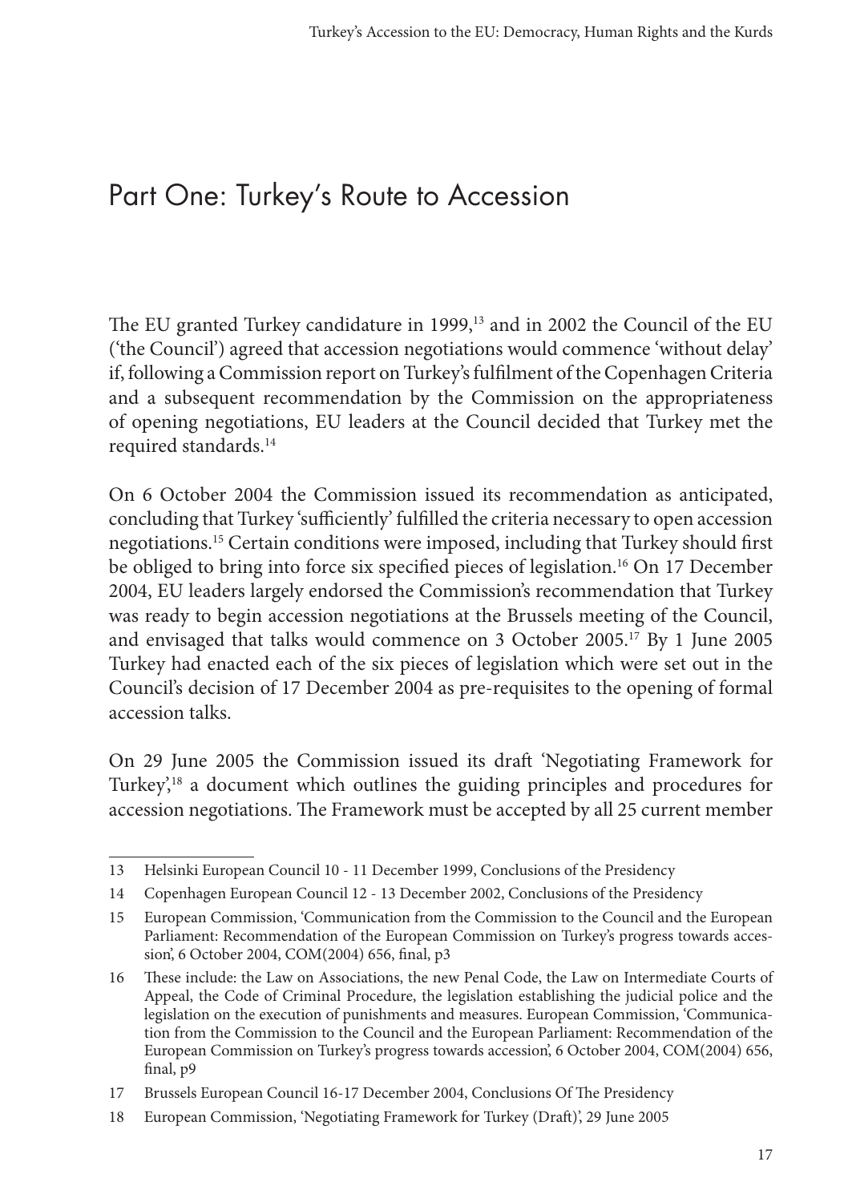# Part One: Turkey's Route to Accession

The EU granted Turkey candidature in 1999,[13] and in 2002 the Council of the EU ('the Council') agreed that accession negotiations would commence 'without delay' if, following a Commission report on Turkey's fulfilment of the Copenhagen Criteria and a subsequent recommendation by the Commission on the appropriateness of opening negotiations, EU leaders at the Council decided that Turkey met the required standards.[14]

On 6 October 2004 the Commission issued its recommendation as anticipated, concluding that Turkey 'sufficiently' fulfilled the criteria necessary to open accession negotiations.[15] Certain conditions were imposed, including that Turkey should first be obliged to bring into force six specified pieces of legislation.[16] On 17 December 2004, EU leaders largely endorsed the Commission's recommendation that Turkey was ready to begin accession negotiations at the Brussels meeting of the Council, and envisaged that talks would commence on 3 October 2005.[17] By 1 June 2005 Turkey had enacted each of the six pieces of legislation which were set out in the Council's decision of 17 December 2004 as pre-requisites to the opening of formal accession talks.

On 29 June 2005 the Commission issued its draft 'Negotiating Framework for Turkey',[18] a document which outlines the guiding principles and procedures for accession negotiations. The Framework must be accepted by all 25 current member

---

13 Helsinki European Council 10 - 11 December 1999, Conclusions of the Presidency

14 Copenhagen European Council 12 - 13 December 2002, Conclusions of the Presidency

15 European Commission, 'Communication from the Commission to the Council and the European Parliament: Recommendation of the European Commission on Turkey's progress towards accession', 6 October 2004, COM(2004) 656, final, p3

16 These include: the Law on Associations, the new Penal Code, the Law on Intermediate Courts of Appeal, the Code of Criminal Procedure, the legislation establishing the judicial police and the legislation on the execution of punishments and measures. European Commission, 'Communication from the Commission to the Council and the European Parliament: Recommendation of the European Commission on Turkey's progress towards accession', 6 October 2004, COM(2004) 656, final, p9

17 Brussels European Council 16-17 December 2004, Conclusions Of The Presidency

18 European Commission, 'Negotiating Framework for Turkey (Draft)', 29 June 2005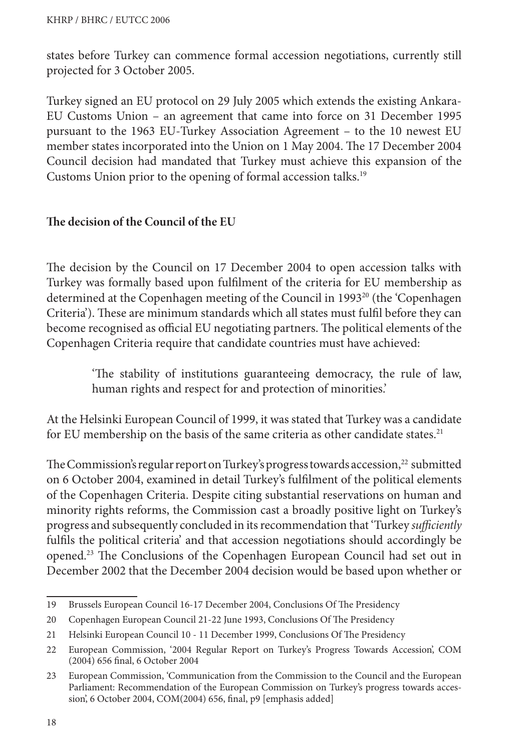states before Turkey can commence formal accession negotiations, currently still projected for 3 October 2005.

Turkey signed an EU protocol on 29 July 2005 which extends the existing Ankara-EU Customs Union – an agreement that came into force on 31 December 1995 pursuant to the 1963 EU-Turkey Association Agreement – to the 10 newest EU member states incorporated into the Union on 1 May 2004. The 17 December 2004 Council decision had mandated that Turkey must achieve this expansion of the Customs Union prior to the opening of formal accession talks.[19]

## The decision of the Council of the EU

The decision by the Council on 17 December 2004 to open accession talks with Turkey was formally based upon fulfilment of the criteria for EU membership as determined at the Copenhagen meeting of the Council in 1993[20] (the 'Copenhagen Criteria'). These are minimum standards which all states must fulfil before they can become recognised as official EU negotiating partners. The political elements of the Copenhagen Criteria require that candidate countries must have achieved:

> 'The stability of institutions guaranteeing democracy, the rule of law, human rights and respect for and protection of minorities.'

At the Helsinki European Council of 1999, it was stated that Turkey was a candidate for EU membership on the basis of the same criteria as other candidate states.[21]

The Commission's regular report on Turkey's progress towards accession,[22] submitted on 6 October 2004, examined in detail Turkey's fulfilment of the political elements of the Copenhagen Criteria. Despite citing substantial reservations on human and minority rights reforms, the Commission cast a broadly positive light on Turkey's progress and subsequently concluded in its recommendation that 'Turkey *sufficiently* fulfils the political criteria' and that accession negotiations should accordingly be opened.[23] The Conclusions of the Copenhagen European Council had set out in December 2002 that the December 2004 decision would be based upon whether or

---

19 Brussels European Council 16-17 December 2004, Conclusions Of The Presidency

20 Copenhagen European Council 21-22 June 1993, Conclusions Of The Presidency

21 Helsinki European Council 10 - 11 December 1999, Conclusions Of The Presidency

22 European Commission, '2004 Regular Report on Turkey's Progress Towards Accession', COM (2004) 656 final, 6 October 2004

23 European Commission, 'Communication from the Commission to the Council and the European Parliament: Recommendation of the European Commission on Turkey's progress towards accession', 6 October 2004, COM(2004) 656, final, p9 [emphasis added]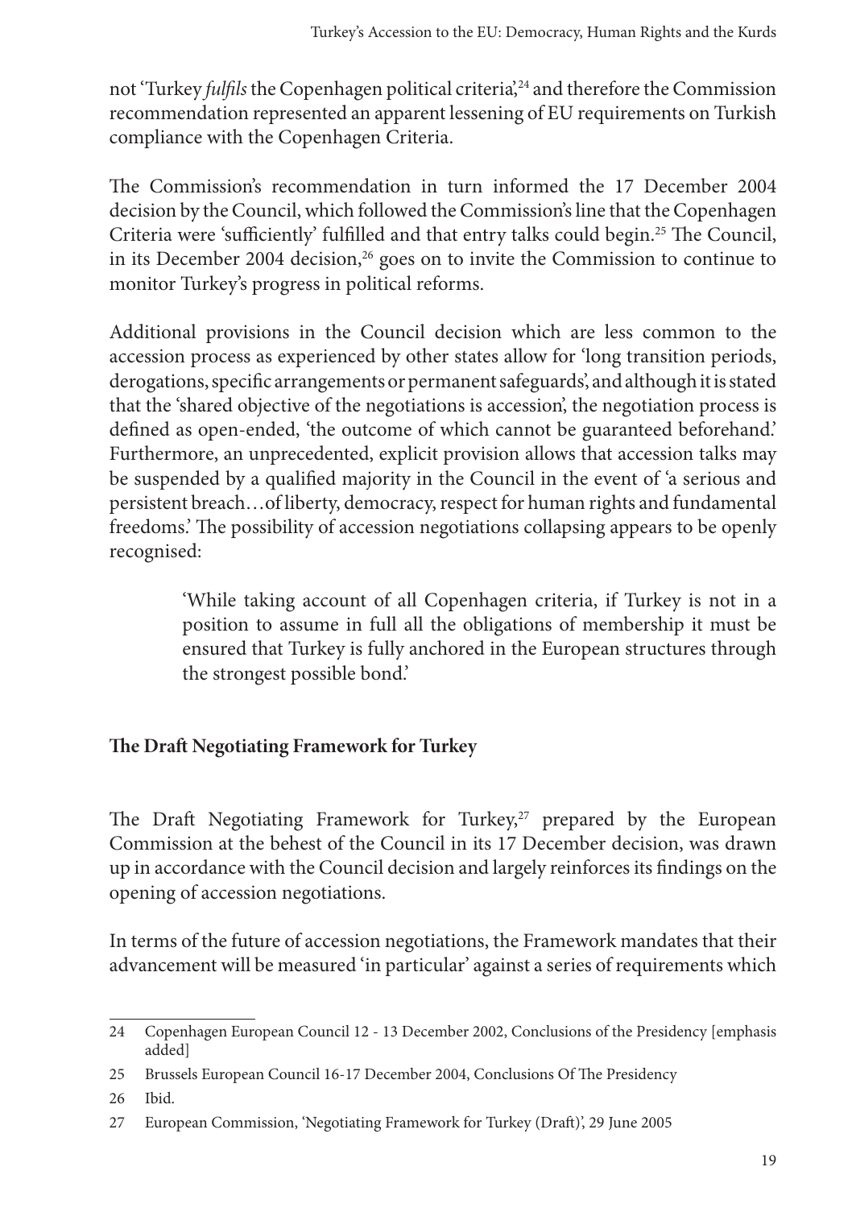not 'Turkey *fulfils* the Copenhagen political criteria',[24] and therefore the Commission recommendation represented an apparent lessening of EU requirements on Turkish compliance with the Copenhagen Criteria.

The Commission's recommendation in turn informed the 17 December 2004 decision by the Council, which followed the Commission's line that the Copenhagen Criteria were 'sufficiently' fulfilled and that entry talks could begin.[25] The Council, in its December 2004 decision,[26] goes on to invite the Commission to continue to monitor Turkey's progress in political reforms.

Additional provisions in the Council decision which are less common to the accession process as experienced by other states allow for 'long transition periods, derogations, specific arrangements or permanent safeguards', and although it is stated that the 'shared objective of the negotiations is accession', the negotiation process is defined as open-ended, 'the outcome of which cannot be guaranteed beforehand.' Furthermore, an unprecedented, explicit provision allows that accession talks may be suspended by a qualified majority in the Council in the event of 'a serious and persistent breach…of liberty, democracy, respect for human rights and fundamental freedoms.' The possibility of accession negotiations collapsing appears to be openly recognised:

> 'While taking account of all Copenhagen criteria, if Turkey is not in a position to assume in full all the obligations of membership it must be ensured that Turkey is fully anchored in the European structures through the strongest possible bond.'

**The Draft Negotiating Framework for Turkey**

The Draft Negotiating Framework for Turkey,[27] prepared by the European Commission at the behest of the Council in its 17 December decision, was drawn up in accordance with the Council decision and largely reinforces its findings on the opening of accession negotiations.

In terms of the future of accession negotiations, the Framework mandates that their advancement will be measured 'in particular' against a series of requirements which

---

24 Copenhagen European Council 12 - 13 December 2002, Conclusions of the Presidency [emphasis added]

25 Brussels European Council 16-17 December 2004, Conclusions Of The Presidency

26 Ibid.

27 European Commission, 'Negotiating Framework for Turkey (Draft)', 29 June 2005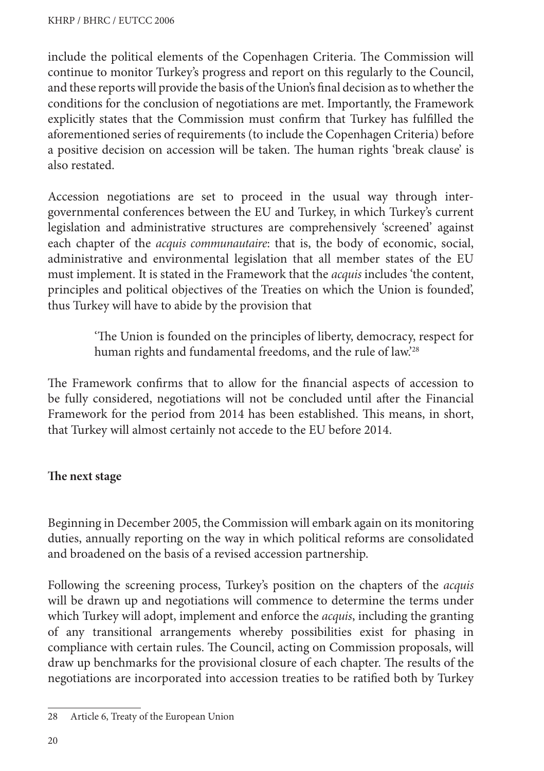include the political elements of the Copenhagen Criteria. The Commission will continue to monitor Turkey's progress and report on this regularly to the Council, and these reports will provide the basis of the Union's final decision as to whether the conditions for the conclusion of negotiations are met. Importantly, the Framework explicitly states that the Commission must confirm that Turkey has fulfilled the aforementioned series of requirements (to include the Copenhagen Criteria) before a positive decision on accession will be taken. The human rights 'break clause' is also restated.

Accession negotiations are set to proceed in the usual way through inter-governmental conferences between the EU and Turkey, in which Turkey's current legislation and administrative structures are comprehensively 'screened' against each chapter of the *acquis communautaire*: that is, the body of economic, social, administrative and environmental legislation that all member states of the EU must implement. It is stated in the Framework that the *acquis* includes 'the content, principles and political objectives of the Treaties on which the Union is founded', thus Turkey will have to abide by the provision that

> 'The Union is founded on the principles of liberty, democracy, respect for human rights and fundamental freedoms, and the rule of law.'[28]

The Framework confirms that to allow for the financial aspects of accession to be fully considered, negotiations will not be concluded until after the Financial Framework for the period from 2014 has been established. This means, in short, that Turkey will almost certainly not accede to the EU before 2014.

**The next stage**

Beginning in December 2005, the Commission will embark again on its monitoring duties, annually reporting on the way in which political reforms are consolidated and broadened on the basis of a revised accession partnership.

Following the screening process, Turkey's position on the chapters of the *acquis* will be drawn up and negotiations will commence to determine the terms under which Turkey will adopt, implement and enforce the *acquis*, including the granting of any transitional arrangements whereby possibilities exist for phasing in compliance with certain rules. The Council, acting on Commission proposals, will draw up benchmarks for the provisional closure of each chapter. The results of the negotiations are incorporated into accession treaties to be ratified both by Turkey

---

28 Article 6, Treaty of the European Union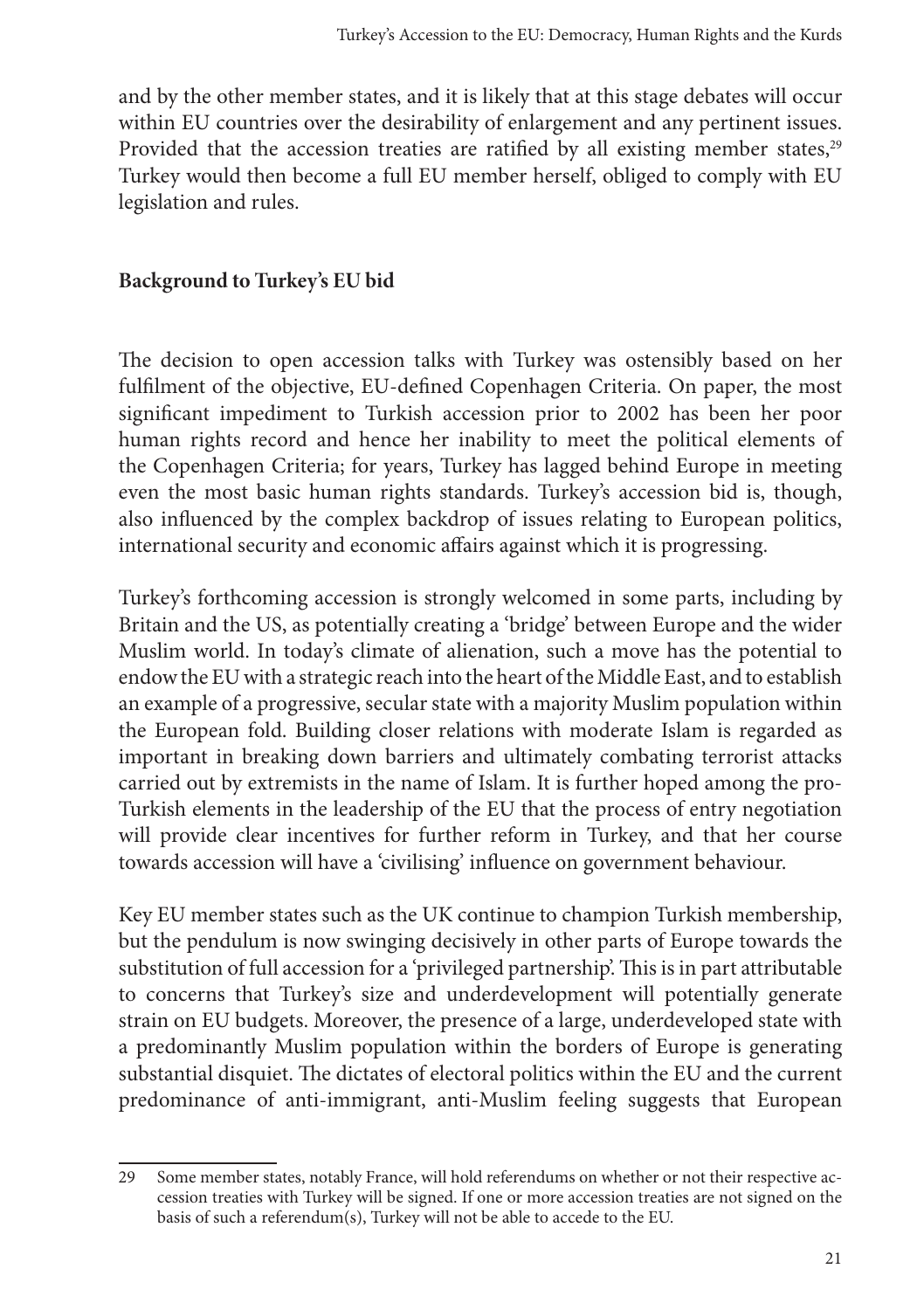and by the other member states, and it is likely that at this stage debates will occur within EU countries over the desirability of enlargement and any pertinent issues. Provided that the accession treaties are ratified by all existing member states,[29] Turkey would then become a full EU member herself, obliged to comply with EU legislation and rules.

## Background to Turkey's EU bid

The decision to open accession talks with Turkey was ostensibly based on her fulfilment of the objective, EU-defined Copenhagen Criteria. On paper, the most significant impediment to Turkish accession prior to 2002 has been her poor human rights record and hence her inability to meet the political elements of the Copenhagen Criteria; for years, Turkey has lagged behind Europe in meeting even the most basic human rights standards. Turkey's accession bid is, though, also influenced by the complex backdrop of issues relating to European politics, international security and economic affairs against which it is progressing.

Turkey's forthcoming accession is strongly welcomed in some parts, including by Britain and the US, as potentially creating a 'bridge' between Europe and the wider Muslim world. In today's climate of alienation, such a move has the potential to endow the EU with a strategic reach into the heart of the Middle East, and to establish an example of a progressive, secular state with a majority Muslim population within the European fold. Building closer relations with moderate Islam is regarded as important in breaking down barriers and ultimately combating terrorist attacks carried out by extremists in the name of Islam. It is further hoped among the pro-Turkish elements in the leadership of the EU that the process of entry negotiation will provide clear incentives for further reform in Turkey, and that her course towards accession will have a 'civilising' influence on government behaviour.

Key EU member states such as the UK continue to champion Turkish membership, but the pendulum is now swinging decisively in other parts of Europe towards the substitution of full accession for a 'privileged partnership'. This is in part attributable to concerns that Turkey's size and underdevelopment will potentially generate strain on EU budgets. Moreover, the presence of a large, underdeveloped state with a predominantly Muslim population within the borders of Europe is generating substantial disquiet. The dictates of electoral politics within the EU and the current predominance of anti-immigrant, anti-Muslim feeling suggests that European

---

29 Some member states, notably France, will hold referendums on whether or not their respective accession treaties with Turkey will be signed. If one or more accession treaties are not signed on the basis of such a referendum(s), Turkey will not be able to accede to the EU.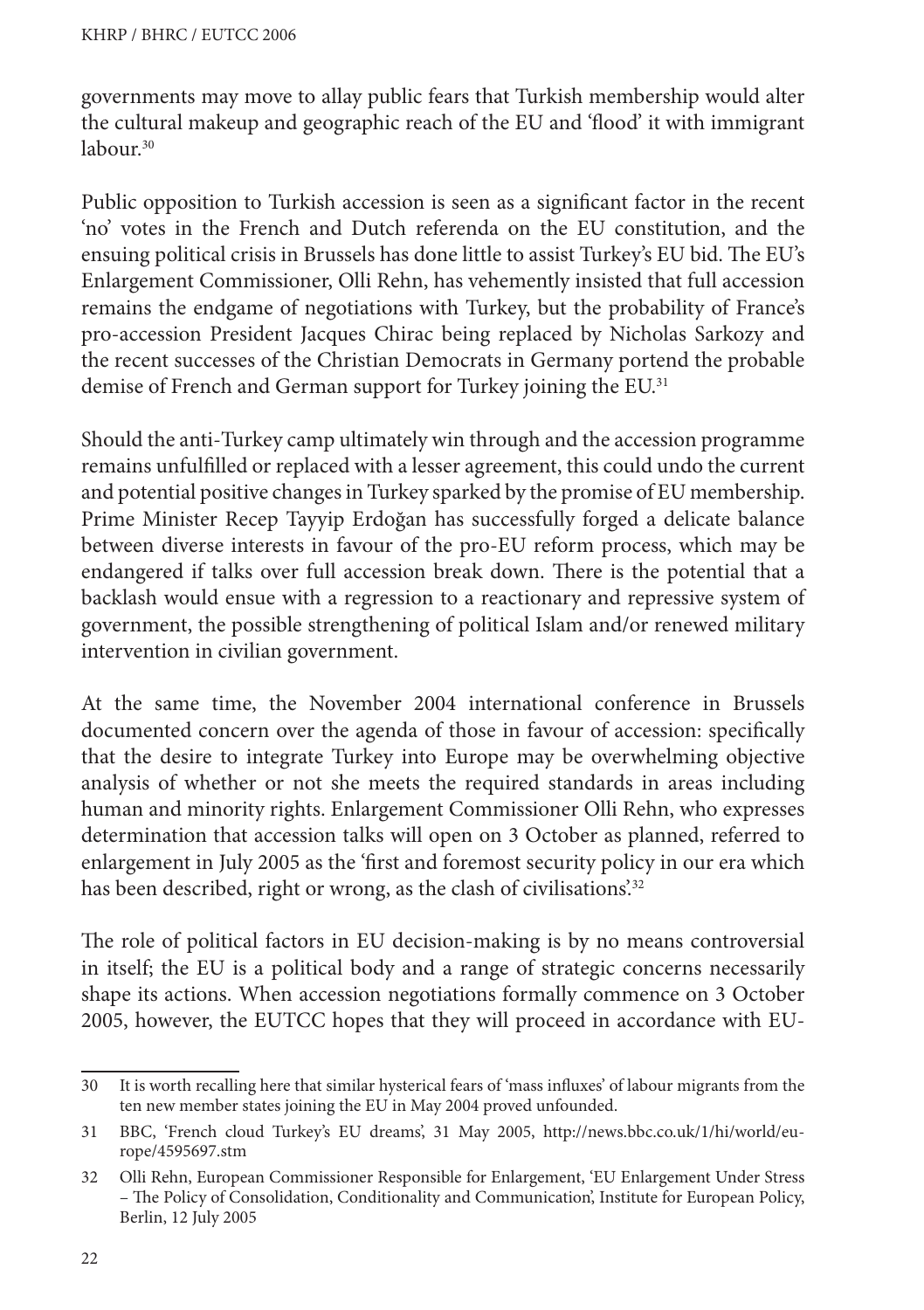governments may move to allay public fears that Turkish membership would alter the cultural makeup and geographic reach of the EU and 'flood' it with immigrant labour.[30]

Public opposition to Turkish accession is seen as a significant factor in the recent 'no' votes in the French and Dutch referenda on the EU constitution, and the ensuing political crisis in Brussels has done little to assist Turkey's EU bid. The EU's Enlargement Commissioner, Olli Rehn, has vehemently insisted that full accession remains the endgame of negotiations with Turkey, but the probability of France's pro-accession President Jacques Chirac being replaced by Nicholas Sarkozy and the recent successes of the Christian Democrats in Germany portend the probable demise of French and German support for Turkey joining the EU.[31]

Should the anti-Turkey camp ultimately win through and the accession programme remains unfulfilled or replaced with a lesser agreement, this could undo the current and potential positive changes in Turkey sparked by the promise of EU membership. Prime Minister Recep Tayyip Erdoğan has successfully forged a delicate balance between diverse interests in favour of the pro-EU reform process, which may be endangered if talks over full accession break down. There is the potential that a backlash would ensue with a regression to a reactionary and repressive system of government, the possible strengthening of political Islam and/or renewed military intervention in civilian government.

At the same time, the November 2004 international conference in Brussels documented concern over the agenda of those in favour of accession: specifically that the desire to integrate Turkey into Europe may be overwhelming objective analysis of whether or not she meets the required standards in areas including human and minority rights. Enlargement Commissioner Olli Rehn, who expresses determination that accession talks will open on 3 October as planned, referred to enlargement in July 2005 as the 'first and foremost security policy in our era which has been described, right or wrong, as the clash of civilisations'.[32]

The role of political factors in EU decision-making is by no means controversial in itself; the EU is a political body and a range of strategic concerns necessarily shape its actions. When accession negotiations formally commence on 3 October 2005, however, the EUTCC hopes that they will proceed in accordance with EU-

---

30 It is worth recalling here that similar hysterical fears of 'mass influxes' of labour migrants from the ten new member states joining the EU in May 2004 proved unfounded.

31 BBC, 'French cloud Turkey's EU dreams', 31 May 2005, http://news.bbc.co.uk/1/hi/world/europe/4595697.stm

32 Olli Rehn, European Commissioner Responsible for Enlargement, 'EU Enlargement Under Stress – The Policy of Consolidation, Conditionality and Communication', Institute for European Policy, Berlin, 12 July 2005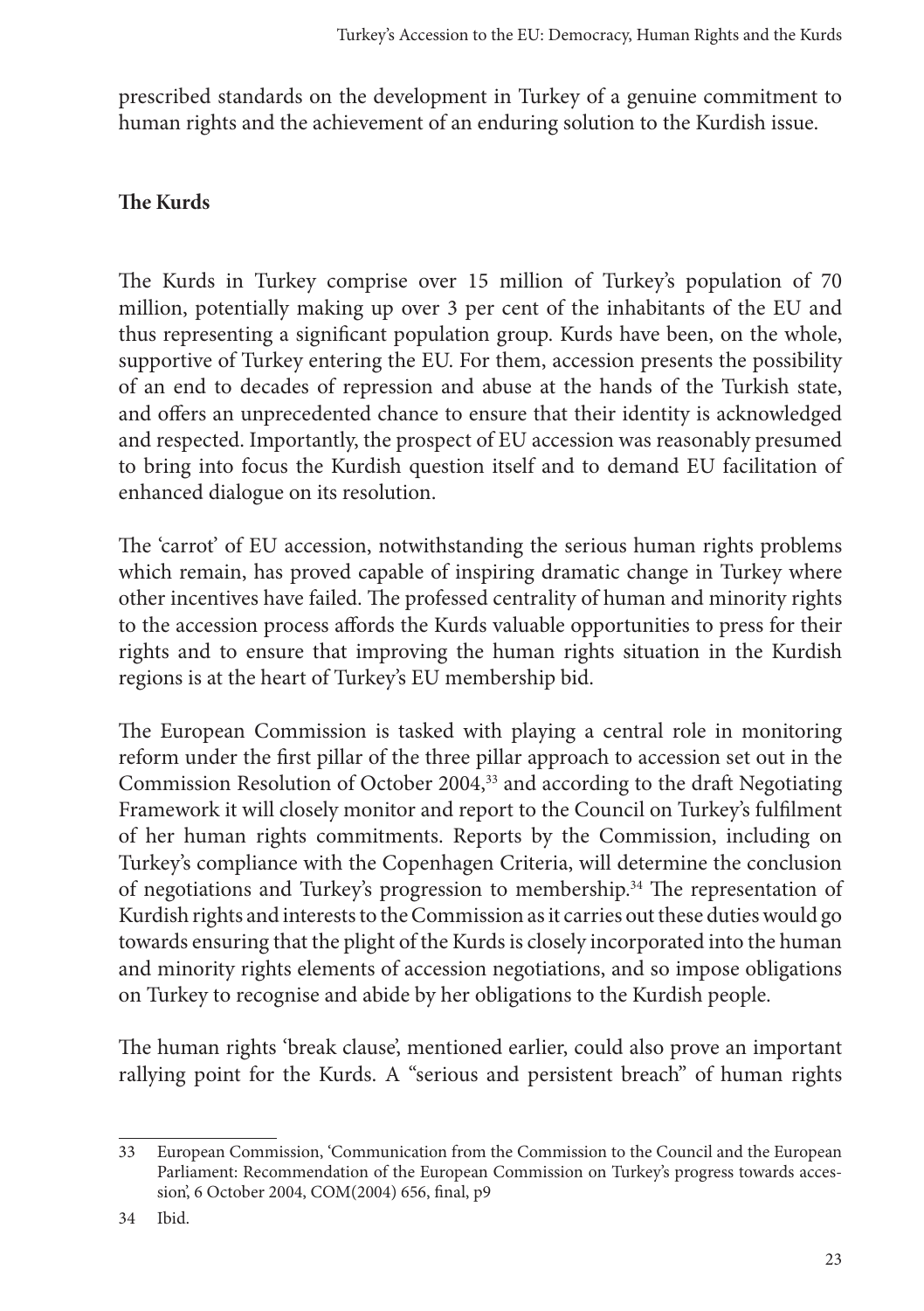prescribed standards on the development in Turkey of a genuine commitment to human rights and the achievement of an enduring solution to the Kurdish issue.

## The Kurds

The Kurds in Turkey comprise over 15 million of Turkey's population of 70 million, potentially making up over 3 per cent of the inhabitants of the EU and thus representing a significant population group. Kurds have been, on the whole, supportive of Turkey entering the EU. For them, accession presents the possibility of an end to decades of repression and abuse at the hands of the Turkish state, and offers an unprecedented chance to ensure that their identity is acknowledged and respected. Importantly, the prospect of EU accession was reasonably presumed to bring into focus the Kurdish question itself and to demand EU facilitation of enhanced dialogue on its resolution.

The 'carrot' of EU accession, notwithstanding the serious human rights problems which remain, has proved capable of inspiring dramatic change in Turkey where other incentives have failed. The professed centrality of human and minority rights to the accession process affords the Kurds valuable opportunities to press for their rights and to ensure that improving the human rights situation in the Kurdish regions is at the heart of Turkey's EU membership bid.

The European Commission is tasked with playing a central role in monitoring reform under the first pillar of the three pillar approach to accession set out in the Commission Resolution of October 2004,[33] and according to the draft Negotiating Framework it will closely monitor and report to the Council on Turkey's fulfilment of her human rights commitments. Reports by the Commission, including on Turkey's compliance with the Copenhagen Criteria, will determine the conclusion of negotiations and Turkey's progression to membership.[34] The representation of Kurdish rights and interests to the Commission as it carries out these duties would go towards ensuring that the plight of the Kurds is closely incorporated into the human and minority rights elements of accession negotiations, and so impose obligations on Turkey to recognise and abide by her obligations to the Kurdish people.

The human rights 'break clause', mentioned earlier, could also prove an important rallying point for the Kurds. A "serious and persistent breach" of human rights

---

33 European Commission, 'Communication from the Commission to the Council and the European Parliament: Recommendation of the European Commission on Turkey's progress towards accession', 6 October 2004, COM(2004) 656, final, p9

34 Ibid.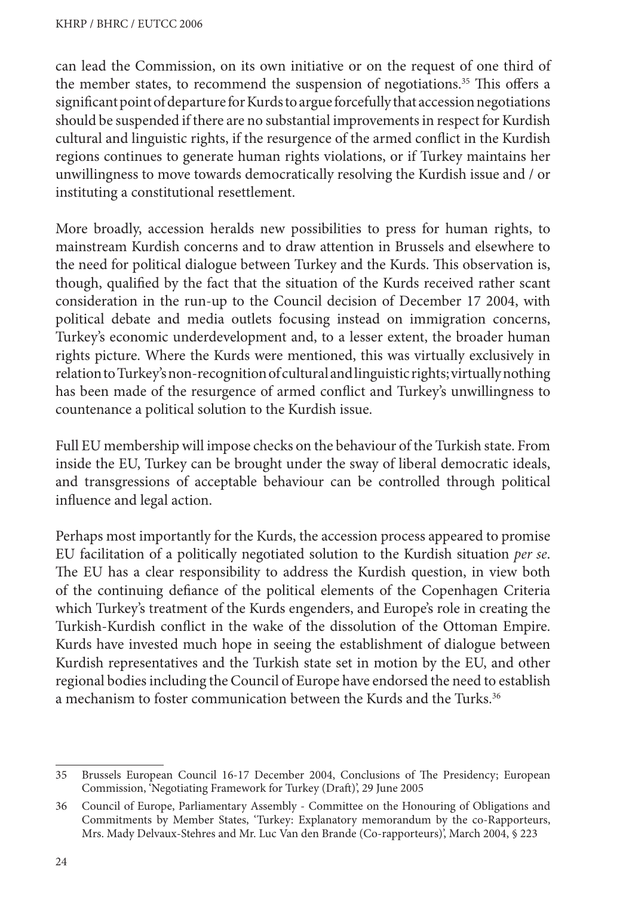can lead the Commission, on its own initiative or on the request of one third of the member states, to recommend the suspension of negotiations.[35] This offers a significant point of departure for Kurds to argue forcefully that accession negotiations should be suspended if there are no substantial improvements in respect for Kurdish cultural and linguistic rights, if the resurgence of the armed conflict in the Kurdish regions continues to generate human rights violations, or if Turkey maintains her unwillingness to move towards democratically resolving the Kurdish issue and / or instituting a constitutional resettlement.

More broadly, accession heralds new possibilities to press for human rights, to mainstream Kurdish concerns and to draw attention in Brussels and elsewhere to the need for political dialogue between Turkey and the Kurds. This observation is, though, qualified by the fact that the situation of the Kurds received rather scant consideration in the run-up to the Council decision of December 17 2004, with political debate and media outlets focusing instead on immigration concerns, Turkey's economic underdevelopment and, to a lesser extent, the broader human rights picture. Where the Kurds were mentioned, this was virtually exclusively in relation to Turkey's non-recognition of cultural and linguistic rights; virtually nothing has been made of the resurgence of armed conflict and Turkey's unwillingness to countenance a political solution to the Kurdish issue.

Full EU membership will impose checks on the behaviour of the Turkish state. From inside the EU, Turkey can be brought under the sway of liberal democratic ideals, and transgressions of acceptable behaviour can be controlled through political influence and legal action.

Perhaps most importantly for the Kurds, the accession process appeared to promise EU facilitation of a politically negotiated solution to the Kurdish situation *per se*. The EU has a clear responsibility to address the Kurdish question, in view both of the continuing defiance of the political elements of the Copenhagen Criteria which Turkey's treatment of the Kurds engenders, and Europe's role in creating the Turkish-Kurdish conflict in the wake of the dissolution of the Ottoman Empire. Kurds have invested much hope in seeing the establishment of dialogue between Kurdish representatives and the Turkish state set in motion by the EU, and other regional bodies including the Council of Europe have endorsed the need to establish a mechanism to foster communication between the Kurds and the Turks.[36]

---

35 Brussels European Council 16-17 December 2004, Conclusions of The Presidency; European Commission, 'Negotiating Framework for Turkey (Draft)', 29 June 2005

36 Council of Europe, Parliamentary Assembly - Committee on the Honouring of Obligations and Commitments by Member States, 'Turkey: Explanatory memorandum by the co-Rapporteurs, Mrs. Mady Delvaux-Stehres and Mr. Luc Van den Brande (Co-rapporteurs)', March 2004, § 223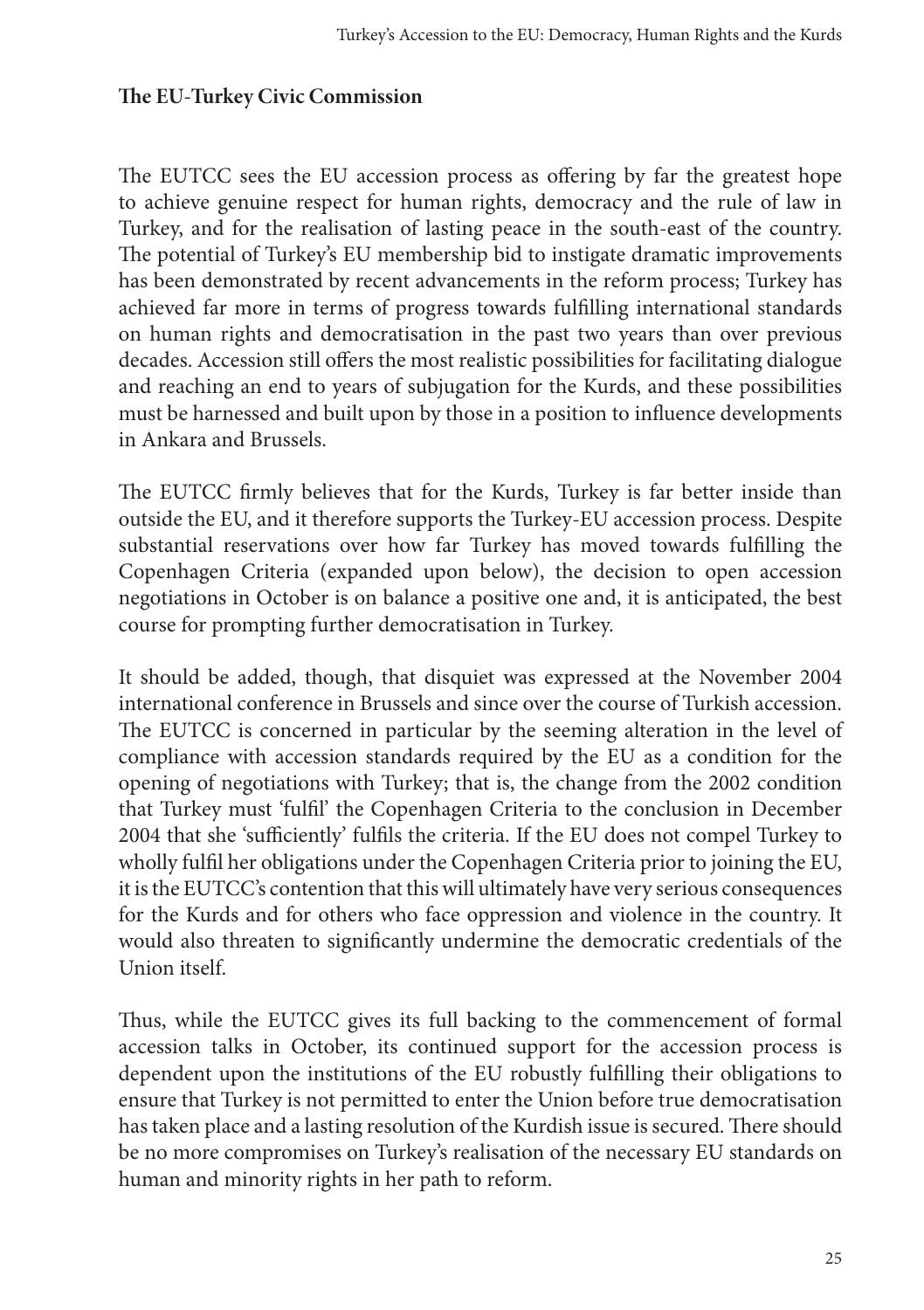## The EU-Turkey Civic Commission

The EUTCC sees the EU accession process as offering by far the greatest hope to achieve genuine respect for human rights, democracy and the rule of law in Turkey, and for the realisation of lasting peace in the south-east of the country. The potential of Turkey's EU membership bid to instigate dramatic improvements has been demonstrated by recent advancements in the reform process; Turkey has achieved far more in terms of progress towards fulfilling international standards on human rights and democratisation in the past two years than over previous decades. Accession still offers the most realistic possibilities for facilitating dialogue and reaching an end to years of subjugation for the Kurds, and these possibilities must be harnessed and built upon by those in a position to influence developments in Ankara and Brussels.

The EUTCC firmly believes that for the Kurds, Turkey is far better inside than outside the EU, and it therefore supports the Turkey-EU accession process. Despite substantial reservations over how far Turkey has moved towards fulfilling the Copenhagen Criteria (expanded upon below), the decision to open accession negotiations in October is on balance a positive one and, it is anticipated, the best course for prompting further democratisation in Turkey.

It should be added, though, that disquiet was expressed at the November 2004 international conference in Brussels and since over the course of Turkish accession. The EUTCC is concerned in particular by the seeming alteration in the level of compliance with accession standards required by the EU as a condition for the opening of negotiations with Turkey; that is, the change from the 2002 condition that Turkey must 'fulfil' the Copenhagen Criteria to the conclusion in December 2004 that she 'sufficiently' fulfils the criteria. If the EU does not compel Turkey to wholly fulfil her obligations under the Copenhagen Criteria prior to joining the EU, it is the EUTCC's contention that this will ultimately have very serious consequences for the Kurds and for others who face oppression and violence in the country. It would also threaten to significantly undermine the democratic credentials of the Union itself.

Thus, while the EUTCC gives its full backing to the commencement of formal accession talks in October, its continued support for the accession process is dependent upon the institutions of the EU robustly fulfilling their obligations to ensure that Turkey is not permitted to enter the Union before true democratisation has taken place and a lasting resolution of the Kurdish issue is secured. There should be no more compromises on Turkey's realisation of the necessary EU standards on human and minority rights in her path to reform.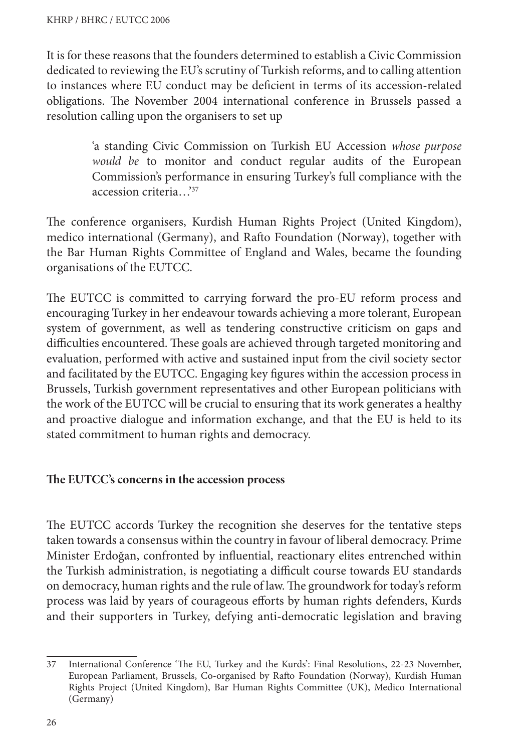It is for these reasons that the founders determined to establish a Civic Commission dedicated to reviewing the EU's scrutiny of Turkish reforms, and to calling attention to instances where EU conduct may be deficient in terms of its accession-related obligations. The November 2004 international conference in Brussels passed a resolution calling upon the organisers to set up

> 'a standing Civic Commission on Turkish EU Accession *whose purpose would be* to monitor and conduct regular audits of the European Commission's performance in ensuring Turkey's full compliance with the accession criteria…'[37]

The conference organisers, Kurdish Human Rights Project (United Kingdom), medico international (Germany), and Rafto Foundation (Norway), together with the Bar Human Rights Committee of England and Wales, became the founding organisations of the EUTCC.

The EUTCC is committed to carrying forward the pro-EU reform process and encouraging Turkey in her endeavour towards achieving a more tolerant, European system of government, as well as tendering constructive criticism on gaps and difficulties encountered. These goals are achieved through targeted monitoring and evaluation, performed with active and sustained input from the civil society sector and facilitated by the EUTCC. Engaging key figures within the accession process in Brussels, Turkish government representatives and other European politicians with the work of the EUTCC will be crucial to ensuring that its work generates a healthy and proactive dialogue and information exchange, and that the EU is held to its stated commitment to human rights and democracy.

## The EUTCC's concerns in the accession process

The EUTCC accords Turkey the recognition she deserves for the tentative steps taken towards a consensus within the country in favour of liberal democracy. Prime Minister Erdoğan, confronted by influential, reactionary elites entrenched within the Turkish administration, is negotiating a difficult course towards EU standards on democracy, human rights and the rule of law. The groundwork for today's reform process was laid by years of courageous efforts by human rights defenders, Kurds and their supporters in Turkey, defying anti-democratic legislation and braving

---

37 International Conference 'The EU, Turkey and the Kurds': Final Resolutions, 22-23 November, European Parliament, Brussels, Co-organised by Rafto Foundation (Norway), Kurdish Human Rights Project (United Kingdom), Bar Human Rights Committee (UK), Medico International (Germany)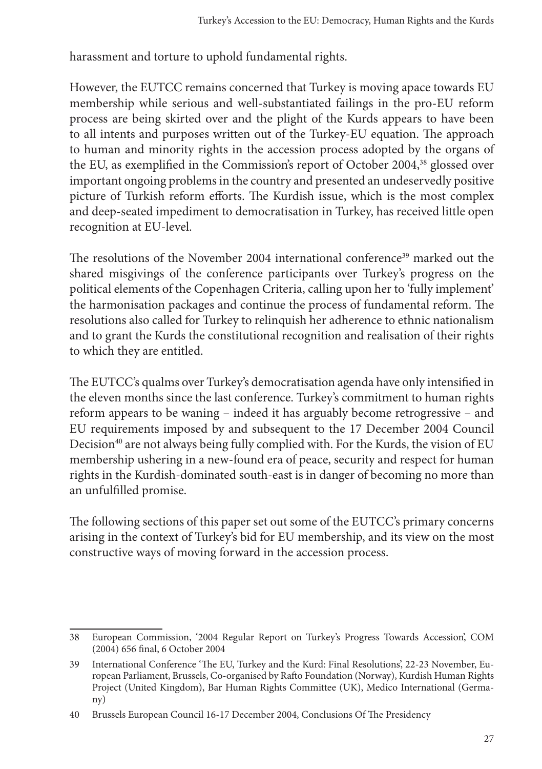harassment and torture to uphold fundamental rights.

However, the EUTCC remains concerned that Turkey is moving apace towards EU membership while serious and well-substantiated failings in the pro-EU reform process are being skirted over and the plight of the Kurds appears to have been to all intents and purposes written out of the Turkey-EU equation. The approach to human and minority rights in the accession process adopted by the organs of the EU, as exemplified in the Commission's report of October 2004,[38] glossed over important ongoing problems in the country and presented an undeservedly positive picture of Turkish reform efforts. The Kurdish issue, which is the most complex and deep-seated impediment to democratisation in Turkey, has received little open recognition at EU-level.

The resolutions of the November 2004 international conference[39] marked out the shared misgivings of the conference participants over Turkey's progress on the political elements of the Copenhagen Criteria, calling upon her to 'fully implement' the harmonisation packages and continue the process of fundamental reform. The resolutions also called for Turkey to relinquish her adherence to ethnic nationalism and to grant the Kurds the constitutional recognition and realisation of their rights to which they are entitled.

The EUTCC's qualms over Turkey's democratisation agenda have only intensified in the eleven months since the last conference. Turkey's commitment to human rights reform appears to be waning – indeed it has arguably become retrogressive – and EU requirements imposed by and subsequent to the 17 December 2004 Council Decision[40] are not always being fully complied with. For the Kurds, the vision of EU membership ushering in a new-found era of peace, security and respect for human rights in the Kurdish-dominated south-east is in danger of becoming no more than an unfulfilled promise.

The following sections of this paper set out some of the EUTCC's primary concerns arising in the context of Turkey's bid for EU membership, and its view on the most constructive ways of moving forward in the accession process.

---

38 European Commission, '2004 Regular Report on Turkey's Progress Towards Accession', COM (2004) 656 final, 6 October 2004

39 International Conference 'The EU, Turkey and the Kurd: Final Resolutions', 22-23 November, European Parliament, Brussels, Co-organised by Rafto Foundation (Norway), Kurdish Human Rights Project (United Kingdom), Bar Human Rights Committee (UK), Medico International (Germany)

40 Brussels European Council 16-17 December 2004, Conclusions Of The Presidency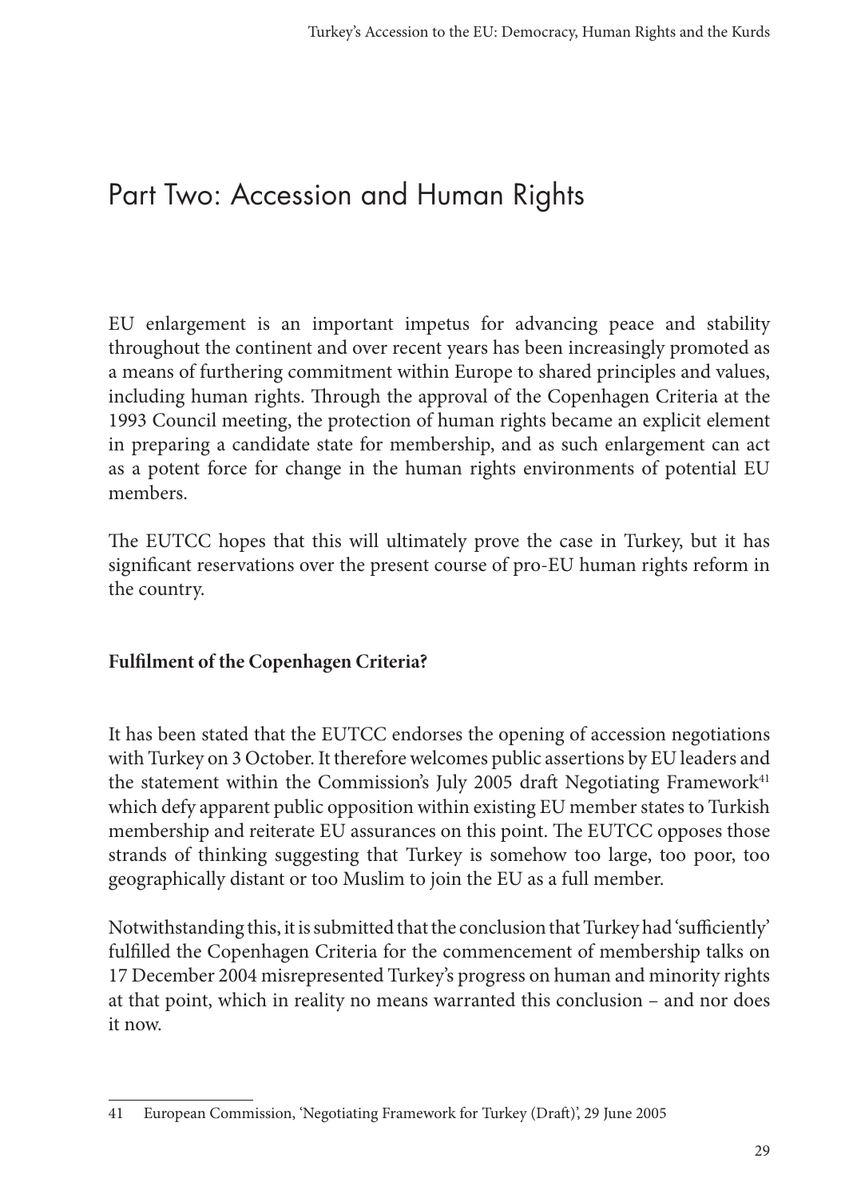# Part Two: Accession and Human Rights

EU enlargement is an important impetus for advancing peace and stability throughout the continent and over recent years has been increasingly promoted as a means of furthering commitment within Europe to shared principles and values, including human rights. Through the approval of the Copenhagen Criteria at the 1993 Council meeting, the protection of human rights became an explicit element in preparing a candidate state for membership, and as such enlargement can act as a potent force for change in the human rights environments of potential EU members.

The EUTCC hopes that this will ultimately prove the case in Turkey, but it has significant reservations over the present course of pro-EU human rights reform in the country.

**Fulfilment of the Copenhagen Criteria?**

It has been stated that the EUTCC endorses the opening of accession negotiations with Turkey on 3 October. It therefore welcomes public assertions by EU leaders and the statement within the Commission's July 2005 draft Negotiating Framework[41] which defy apparent public opposition within existing EU member states to Turkish membership and reiterate EU assurances on this point. The EUTCC opposes those strands of thinking suggesting that Turkey is somehow too large, too poor, too geographically distant or too Muslim to join the EU as a full member.

Notwithstanding this, it is submitted that the conclusion that Turkey had 'sufficiently' fulfilled the Copenhagen Criteria for the commencement of membership talks on 17 December 2004 misrepresented Turkey's progress on human and minority rights at that point, which in reality no means warranted this conclusion – and nor does it now.

---

41 European Commission, 'Negotiating Framework for Turkey (Draft)', 29 June 2005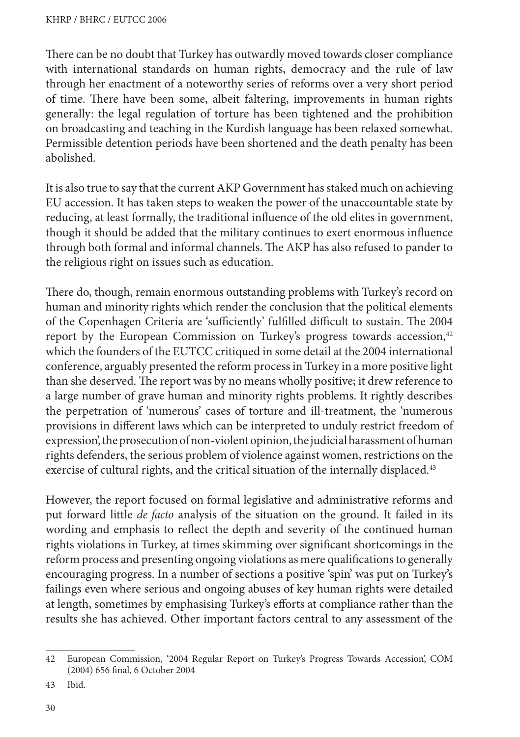There can be no doubt that Turkey has outwardly moved towards closer compliance with international standards on human rights, democracy and the rule of law through her enactment of a noteworthy series of reforms over a very short period of time. There have been some, albeit faltering, improvements in human rights generally: the legal regulation of torture has been tightened and the prohibition on broadcasting and teaching in the Kurdish language has been relaxed somewhat. Permissible detention periods have been shortened and the death penalty has been abolished.

It is also true to say that the current AKP Government has staked much on achieving EU accession. It has taken steps to weaken the power of the unaccountable state by reducing, at least formally, the traditional influence of the old elites in government, though it should be added that the military continues to exert enormous influence through both formal and informal channels. The AKP has also refused to pander to the religious right on issues such as education.

There do, though, remain enormous outstanding problems with Turkey's record on human and minority rights which render the conclusion that the political elements of the Copenhagen Criteria are 'sufficiently' fulfilled difficult to sustain. The 2004 report by the European Commission on Turkey's progress towards accession,[42] which the founders of the EUTCC critiqued in some detail at the 2004 international conference, arguably presented the reform process in Turkey in a more positive light than she deserved. The report was by no means wholly positive; it drew reference to a large number of grave human and minority rights problems. It rightly describes the perpetration of 'numerous' cases of torture and ill-treatment, the 'numerous provisions in different laws which can be interpreted to unduly restrict freedom of expression', the prosecution of non-violent opinion, the judicial harassment of human rights defenders, the serious problem of violence against women, restrictions on the exercise of cultural rights, and the critical situation of the internally displaced.[43]

However, the report focused on formal legislative and administrative reforms and put forward little *de facto* analysis of the situation on the ground. It failed in its wording and emphasis to reflect the depth and severity of the continued human rights violations in Turkey, at times skimming over significant shortcomings in the reform process and presenting ongoing violations as mere qualifications to generally encouraging progress. In a number of sections a positive 'spin' was put on Turkey's failings even where serious and ongoing abuses of key human rights were detailed at length, sometimes by emphasising Turkey's efforts at compliance rather than the results she has achieved. Other important factors central to any assessment of the

---

42 European Commission, '2004 Regular Report on Turkey's Progress Towards Accession', COM (2004) 656 final, 6 October 2004

43 Ibid.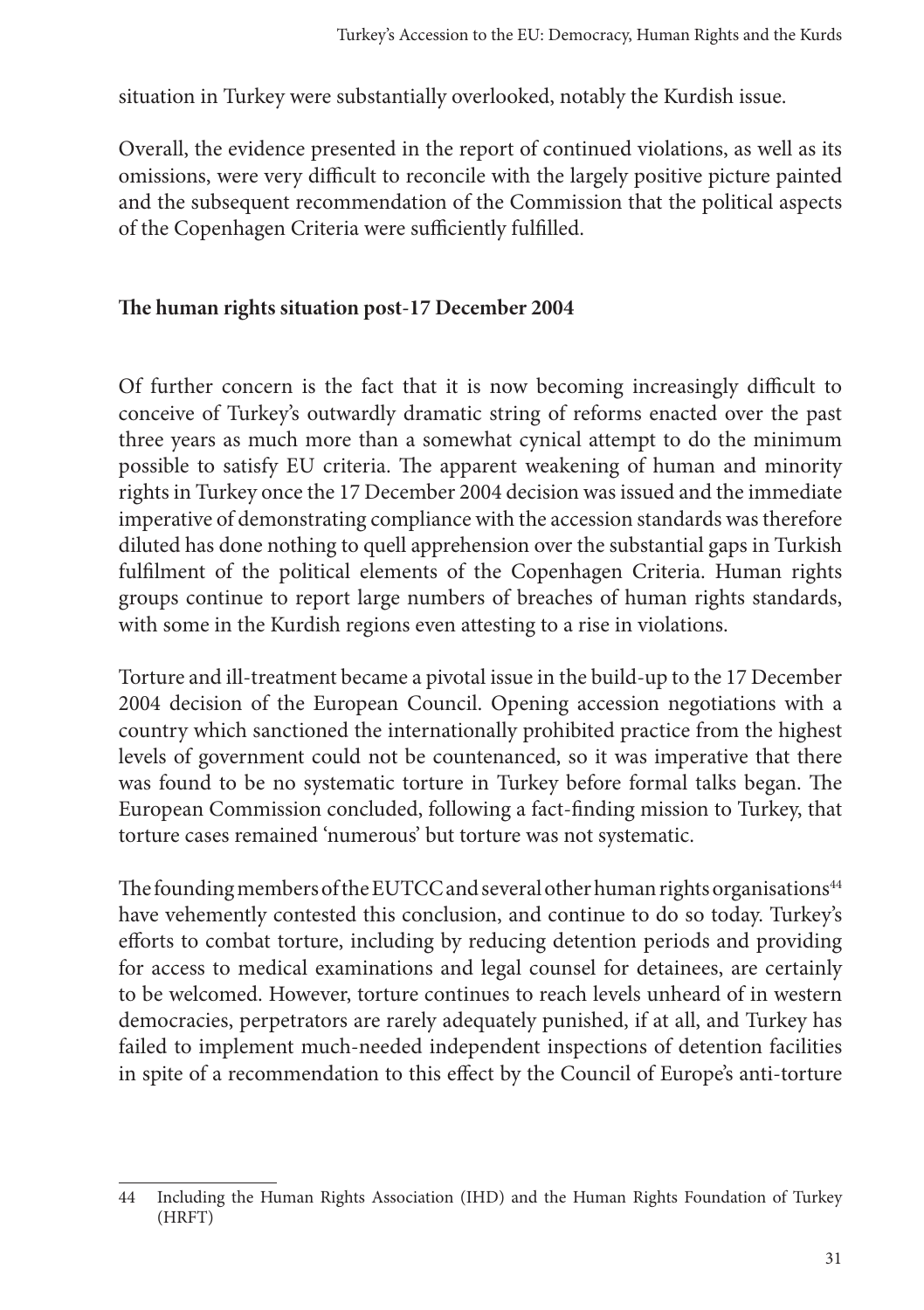situation in Turkey were substantially overlooked, notably the Kurdish issue.

Overall, the evidence presented in the report of continued violations, as well as its omissions, were very difficult to reconcile with the largely positive picture painted and the subsequent recommendation of the Commission that the political aspects of the Copenhagen Criteria were sufficiently fulfilled.

**The human rights situation post-17 December 2004**

Of further concern is the fact that it is now becoming increasingly difficult to conceive of Turkey's outwardly dramatic string of reforms enacted over the past three years as much more than a somewhat cynical attempt to do the minimum possible to satisfy EU criteria. The apparent weakening of human and minority rights in Turkey once the 17 December 2004 decision was issued and the immediate imperative of demonstrating compliance with the accession standards was therefore diluted has done nothing to quell apprehension over the substantial gaps in Turkish fulfilment of the political elements of the Copenhagen Criteria. Human rights groups continue to report large numbers of breaches of human rights standards, with some in the Kurdish regions even attesting to a rise in violations.

Torture and ill-treatment became a pivotal issue in the build-up to the 17 December 2004 decision of the European Council. Opening accession negotiations with a country which sanctioned the internationally prohibited practice from the highest levels of government could not be countenanced, so it was imperative that there was found to be no systematic torture in Turkey before formal talks began. The European Commission concluded, following a fact-finding mission to Turkey, that torture cases remained 'numerous' but torture was not systematic.

The founding members of the EUTCC and several other human rights organisations[44] have vehemently contested this conclusion, and continue to do so today. Turkey's efforts to combat torture, including by reducing detention periods and providing for access to medical examinations and legal counsel for detainees, are certainly to be welcomed. However, torture continues to reach levels unheard of in western democracies, perpetrators are rarely adequately punished, if at all, and Turkey has failed to implement much-needed independent inspections of detention facilities in spite of a recommendation to this effect by the Council of Europe's anti-torture

---

44 Including the Human Rights Association (IHD) and the Human Rights Foundation of Turkey (HRFT)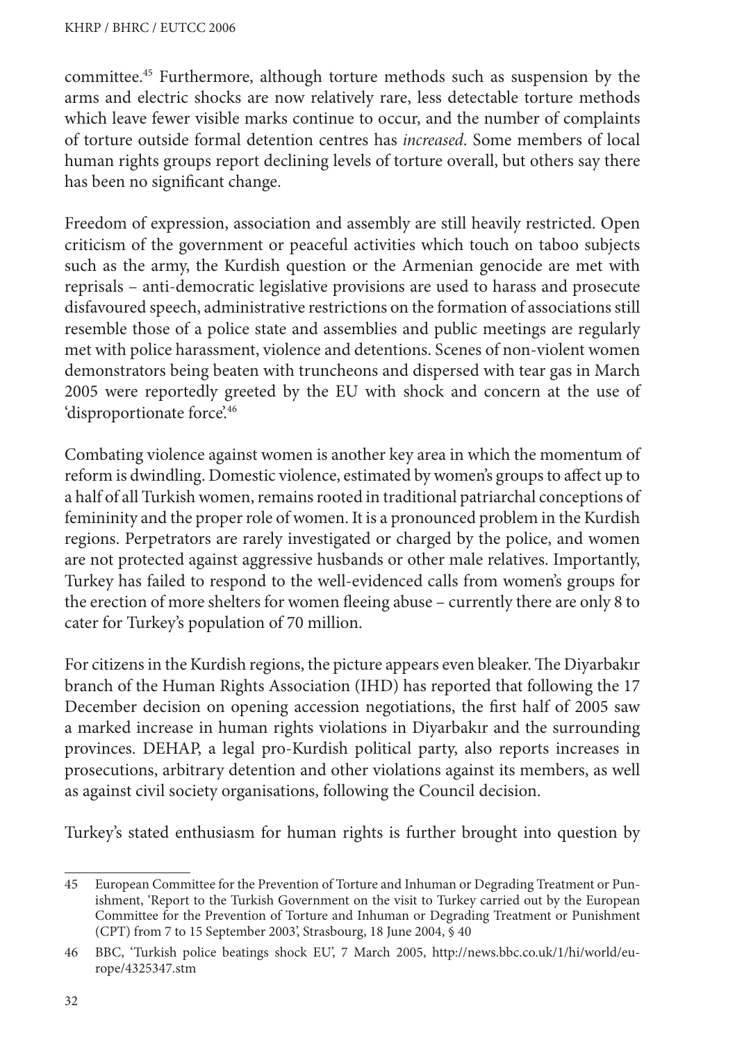committee.[45] Furthermore, although torture methods such as suspension by the arms and electric shocks are now relatively rare, less detectable torture methods which leave fewer visible marks continue to occur, and the number of complaints of torture outside formal detention centres has *increased*. Some members of local human rights groups report declining levels of torture overall, but others say there has been no significant change.

Freedom of expression, association and assembly are still heavily restricted. Open criticism of the government or peaceful activities which touch on taboo subjects such as the army, the Kurdish question or the Armenian genocide are met with reprisals – anti-democratic legislative provisions are used to harass and prosecute disfavoured speech, administrative restrictions on the formation of associations still resemble those of a police state and assemblies and public meetings are regularly met with police harassment, violence and detentions. Scenes of non-violent women demonstrators being beaten with truncheons and dispersed with tear gas in March 2005 were reportedly greeted by the EU with shock and concern at the use of 'disproportionate force'.[46]

Combating violence against women is another key area in which the momentum of reform is dwindling. Domestic violence, estimated by women's groups to affect up to a half of all Turkish women, remains rooted in traditional patriarchal conceptions of femininity and the proper role of women. It is a pronounced problem in the Kurdish regions. Perpetrators are rarely investigated or charged by the police, and women are not protected against aggressive husbands or other male relatives. Importantly, Turkey has failed to respond to the well-evidenced calls from women's groups for the erection of more shelters for women fleeing abuse – currently there are only 8 to cater for Turkey's population of 70 million.

For citizens in the Kurdish regions, the picture appears even bleaker. The Diyarbakır branch of the Human Rights Association (IHD) has reported that following the 17 December decision on opening accession negotiations, the first half of 2005 saw a marked increase in human rights violations in Diyarbakır and the surrounding provinces. DEHAP, a legal pro-Kurdish political party, also reports increases in prosecutions, arbitrary detention and other violations against its members, as well as against civil society organisations, following the Council decision.

Turkey's stated enthusiasm for human rights is further brought into question by

---

45 European Committee for the Prevention of Torture and Inhuman or Degrading Treatment or Punishment, 'Report to the Turkish Government on the visit to Turkey carried out by the European Committee for the Prevention of Torture and Inhuman or Degrading Treatment or Punishment (CPT) from 7 to 15 September 2003', Strasbourg, 18 June 2004, § 40

46 BBC, 'Turkish police beatings shock EU', 7 March 2005, http://news.bbc.co.uk/1/hi/world/europe/4325347.stm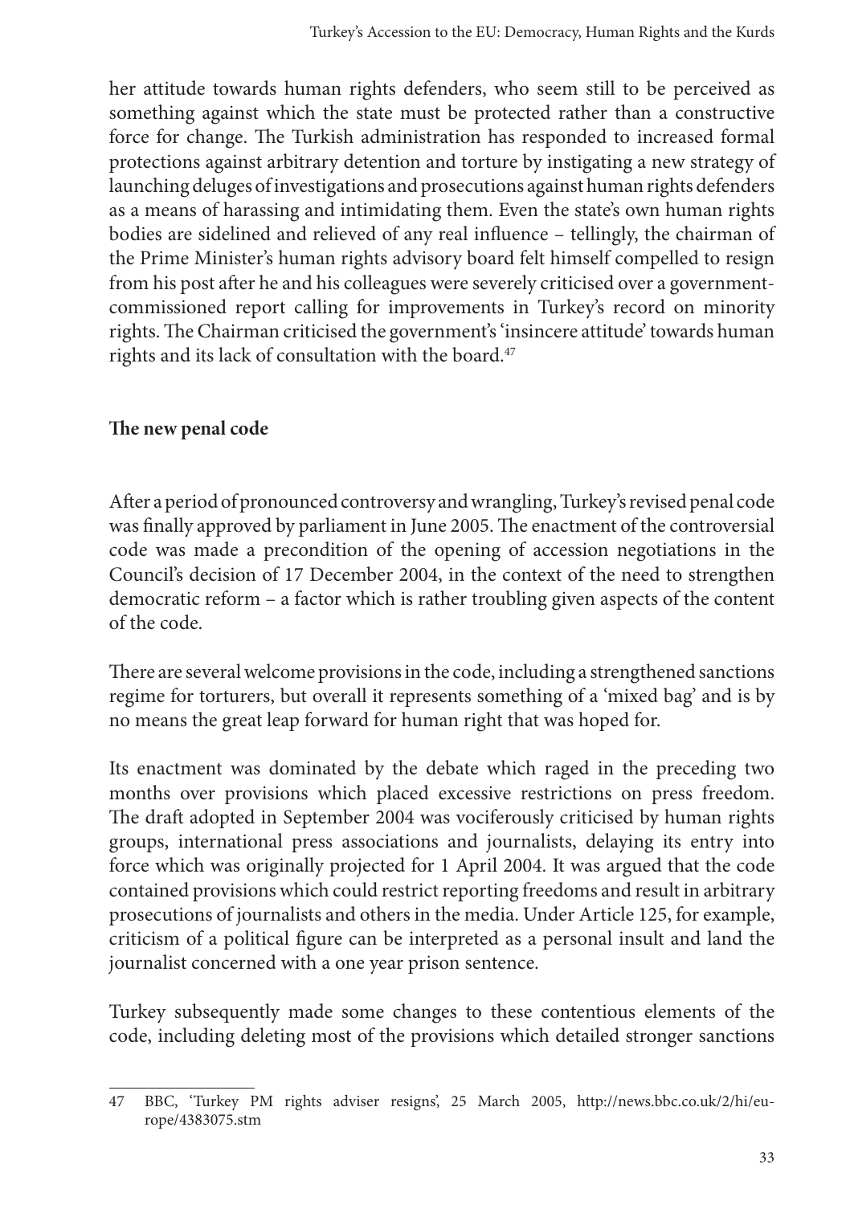her attitude towards human rights defenders, who seem still to be perceived as something against which the state must be protected rather than a constructive force for change. The Turkish administration has responded to increased formal protections against arbitrary detention and torture by instigating a new strategy of launching deluges of investigations and prosecutions against human rights defenders as a means of harassing and intimidating them. Even the state's own human rights bodies are sidelined and relieved of any real influence – tellingly, the chairman of the Prime Minister's human rights advisory board felt himself compelled to resign from his post after he and his colleagues were severely criticised over a government-commissioned report calling for improvements in Turkey's record on minority rights. The Chairman criticised the government's 'insincere attitude' towards human rights and its lack of consultation with the board.[47]

## The new penal code

After a period of pronounced controversy and wrangling, Turkey's revised penal code was finally approved by parliament in June 2005. The enactment of the controversial code was made a precondition of the opening of accession negotiations in the Council's decision of 17 December 2004, in the context of the need to strengthen democratic reform – a factor which is rather troubling given aspects of the content of the code.

There are several welcome provisions in the code, including a strengthened sanctions regime for torturers, but overall it represents something of a 'mixed bag' and is by no means the great leap forward for human right that was hoped for.

Its enactment was dominated by the debate which raged in the preceding two months over provisions which placed excessive restrictions on press freedom. The draft adopted in September 2004 was vociferously criticised by human rights groups, international press associations and journalists, delaying its entry into force which was originally projected for 1 April 2004. It was argued that the code contained provisions which could restrict reporting freedoms and result in arbitrary prosecutions of journalists and others in the media. Under Article 125, for example, criticism of a political figure can be interpreted as a personal insult and land the journalist concerned with a one year prison sentence.

Turkey subsequently made some changes to these contentious elements of the code, including deleting most of the provisions which detailed stronger sanctions

---

47 BBC, 'Turkey PM rights adviser resigns', 25 March 2005, http://news.bbc.co.uk/2/hi/europe/4383075.stm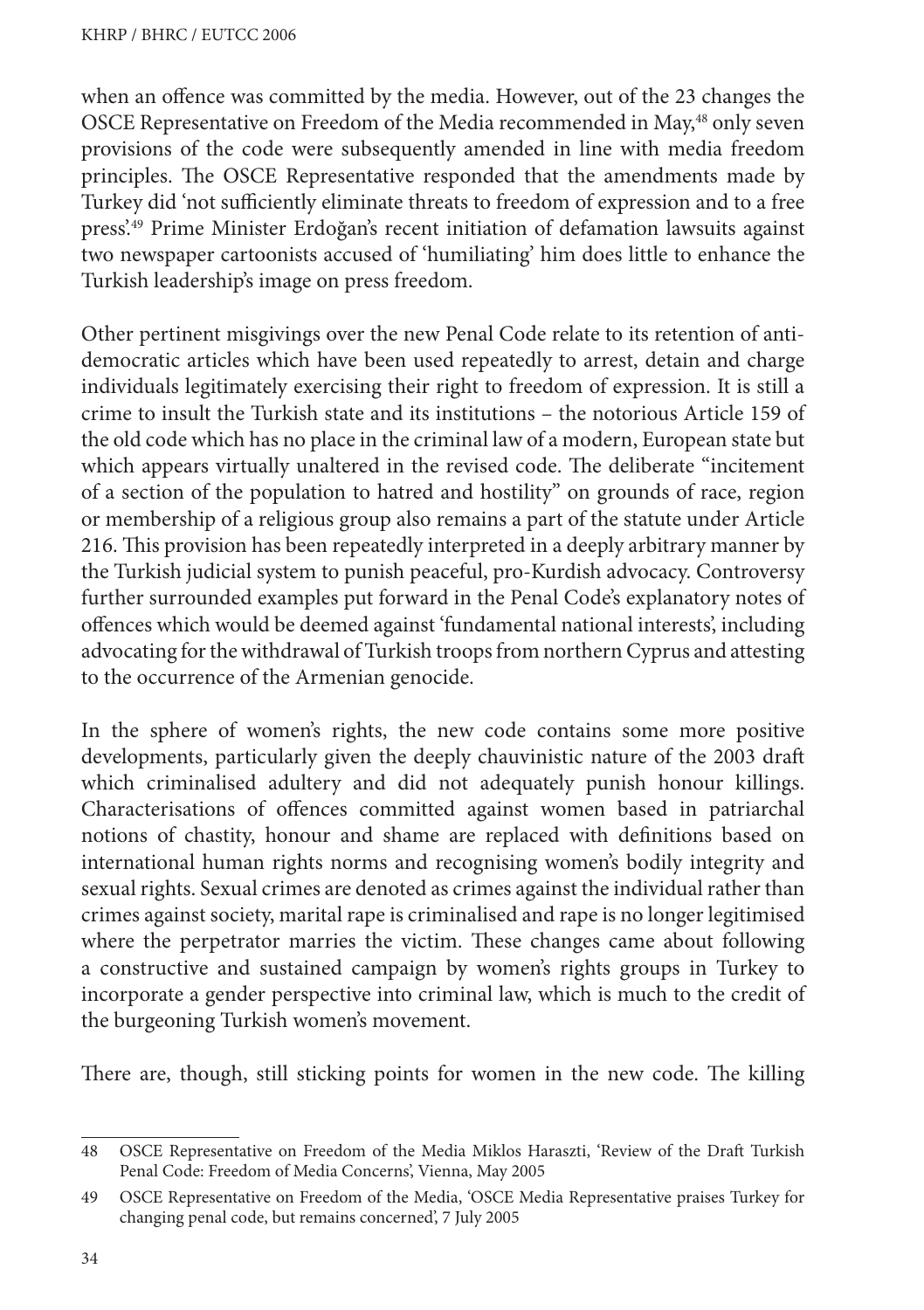when an offence was committed by the media. However, out of the 23 changes the OSCE Representative on Freedom of the Media recommended in May,[48] only seven provisions of the code were subsequently amended in line with media freedom principles. The OSCE Representative responded that the amendments made by Turkey did 'not sufficiently eliminate threats to freedom of expression and to a free press'.[49] Prime Minister Erdoğan's recent initiation of defamation lawsuits against two newspaper cartoonists accused of 'humiliating' him does little to enhance the Turkish leadership's image on press freedom.

Other pertinent misgivings over the new Penal Code relate to its retention of anti-democratic articles which have been used repeatedly to arrest, detain and charge individuals legitimately exercising their right to freedom of expression. It is still a crime to insult the Turkish state and its institutions – the notorious Article 159 of the old code which has no place in the criminal law of a modern, European state but which appears virtually unaltered in the revised code. The deliberate "incitement of a section of the population to hatred and hostility" on grounds of race, region or membership of a religious group also remains a part of the statute under Article 216. This provision has been repeatedly interpreted in a deeply arbitrary manner by the Turkish judicial system to punish peaceful, pro-Kurdish advocacy. Controversy further surrounded examples put forward in the Penal Code's explanatory notes of offences which would be deemed against 'fundamental national interests', including advocating for the withdrawal of Turkish troops from northern Cyprus and attesting to the occurrence of the Armenian genocide.

In the sphere of women's rights, the new code contains some more positive developments, particularly given the deeply chauvinistic nature of the 2003 draft which criminalised adultery and did not adequately punish honour killings. Characterisations of offences committed against women based in patriarchal notions of chastity, honour and shame are replaced with definitions based on international human rights norms and recognising women's bodily integrity and sexual rights. Sexual crimes are denoted as crimes against the individual rather than crimes against society, marital rape is criminalised and rape is no longer legitimised where the perpetrator marries the victim. These changes came about following a constructive and sustained campaign by women's rights groups in Turkey to incorporate a gender perspective into criminal law, which is much to the credit of the burgeoning Turkish women's movement.

There are, though, still sticking points for women in the new code. The killing

---

48 OSCE Representative on Freedom of the Media Miklos Haraszti, 'Review of the Draft Turkish Penal Code: Freedom of Media Concerns', Vienna, May 2005

49 OSCE Representative on Freedom of the Media, 'OSCE Media Representative praises Turkey for changing penal code, but remains concerned', 7 July 2005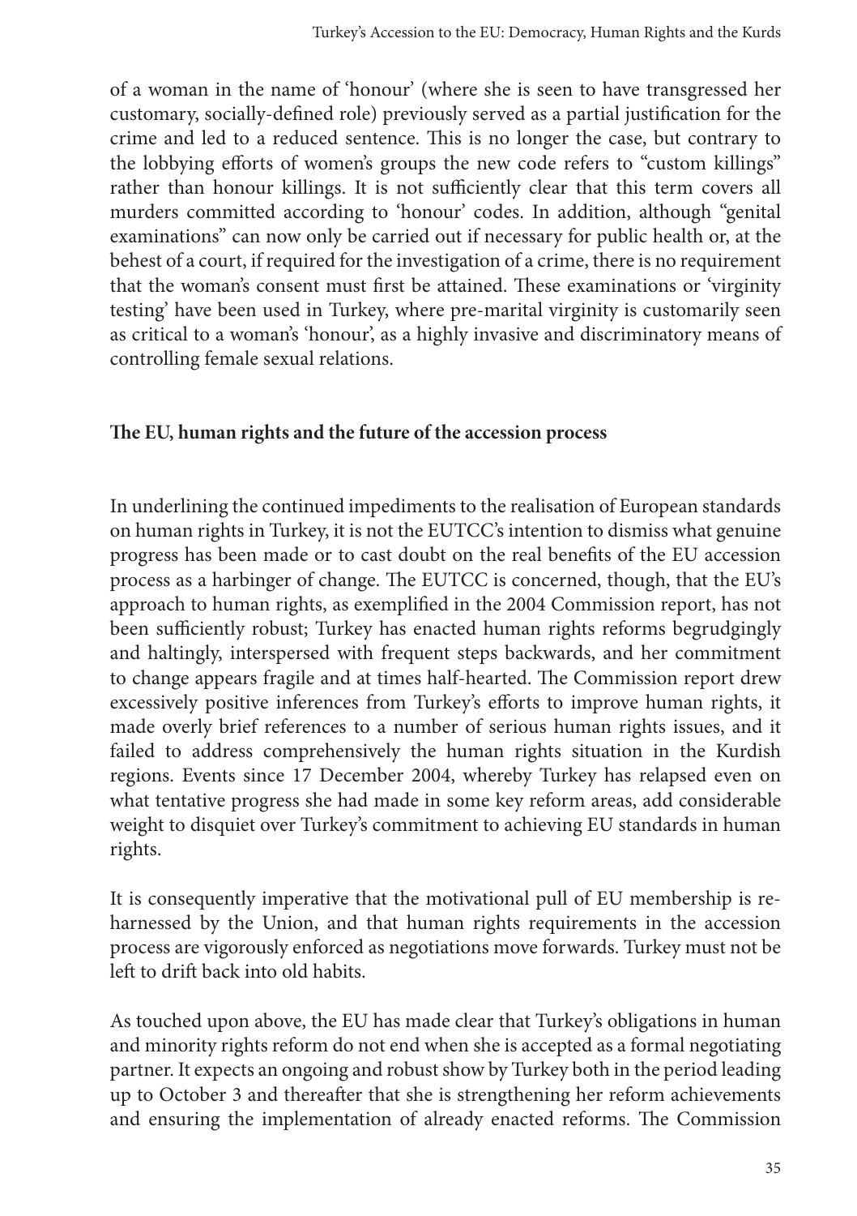of a woman in the name of 'honour' (where she is seen to have transgressed her customary, socially-defined role) previously served as a partial justification for the crime and led to a reduced sentence. This is no longer the case, but contrary to the lobbying efforts of women's groups the new code refers to "custom killings" rather than honour killings. It is not sufficiently clear that this term covers all murders committed according to 'honour' codes. In addition, although "genital examinations" can now only be carried out if necessary for public health or, at the behest of a court, if required for the investigation of a crime, there is no requirement that the woman's consent must first be attained. These examinations or 'virginity testing' have been used in Turkey, where pre-marital virginity is customarily seen as critical to a woman's 'honour', as a highly invasive and discriminatory means of controlling female sexual relations.

## The EU, human rights and the future of the accession process

In underlining the continued impediments to the realisation of European standards on human rights in Turkey, it is not the EUTCC's intention to dismiss what genuine progress has been made or to cast doubt on the real benefits of the EU accession process as a harbinger of change. The EUTCC is concerned, though, that the EU's approach to human rights, as exemplified in the 2004 Commission report, has not been sufficiently robust; Turkey has enacted human rights reforms begrudgingly and haltingly, interspersed with frequent steps backwards, and her commitment to change appears fragile and at times half-hearted. The Commission report drew excessively positive inferences from Turkey's efforts to improve human rights, it made overly brief references to a number of serious human rights issues, and it failed to address comprehensively the human rights situation in the Kurdish regions. Events since 17 December 2004, whereby Turkey has relapsed even on what tentative progress she had made in some key reform areas, add considerable weight to disquiet over Turkey's commitment to achieving EU standards in human rights.

It is consequently imperative that the motivational pull of EU membership is re-harnessed by the Union, and that human rights requirements in the accession process are vigorously enforced as negotiations move forwards. Turkey must not be left to drift back into old habits.

As touched upon above, the EU has made clear that Turkey's obligations in human and minority rights reform do not end when she is accepted as a formal negotiating partner. It expects an ongoing and robust show by Turkey both in the period leading up to October 3 and thereafter that she is strengthening her reform achievements and ensuring the implementation of already enacted reforms. The Commission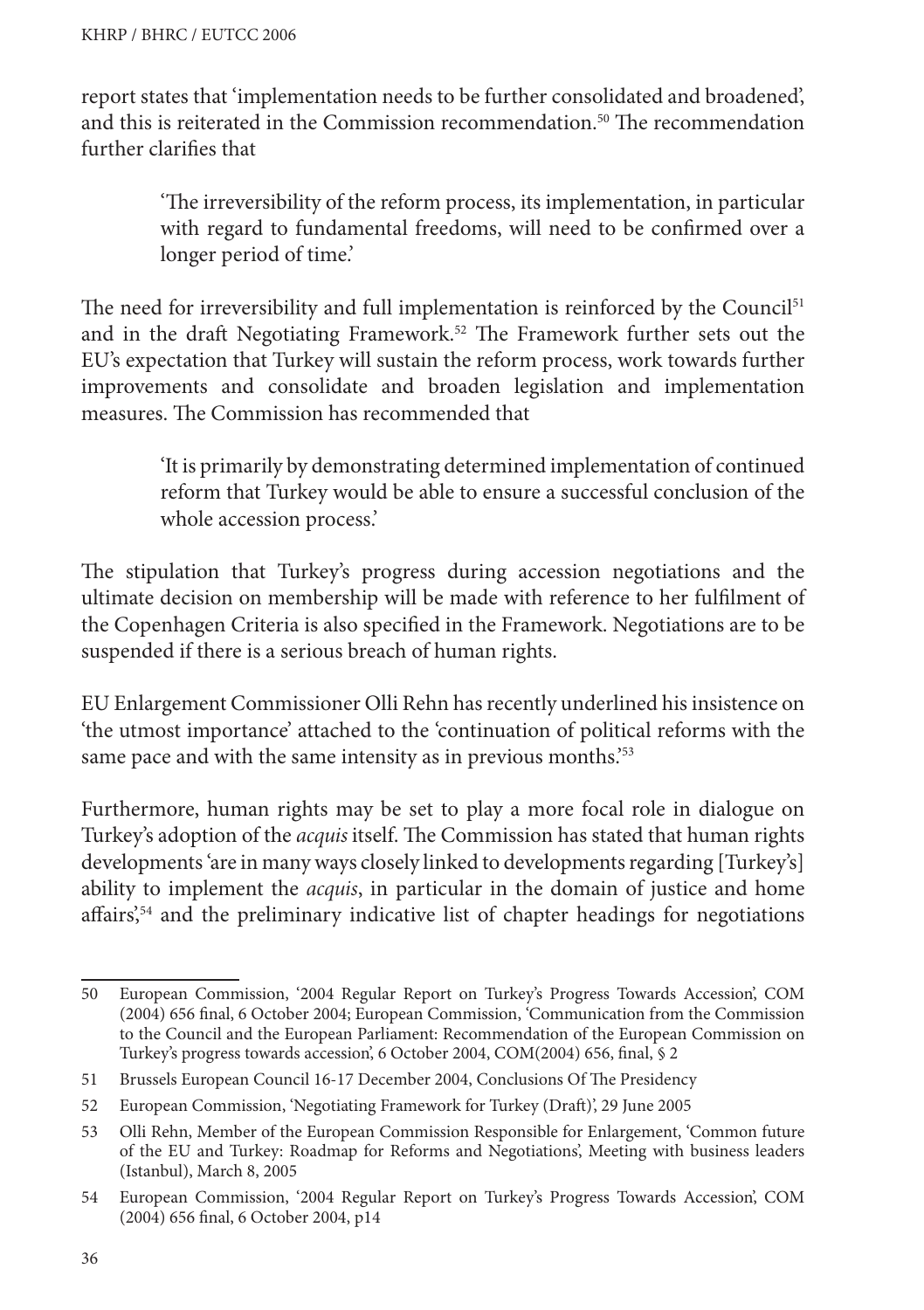report states that 'implementation needs to be further consolidated and broadened', and this is reiterated in the Commission recommendation.[50] The recommendation further clarifies that

> 'The irreversibility of the reform process, its implementation, in particular with regard to fundamental freedoms, will need to be confirmed over a longer period of time.'

The need for irreversibility and full implementation is reinforced by the Council[51] and in the draft Negotiating Framework.[52] The Framework further sets out the EU's expectation that Turkey will sustain the reform process, work towards further improvements and consolidate and broaden legislation and implementation measures. The Commission has recommended that

> 'It is primarily by demonstrating determined implementation of continued reform that Turkey would be able to ensure a successful conclusion of the whole accession process.'

The stipulation that Turkey's progress during accession negotiations and the ultimate decision on membership will be made with reference to her fulfilment of the Copenhagen Criteria is also specified in the Framework. Negotiations are to be suspended if there is a serious breach of human rights.

EU Enlargement Commissioner Olli Rehn has recently underlined his insistence on 'the utmost importance' attached to the 'continuation of political reforms with the same pace and with the same intensity as in previous months.'[53]

Furthermore, human rights may be set to play a more focal role in dialogue on Turkey's adoption of the *acquis* itself. The Commission has stated that human rights developments 'are in many ways closely linked to developments regarding [Turkey's] ability to implement the *acquis*, in particular in the domain of justice and home affairs',[54] and the preliminary indicative list of chapter headings for negotiations

---

50 European Commission, '2004 Regular Report on Turkey's Progress Towards Accession', COM (2004) 656 final, 6 October 2004; European Commission, 'Communication from the Commission to the Council and the European Parliament: Recommendation of the European Commission on Turkey's progress towards accession', 6 October 2004, COM(2004) 656, final, § 2

51 Brussels European Council 16-17 December 2004, Conclusions Of The Presidency

52 European Commission, 'Negotiating Framework for Turkey (Draft)', 29 June 2005

53 Olli Rehn, Member of the European Commission Responsible for Enlargement, 'Common future of the EU and Turkey: Roadmap for Reforms and Negotiations', Meeting with business leaders (Istanbul), March 8, 2005

54 European Commission, '2004 Regular Report on Turkey's Progress Towards Accession', COM (2004) 656 final, 6 October 2004, p14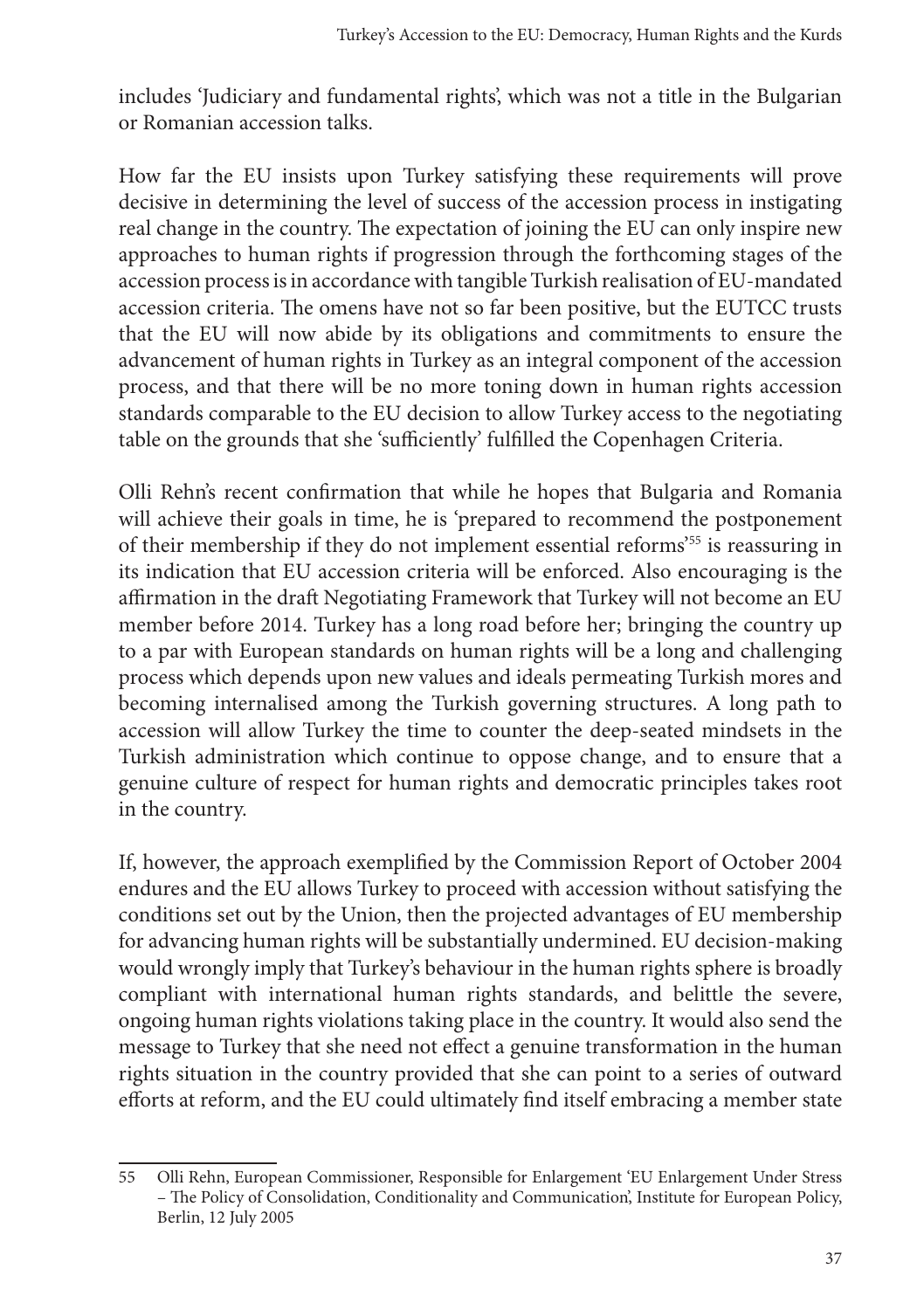includes 'Judiciary and fundamental rights', which was not a title in the Bulgarian or Romanian accession talks.

How far the EU insists upon Turkey satisfying these requirements will prove decisive in determining the level of success of the accession process in instigating real change in the country. The expectation of joining the EU can only inspire new approaches to human rights if progression through the forthcoming stages of the accession process is in accordance with tangible Turkish realisation of EU-mandated accession criteria. The omens have not so far been positive, but the EUTCC trusts that the EU will now abide by its obligations and commitments to ensure the advancement of human rights in Turkey as an integral component of the accession process, and that there will be no more toning down in human rights accession standards comparable to the EU decision to allow Turkey access to the negotiating table on the grounds that she 'sufficiently' fulfilled the Copenhagen Criteria.

Olli Rehn's recent confirmation that while he hopes that Bulgaria and Romania will achieve their goals in time, he is 'prepared to recommend the postponement of their membership if they do not implement essential reforms'[55] is reassuring in its indication that EU accession criteria will be enforced. Also encouraging is the affirmation in the draft Negotiating Framework that Turkey will not become an EU member before 2014. Turkey has a long road before her; bringing the country up to a par with European standards on human rights will be a long and challenging process which depends upon new values and ideals permeating Turkish mores and becoming internalised among the Turkish governing structures. A long path to accession will allow Turkey the time to counter the deep-seated mindsets in the Turkish administration which continue to oppose change, and to ensure that a genuine culture of respect for human rights and democratic principles takes root in the country.

If, however, the approach exemplified by the Commission Report of October 2004 endures and the EU allows Turkey to proceed with accession without satisfying the conditions set out by the Union, then the projected advantages of EU membership for advancing human rights will be substantially undermined. EU decision-making would wrongly imply that Turkey's behaviour in the human rights sphere is broadly compliant with international human rights standards, and belittle the severe, ongoing human rights violations taking place in the country. It would also send the message to Turkey that she need not effect a genuine transformation in the human rights situation in the country provided that she can point to a series of outward efforts at reform, and the EU could ultimately find itself embracing a member state

---

55 Olli Rehn, European Commissioner, Responsible for Enlargement 'EU Enlargement Under Stress – The Policy of Consolidation, Conditionality and Communication', Institute for European Policy, Berlin, 12 July 2005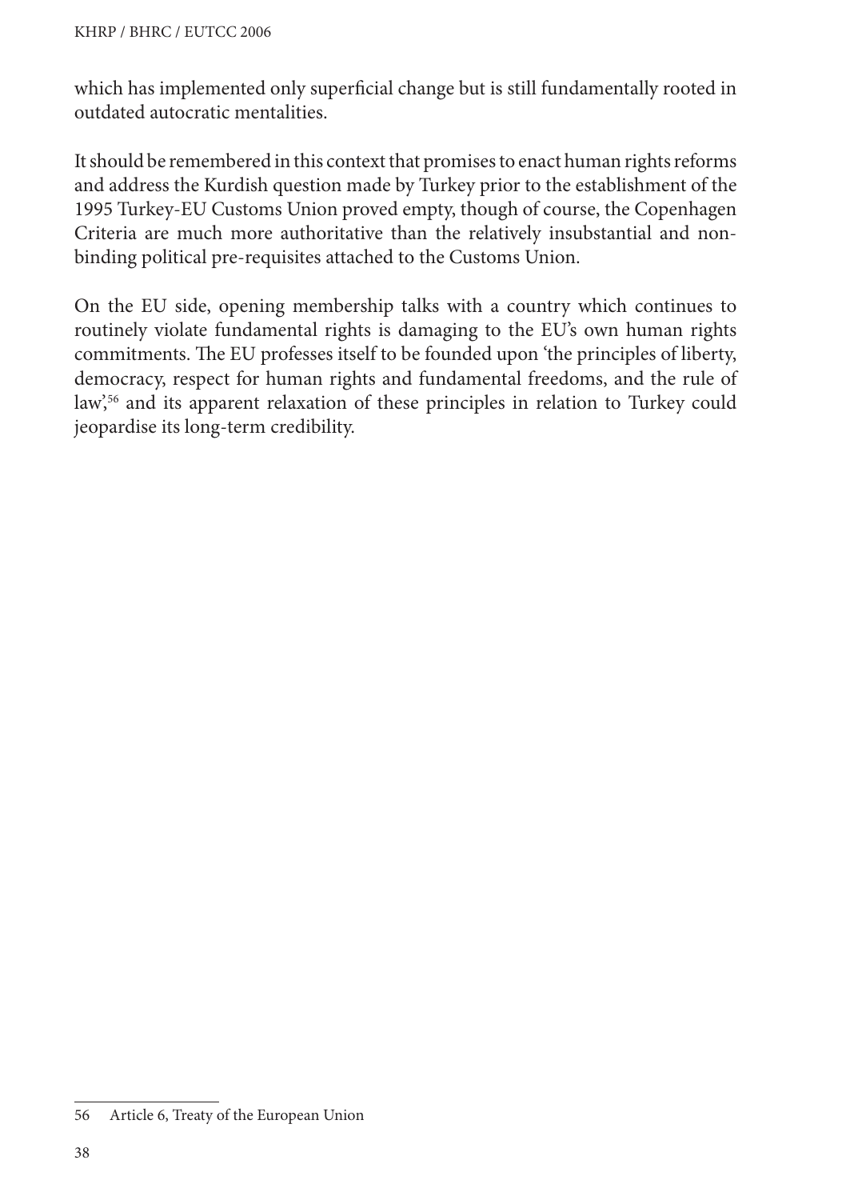which has implemented only superficial change but is still fundamentally rooted in outdated autocratic mentalities.

It should be remembered in this context that promises to enact human rights reforms and address the Kurdish question made by Turkey prior to the establishment of the 1995 Turkey-EU Customs Union proved empty, though of course, the Copenhagen Criteria are much more authoritative than the relatively insubstantial and non-binding political pre-requisites attached to the Customs Union.

On the EU side, opening membership talks with a country which continues to routinely violate fundamental rights is damaging to the EU's own human rights commitments. The EU professes itself to be founded upon 'the principles of liberty, democracy, respect for human rights and fundamental freedoms, and the rule of law',[56] and its apparent relaxation of these principles in relation to Turkey could jeopardise its long-term credibility.

---

56 Article 6, Treaty of the European Union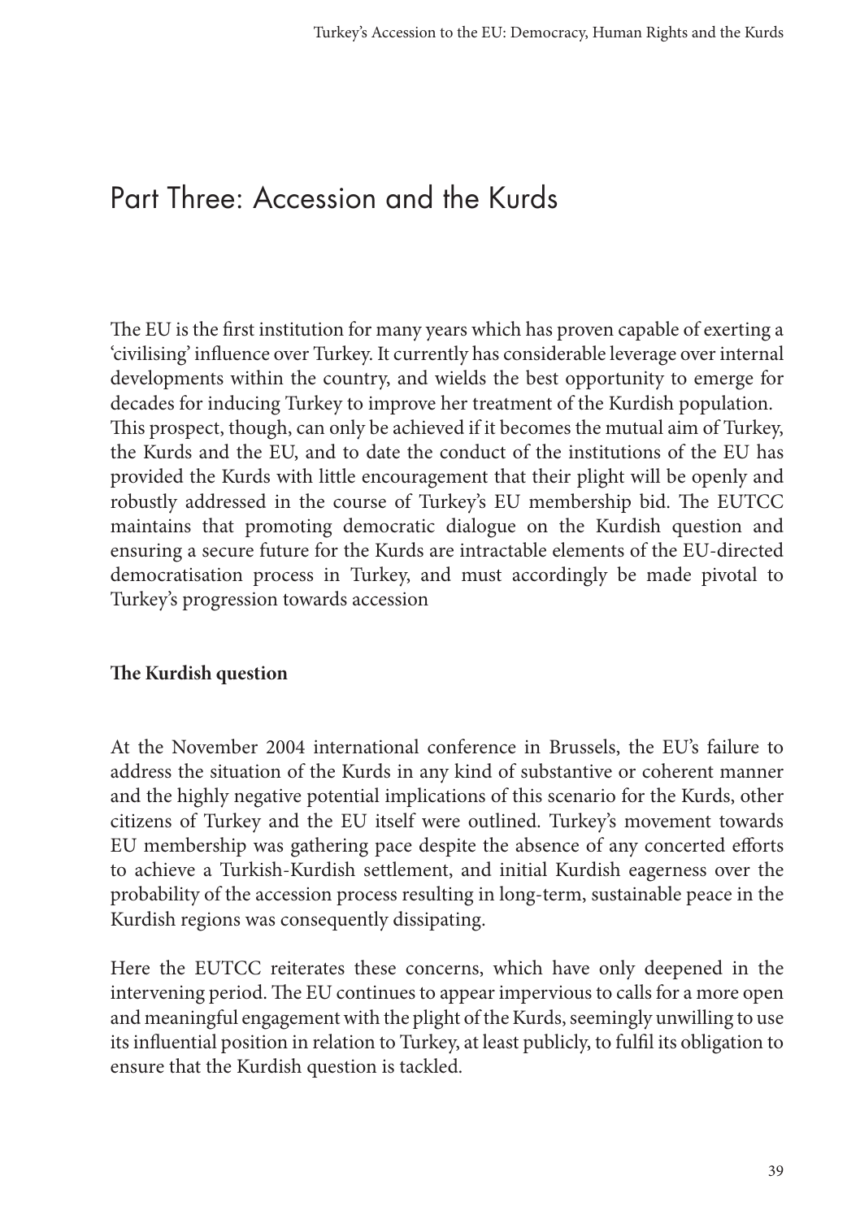# Part Three: Accession and the Kurds

The EU is the first institution for many years which has proven capable of exerting a 'civilising' influence over Turkey. It currently has considerable leverage over internal developments within the country, and wields the best opportunity to emerge for decades for inducing Turkey to improve her treatment of the Kurdish population. This prospect, though, can only be achieved if it becomes the mutual aim of Turkey, the Kurds and the EU, and to date the conduct of the institutions of the EU has provided the Kurds with little encouragement that their plight will be openly and robustly addressed in the course of Turkey's EU membership bid. The EUTCC maintains that promoting democratic dialogue on the Kurdish question and ensuring a secure future for the Kurds are intractable elements of the EU-directed democratisation process in Turkey, and must accordingly be made pivotal to Turkey's progression towards accession

**The Kurdish question**

At the November 2004 international conference in Brussels, the EU's failure to address the situation of the Kurds in any kind of substantive or coherent manner and the highly negative potential implications of this scenario for the Kurds, other citizens of Turkey and the EU itself were outlined. Turkey's movement towards EU membership was gathering pace despite the absence of any concerted efforts to achieve a Turkish-Kurdish settlement, and initial Kurdish eagerness over the probability of the accession process resulting in long-term, sustainable peace in the Kurdish regions was consequently dissipating.

Here the EUTCC reiterates these concerns, which have only deepened in the intervening period. The EU continues to appear impervious to calls for a more open and meaningful engagement with the plight of the Kurds, seemingly unwilling to use its influential position in relation to Turkey, at least publicly, to fulfil its obligation to ensure that the Kurdish question is tackled.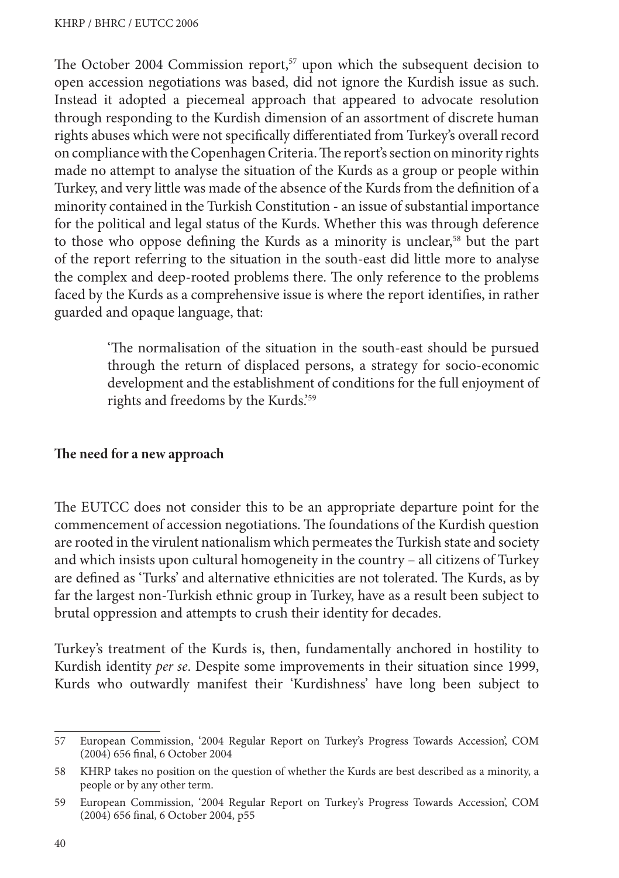The October 2004 Commission report,[57] upon which the subsequent decision to open accession negotiations was based, did not ignore the Kurdish issue as such. Instead it adopted a piecemeal approach that appeared to advocate resolution through responding to the Kurdish dimension of an assortment of discrete human rights abuses which were not specifically differentiated from Turkey's overall record on compliance with the Copenhagen Criteria. The report's section on minority rights made no attempt to analyse the situation of the Kurds as a group or people within Turkey, and very little was made of the absence of the Kurds from the definition of a minority contained in the Turkish Constitution - an issue of substantial importance for the political and legal status of the Kurds. Whether this was through deference to those who oppose defining the Kurds as a minority is unclear,[58] but the part of the report referring to the situation in the south-east did little more to analyse the complex and deep-rooted problems there. The only reference to the problems faced by the Kurds as a comprehensive issue is where the report identifies, in rather guarded and opaque language, that:

> 'The normalisation of the situation in the south-east should be pursued through the return of displaced persons, a strategy for socio-economic development and the establishment of conditions for the full enjoyment of rights and freedoms by the Kurds.'[59]

## The need for a new approach

The EUTCC does not consider this to be an appropriate departure point for the commencement of accession negotiations. The foundations of the Kurdish question are rooted in the virulent nationalism which permeates the Turkish state and society and which insists upon cultural homogeneity in the country – all citizens of Turkey are defined as 'Turks' and alternative ethnicities are not tolerated. The Kurds, as by far the largest non-Turkish ethnic group in Turkey, have as a result been subject to brutal oppression and attempts to crush their identity for decades.

Turkey's treatment of the Kurds is, then, fundamentally anchored in hostility to Kurdish identity *per se*. Despite some improvements in their situation since 1999, Kurds who outwardly manifest their 'Kurdishness' have long been subject to

---

57 European Commission, '2004 Regular Report on Turkey's Progress Towards Accession', COM (2004) 656 final, 6 October 2004

58 KHRP takes no position on the question of whether the Kurds are best described as a minority, a people or by any other term.

59 European Commission, '2004 Regular Report on Turkey's Progress Towards Accession', COM (2004) 656 final, 6 October 2004, p55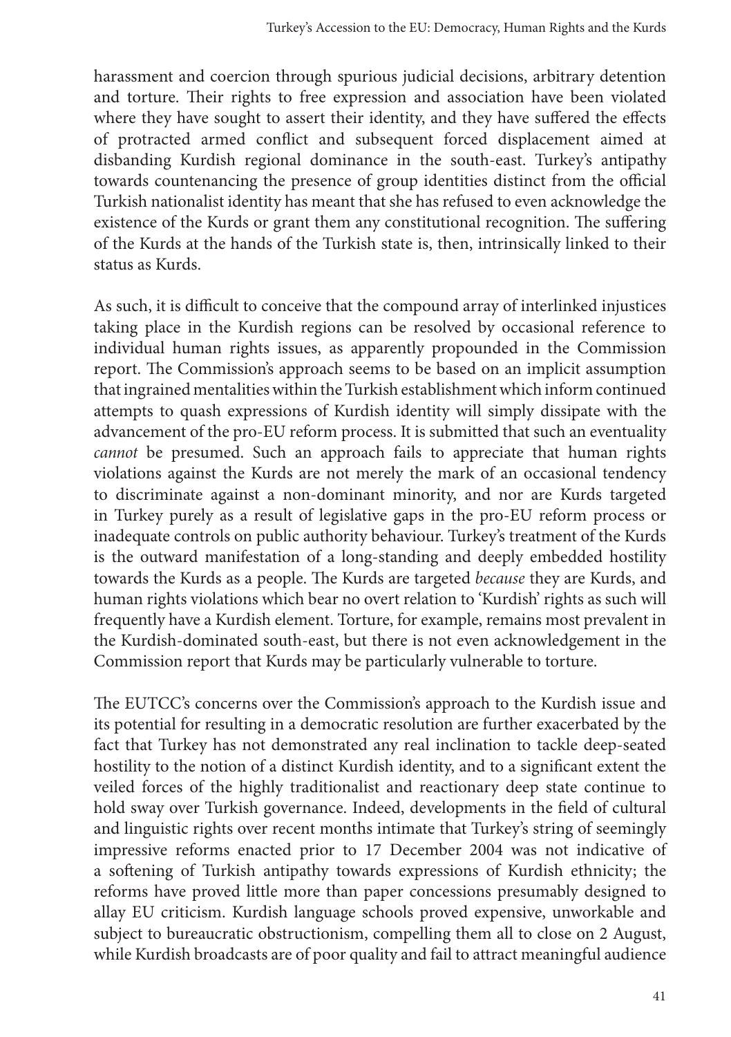harassment and coercion through spurious judicial decisions, arbitrary detention and torture. Their rights to free expression and association have been violated where they have sought to assert their identity, and they have suffered the effects of protracted armed conflict and subsequent forced displacement aimed at disbanding Kurdish regional dominance in the south-east. Turkey's antipathy towards countenancing the presence of group identities distinct from the official Turkish nationalist identity has meant that she has refused to even acknowledge the existence of the Kurds or grant them any constitutional recognition. The suffering of the Kurds at the hands of the Turkish state is, then, intrinsically linked to their status as Kurds.

As such, it is difficult to conceive that the compound array of interlinked injustices taking place in the Kurdish regions can be resolved by occasional reference to individual human rights issues, as apparently propounded in the Commission report. The Commission's approach seems to be based on an implicit assumption that ingrained mentalities within the Turkish establishment which inform continued attempts to quash expressions of Kurdish identity will simply dissipate with the advancement of the pro-EU reform process. It is submitted that such an eventuality *cannot* be presumed. Such an approach fails to appreciate that human rights violations against the Kurds are not merely the mark of an occasional tendency to discriminate against a non-dominant minority, and nor are Kurds targeted in Turkey purely as a result of legislative gaps in the pro-EU reform process or inadequate controls on public authority behaviour. Turkey's treatment of the Kurds is the outward manifestation of a long-standing and deeply embedded hostility towards the Kurds as a people. The Kurds are targeted *because* they are Kurds, and human rights violations which bear no overt relation to 'Kurdish' rights as such will frequently have a Kurdish element. Torture, for example, remains most prevalent in the Kurdish-dominated south-east, but there is not even acknowledgement in the Commission report that Kurds may be particularly vulnerable to torture.

The EUTCC's concerns over the Commission's approach to the Kurdish issue and its potential for resulting in a democratic resolution are further exacerbated by the fact that Turkey has not demonstrated any real inclination to tackle deep-seated hostility to the notion of a distinct Kurdish identity, and to a significant extent the veiled forces of the highly traditionalist and reactionary deep state continue to hold sway over Turkish governance. Indeed, developments in the field of cultural and linguistic rights over recent months intimate that Turkey's string of seemingly impressive reforms enacted prior to 17 December 2004 was not indicative of a softening of Turkish antipathy towards expressions of Kurdish ethnicity; the reforms have proved little more than paper concessions presumably designed to allay EU criticism. Kurdish language schools proved expensive, unworkable and subject to bureaucratic obstructionism, compelling them all to close on 2 August, while Kurdish broadcasts are of poor quality and fail to attract meaningful audience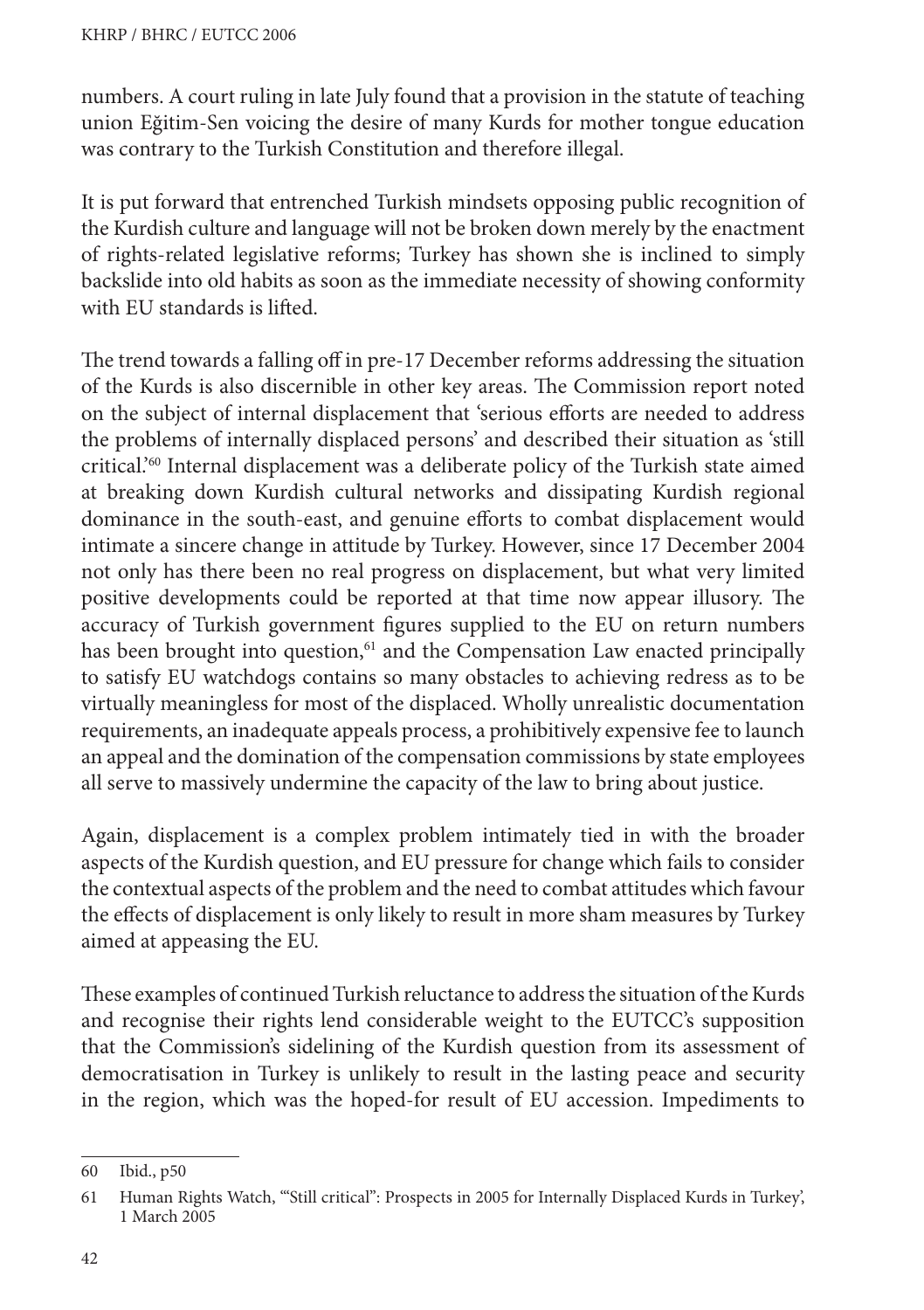numbers. A court ruling in late July found that a provision in the statute of teaching union Eğitim-Sen voicing the desire of many Kurds for mother tongue education was contrary to the Turkish Constitution and therefore illegal.

It is put forward that entrenched Turkish mindsets opposing public recognition of the Kurdish culture and language will not be broken down merely by the enactment of rights-related legislative reforms; Turkey has shown she is inclined to simply backslide into old habits as soon as the immediate necessity of showing conformity with EU standards is lifted.

The trend towards a falling off in pre-17 December reforms addressing the situation of the Kurds is also discernible in other key areas. The Commission report noted on the subject of internal displacement that 'serious efforts are needed to address the problems of internally displaced persons' and described their situation as 'still critical.'[60] Internal displacement was a deliberate policy of the Turkish state aimed at breaking down Kurdish cultural networks and dissipating Kurdish regional dominance in the south-east, and genuine efforts to combat displacement would intimate a sincere change in attitude by Turkey. However, since 17 December 2004 not only has there been no real progress on displacement, but what very limited positive developments could be reported at that time now appear illusory. The accuracy of Turkish government figures supplied to the EU on return numbers has been brought into question,[61] and the Compensation Law enacted principally to satisfy EU watchdogs contains so many obstacles to achieving redress as to be virtually meaningless for most of the displaced. Wholly unrealistic documentation requirements, an inadequate appeals process, a prohibitively expensive fee to launch an appeal and the domination of the compensation commissions by state employees all serve to massively undermine the capacity of the law to bring about justice.

Again, displacement is a complex problem intimately tied in with the broader aspects of the Kurdish question, and EU pressure for change which fails to consider the contextual aspects of the problem and the need to combat attitudes which favour the effects of displacement is only likely to result in more sham measures by Turkey aimed at appeasing the EU.

These examples of continued Turkish reluctance to address the situation of the Kurds and recognise their rights lend considerable weight to the EUTCC's supposition that the Commission's sidelining of the Kurdish question from its assessment of democratisation in Turkey is unlikely to result in the lasting peace and security in the region, which was the hoped-for result of EU accession. Impediments to

---

60 Ibid., p50

61 Human Rights Watch, '"Still critical": Prospects in 2005 for Internally Displaced Kurds in Turkey', 1 March 2005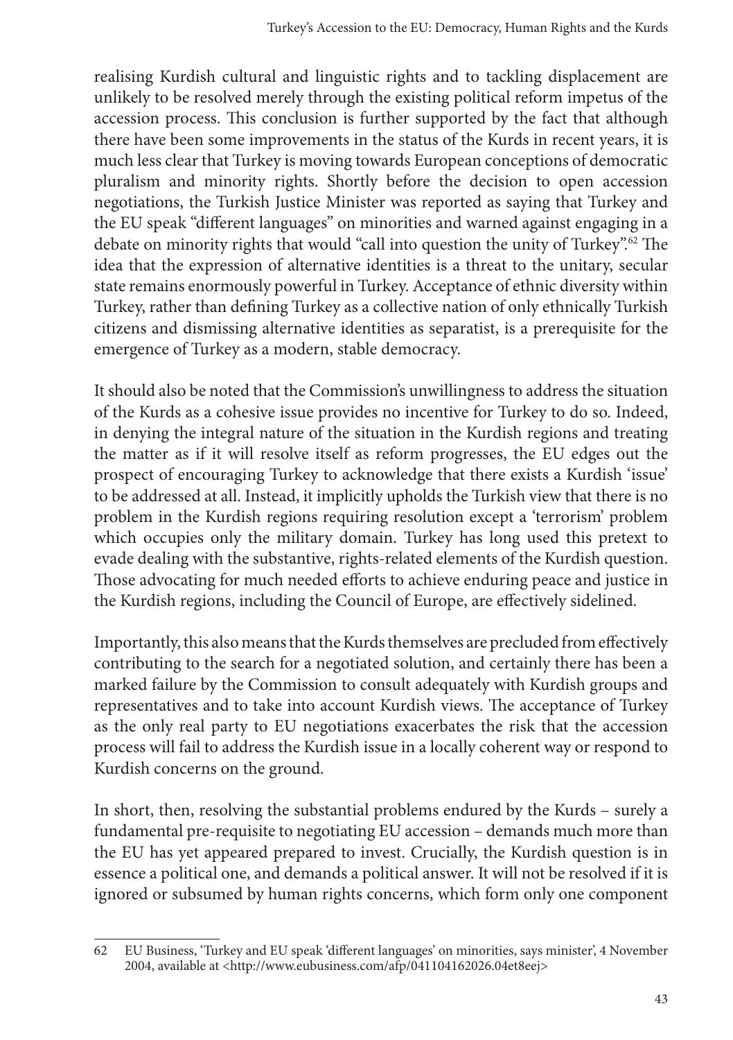realising Kurdish cultural and linguistic rights and to tackling displacement are unlikely to be resolved merely through the existing political reform impetus of the accession process. This conclusion is further supported by the fact that although there have been some improvements in the status of the Kurds in recent years, it is much less clear that Turkey is moving towards European conceptions of democratic pluralism and minority rights. Shortly before the decision to open accession negotiations, the Turkish Justice Minister was reported as saying that Turkey and the EU speak "different languages" on minorities and warned against engaging in a debate on minority rights that would "call into question the unity of Turkey".[62] The idea that the expression of alternative identities is a threat to the unitary, secular state remains enormously powerful in Turkey. Acceptance of ethnic diversity within Turkey, rather than defining Turkey as a collective nation of only ethnically Turkish citizens and dismissing alternative identities as separatist, is a prerequisite for the emergence of Turkey as a modern, stable democracy.

It should also be noted that the Commission's unwillingness to address the situation of the Kurds as a cohesive issue provides no incentive for Turkey to do so. Indeed, in denying the integral nature of the situation in the Kurdish regions and treating the matter as if it will resolve itself as reform progresses, the EU edges out the prospect of encouraging Turkey to acknowledge that there exists a Kurdish 'issue' to be addressed at all. Instead, it implicitly upholds the Turkish view that there is no problem in the Kurdish regions requiring resolution except a 'terrorism' problem which occupies only the military domain. Turkey has long used this pretext to evade dealing with the substantive, rights-related elements of the Kurdish question. Those advocating for much needed efforts to achieve enduring peace and justice in the Kurdish regions, including the Council of Europe, are effectively sidelined.

Importantly, this also means that the Kurds themselves are precluded from effectively contributing to the search for a negotiated solution, and certainly there has been a marked failure by the Commission to consult adequately with Kurdish groups and representatives and to take into account Kurdish views. The acceptance of Turkey as the only real party to EU negotiations exacerbates the risk that the accession process will fail to address the Kurdish issue in a locally coherent way or respond to Kurdish concerns on the ground.

In short, then, resolving the substantial problems endured by the Kurds – surely a fundamental pre-requisite to negotiating EU accession – demands much more than the EU has yet appeared prepared to invest. Crucially, the Kurdish question is in essence a political one, and demands a political answer. It will not be resolved if it is ignored or subsumed by human rights concerns, which form only one component

---

62 EU Business, 'Turkey and EU speak 'different languages' on minorities, says minister', 4 November 2004, available at <http://www.eubusiness.com/afp/041104162026.04et8eej>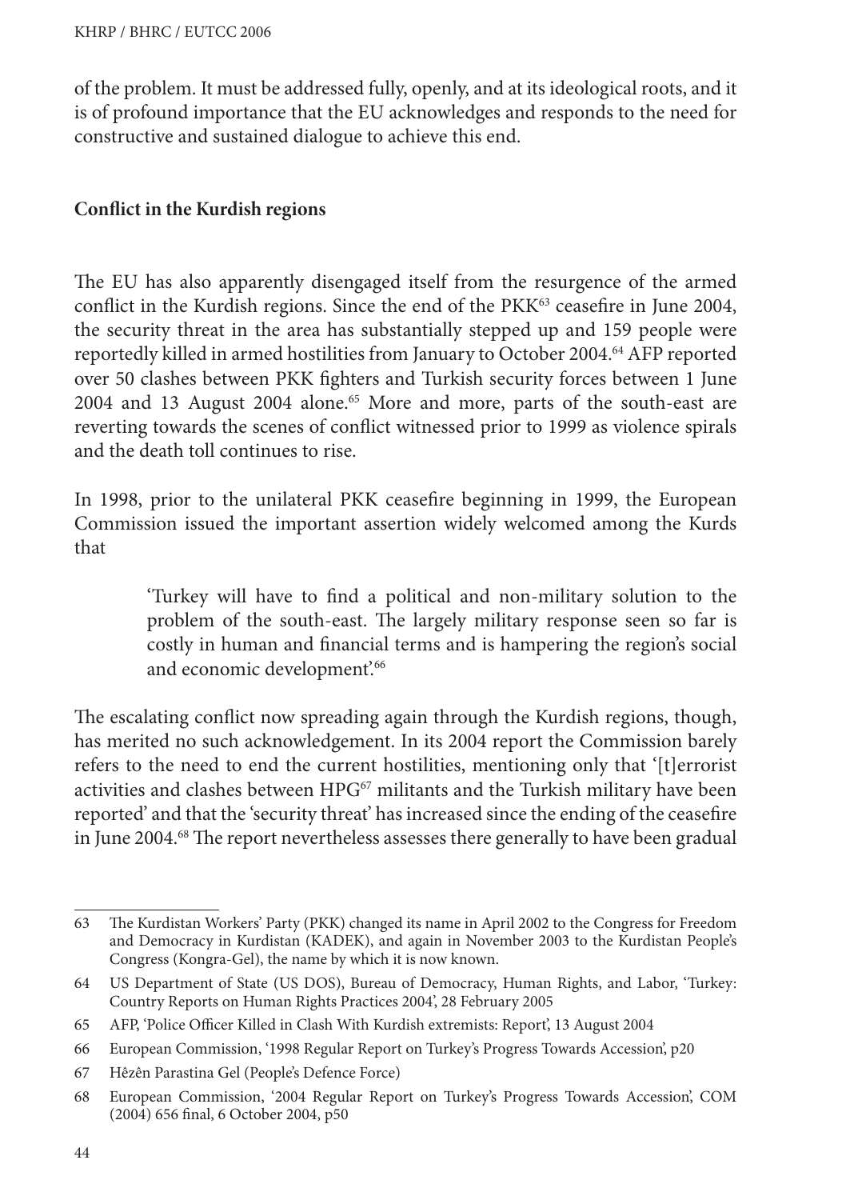of the problem. It must be addressed fully, openly, and at its ideological roots, and it is of profound importance that the EU acknowledges and responds to the need for constructive and sustained dialogue to achieve this end.

## Conflict in the Kurdish regions

The EU has also apparently disengaged itself from the resurgence of the armed conflict in the Kurdish regions. Since the end of the PKK[63] ceasefire in June 2004, the security threat in the area has substantially stepped up and 159 people were reportedly killed in armed hostilities from January to October 2004.[64] AFP reported over 50 clashes between PKK fighters and Turkish security forces between 1 June 2004 and 13 August 2004 alone.[65] More and more, parts of the south-east are reverting towards the scenes of conflict witnessed prior to 1999 as violence spirals and the death toll continues to rise.

In 1998, prior to the unilateral PKK ceasefire beginning in 1999, the European Commission issued the important assertion widely welcomed among the Kurds that

> 'Turkey will have to find a political and non-military solution to the problem of the south-east. The largely military response seen so far is costly in human and financial terms and is hampering the region's social and economic development'.[66]

The escalating conflict now spreading again through the Kurdish regions, though, has merited no such acknowledgement. In its 2004 report the Commission barely refers to the need to end the current hostilities, mentioning only that '[t]errorist activities and clashes between HPG[67] militants and the Turkish military have been reported' and that the 'security threat' has increased since the ending of the ceasefire in June 2004.[68] The report nevertheless assesses there generally to have been gradual

---

63 The Kurdistan Workers' Party (PKK) changed its name in April 2002 to the Congress for Freedom and Democracy in Kurdistan (KADEK), and again in November 2003 to the Kurdistan People's Congress (Kongra-Gel), the name by which it is now known.

64 US Department of State (US DOS), Bureau of Democracy, Human Rights, and Labor, 'Turkey: Country Reports on Human Rights Practices 2004', 28 February 2005

65 AFP, 'Police Officer Killed in Clash With Kurdish extremists: Report', 13 August 2004

66 European Commission, '1998 Regular Report on Turkey's Progress Towards Accession', p20

67 Hêzên Parastina Gel (People's Defence Force)

68 European Commission, '2004 Regular Report on Turkey's Progress Towards Accession', COM (2004) 656 final, 6 October 2004, p50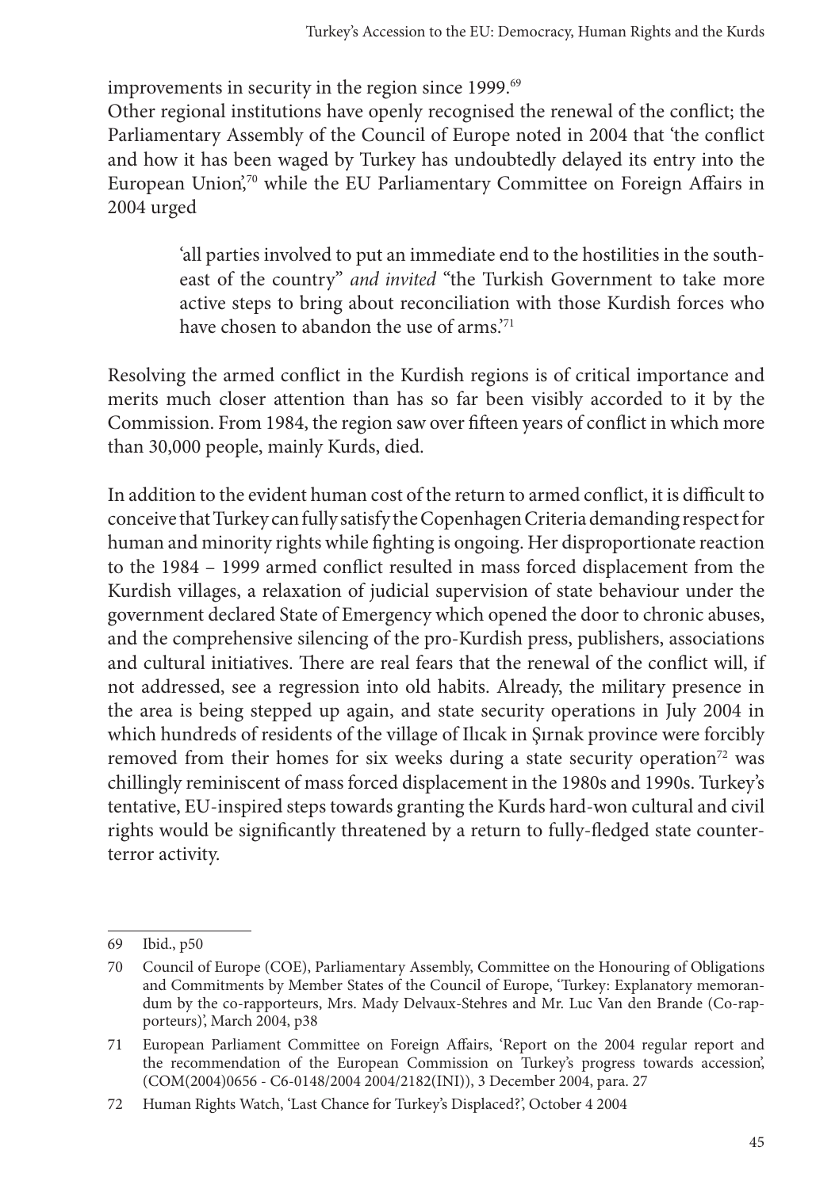improvements in security in the region since 1999.[69]

Other regional institutions have openly recognised the renewal of the conflict; the Parliamentary Assembly of the Council of Europe noted in 2004 that 'the conflict and how it has been waged by Turkey has undoubtedly delayed its entry into the European Union',[70] while the EU Parliamentary Committee on Foreign Affairs in 2004 urged

> 'all parties involved to put an immediate end to the hostilities in the south-east of the country" *and invited* "the Turkish Government to take more active steps to bring about reconciliation with those Kurdish forces who have chosen to abandon the use of arms.'[71]

Resolving the armed conflict in the Kurdish regions is of critical importance and merits much closer attention than has so far been visibly accorded to it by the Commission. From 1984, the region saw over fifteen years of conflict in which more than 30,000 people, mainly Kurds, died.

In addition to the evident human cost of the return to armed conflict, it is difficult to conceive that Turkey can fully satisfy the Copenhagen Criteria demanding respect for human and minority rights while fighting is ongoing. Her disproportionate reaction to the 1984 – 1999 armed conflict resulted in mass forced displacement from the Kurdish villages, a relaxation of judicial supervision of state behaviour under the government declared State of Emergency which opened the door to chronic abuses, and the comprehensive silencing of the pro-Kurdish press, publishers, associations and cultural initiatives. There are real fears that the renewal of the conflict will, if not addressed, see a regression into old habits. Already, the military presence in the area is being stepped up again, and state security operations in July 2004 in which hundreds of residents of the village of Ilıcak in Şırnak province were forcibly removed from their homes for six weeks during a state security operation[72] was chillingly reminiscent of mass forced displacement in the 1980s and 1990s. Turkey's tentative, EU-inspired steps towards granting the Kurds hard-won cultural and civil rights would be significantly threatened by a return to fully-fledged state counter-terror activity.

---

69 Ibid., p50

70 Council of Europe (COE), Parliamentary Assembly, Committee on the Honouring of Obligations and Commitments by Member States of the Council of Europe, 'Turkey: Explanatory memorandum by the co-rapporteurs, Mrs. Mady Delvaux-Stehres and Mr. Luc Van den Brande (Co-rapporteurs)', March 2004, p38

71 European Parliament Committee on Foreign Affairs, 'Report on the 2004 regular report and the recommendation of the European Commission on Turkey's progress towards accession', (COM(2004)0656 - C6-0148/2004 2004/2182(INI)), 3 December 2004, para. 27

72 Human Rights Watch, 'Last Chance for Turkey's Displaced?', October 4 2004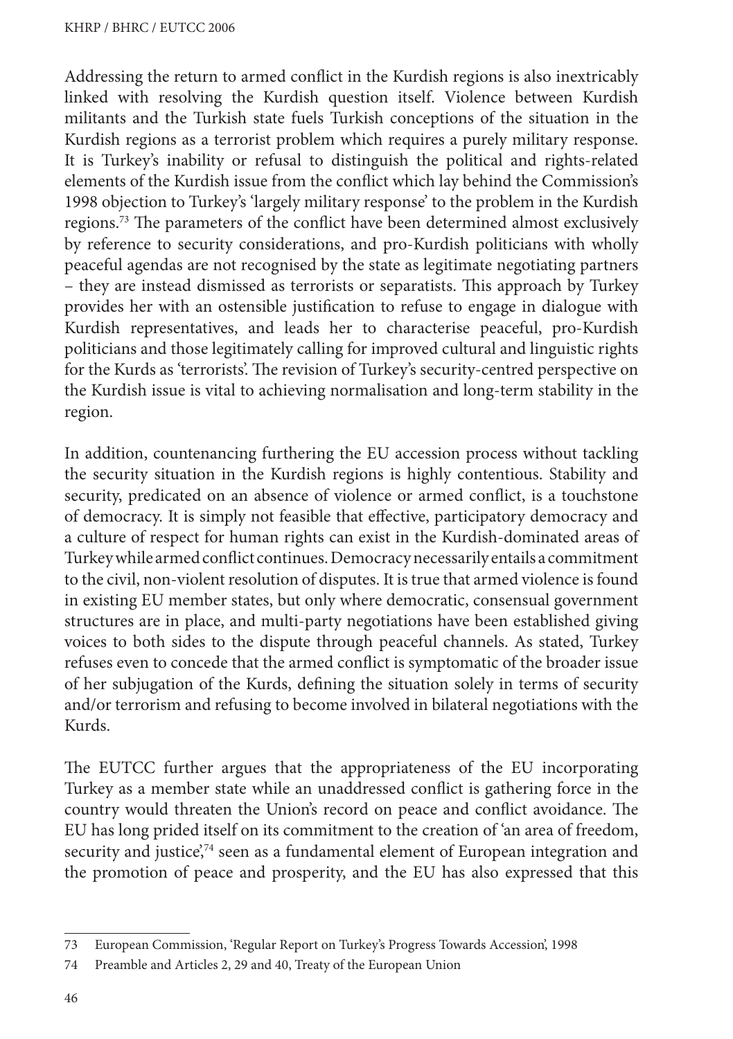Addressing the return to armed conflict in the Kurdish regions is also inextricably linked with resolving the Kurdish question itself. Violence between Kurdish militants and the Turkish state fuels Turkish conceptions of the situation in the Kurdish regions as a terrorist problem which requires a purely military response. It is Turkey's inability or refusal to distinguish the political and rights-related elements of the Kurdish issue from the conflict which lay behind the Commission's 1998 objection to Turkey's 'largely military response' to the problem in the Kurdish regions.[73] The parameters of the conflict have been determined almost exclusively by reference to security considerations, and pro-Kurdish politicians with wholly peaceful agendas are not recognised by the state as legitimate negotiating partners – they are instead dismissed as terrorists or separatists. This approach by Turkey provides her with an ostensible justification to refuse to engage in dialogue with Kurdish representatives, and leads her to characterise peaceful, pro-Kurdish politicians and those legitimately calling for improved cultural and linguistic rights for the Kurds as 'terrorists'. The revision of Turkey's security-centred perspective on the Kurdish issue is vital to achieving normalisation and long-term stability in the region.

In addition, countenancing furthering the EU accession process without tackling the security situation in the Kurdish regions is highly contentious. Stability and security, predicated on an absence of violence or armed conflict, is a touchstone of democracy. It is simply not feasible that effective, participatory democracy and a culture of respect for human rights can exist in the Kurdish-dominated areas of Turkey while armed conflict continues. Democracy necessarily entails a commitment to the civil, non-violent resolution of disputes. It is true that armed violence is found in existing EU member states, but only where democratic, consensual government structures are in place, and multi-party negotiations have been established giving voices to both sides to the dispute through peaceful channels. As stated, Turkey refuses even to concede that the armed conflict is symptomatic of the broader issue of her subjugation of the Kurds, defining the situation solely in terms of security and/or terrorism and refusing to become involved in bilateral negotiations with the Kurds.

The EUTCC further argues that the appropriateness of the EU incorporating Turkey as a member state while an unaddressed conflict is gathering force in the country would threaten the Union's record on peace and conflict avoidance. The EU has long prided itself on its commitment to the creation of 'an area of freedom, security and justice',[74] seen as a fundamental element of European integration and the promotion of peace and prosperity, and the EU has also expressed that this

---

73 European Commission, 'Regular Report on Turkey's Progress Towards Accession', 1998

74 Preamble and Articles 2, 29 and 40, Treaty of the European Union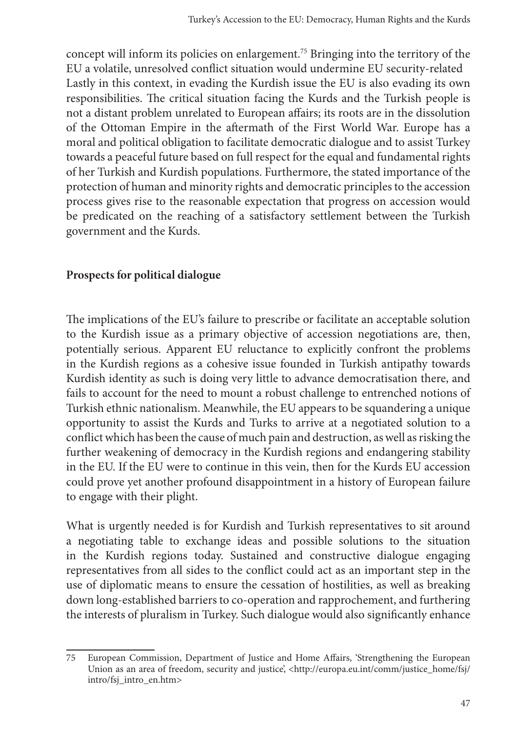concept will inform its policies on enlargement.[75] Bringing into the territory of the EU a volatile, unresolved conflict situation would undermine EU security-related Lastly in this context, in evading the Kurdish issue the EU is also evading its own responsibilities. The critical situation facing the Kurds and the Turkish people is not a distant problem unrelated to European affairs; its roots are in the dissolution of the Ottoman Empire in the aftermath of the First World War. Europe has a moral and political obligation to facilitate democratic dialogue and to assist Turkey towards a peaceful future based on full respect for the equal and fundamental rights of her Turkish and Kurdish populations. Furthermore, the stated importance of the protection of human and minority rights and democratic principles to the accession process gives rise to the reasonable expectation that progress on accession would be predicated on the reaching of a satisfactory settlement between the Turkish government and the Kurds.

## Prospects for political dialogue

The implications of the EU's failure to prescribe or facilitate an acceptable solution to the Kurdish issue as a primary objective of accession negotiations are, then, potentially serious. Apparent EU reluctance to explicitly confront the problems in the Kurdish regions as a cohesive issue founded in Turkish antipathy towards Kurdish identity as such is doing very little to advance democratisation there, and fails to account for the need to mount a robust challenge to entrenched notions of Turkish ethnic nationalism. Meanwhile, the EU appears to be squandering a unique opportunity to assist the Kurds and Turks to arrive at a negotiated solution to a conflict which has been the cause of much pain and destruction, as well as risking the further weakening of democracy in the Kurdish regions and endangering stability in the EU. If the EU were to continue in this vein, then for the Kurds EU accession could prove yet another profound disappointment in a history of European failure to engage with their plight.

What is urgently needed is for Kurdish and Turkish representatives to sit around a negotiating table to exchange ideas and possible solutions to the situation in the Kurdish regions today. Sustained and constructive dialogue engaging representatives from all sides to the conflict could act as an important step in the use of diplomatic means to ensure the cessation of hostilities, as well as breaking down long-established barriers to co-operation and rapprochement, and furthering the interests of pluralism in Turkey. Such dialogue would also significantly enhance

---

75 European Commission, Department of Justice and Home Affairs, 'Strengthening the European Union as an area of freedom, security and justice', <http://europa.eu.int/comm/justice_home/fsj/intro/fsj_intro_en.htm>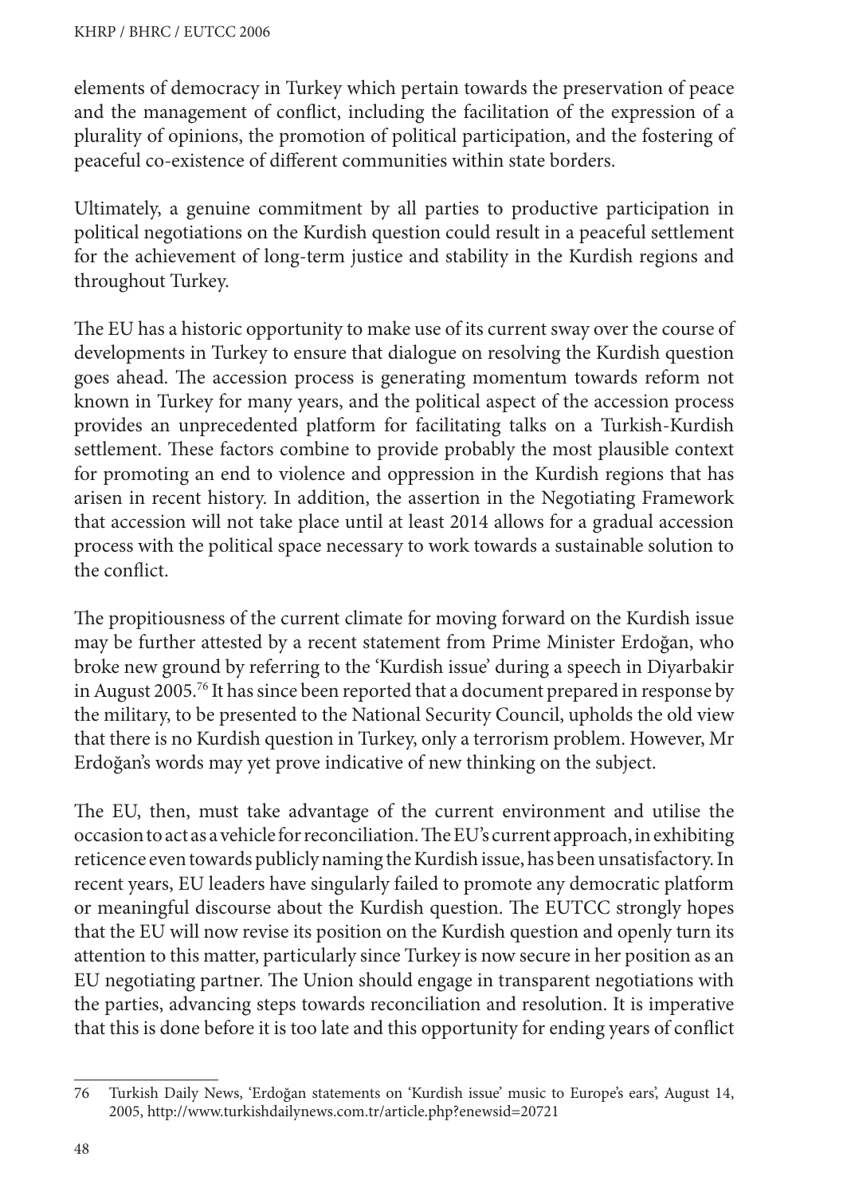elements of democracy in Turkey which pertain towards the preservation of peace and the management of conflict, including the facilitation of the expression of a plurality of opinions, the promotion of political participation, and the fostering of peaceful co-existence of different communities within state borders.

Ultimately, a genuine commitment by all parties to productive participation in political negotiations on the Kurdish question could result in a peaceful settlement for the achievement of long-term justice and stability in the Kurdish regions and throughout Turkey.

The EU has a historic opportunity to make use of its current sway over the course of developments in Turkey to ensure that dialogue on resolving the Kurdish question goes ahead. The accession process is generating momentum towards reform not known in Turkey for many years, and the political aspect of the accession process provides an unprecedented platform for facilitating talks on a Turkish-Kurdish settlement. These factors combine to provide probably the most plausible context for promoting an end to violence and oppression in the Kurdish regions that has arisen in recent history. In addition, the assertion in the Negotiating Framework that accession will not take place until at least 2014 allows for a gradual accession process with the political space necessary to work towards a sustainable solution to the conflict.

The propitiousness of the current climate for moving forward on the Kurdish issue may be further attested by a recent statement from Prime Minister Erdoğan, who broke new ground by referring to the 'Kurdish issue' during a speech in Diyarbakir in August 2005.[76] It has since been reported that a document prepared in response by the military, to be presented to the National Security Council, upholds the old view that there is no Kurdish question in Turkey, only a terrorism problem. However, Mr Erdoğan's words may yet prove indicative of new thinking on the subject.

The EU, then, must take advantage of the current environment and utilise the occasion to act as a vehicle for reconciliation. The EU's current approach, in exhibiting reticence even towards publicly naming the Kurdish issue, has been unsatisfactory. In recent years, EU leaders have singularly failed to promote any democratic platform or meaningful discourse about the Kurdish question. The EUTCC strongly hopes that the EU will now revise its position on the Kurdish question and openly turn its attention to this matter, particularly since Turkey is now secure in her position as an EU negotiating partner. The Union should engage in transparent negotiations with the parties, advancing steps towards reconciliation and resolution. It is imperative that this is done before it is too late and this opportunity for ending years of conflict

---

76 Turkish Daily News, 'Erdoğan statements on 'Kurdish issue' music to Europe's ears', August 14, 2005, http://www.turkishdailynews.com.tr/article.php?enewsid=20721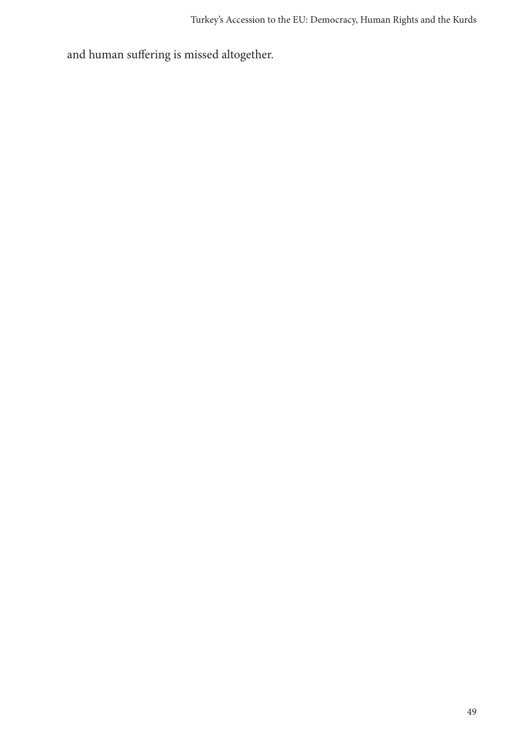and human suffering is missed altogether.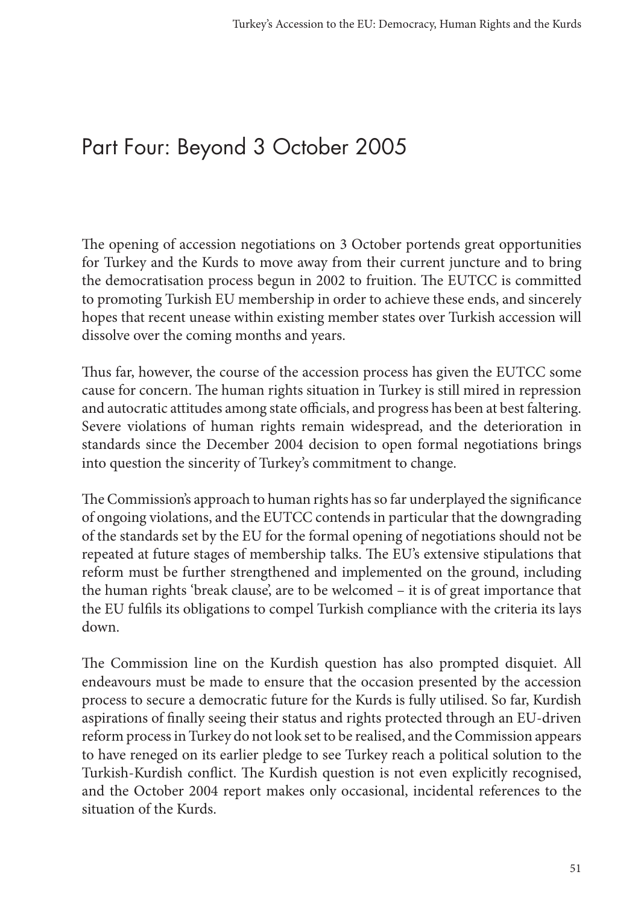# Part Four: Beyond 3 October 2005

The opening of accession negotiations on 3 October portends great opportunities for Turkey and the Kurds to move away from their current juncture and to bring the democratisation process begun in 2002 to fruition. The EUTCC is committed to promoting Turkish EU membership in order to achieve these ends, and sincerely hopes that recent unease within existing member states over Turkish accession will dissolve over the coming months and years.

Thus far, however, the course of the accession process has given the EUTCC some cause for concern. The human rights situation in Turkey is still mired in repression and autocratic attitudes among state officials, and progress has been at best faltering. Severe violations of human rights remain widespread, and the deterioration in standards since the December 2004 decision to open formal negotiations brings into question the sincerity of Turkey's commitment to change.

The Commission's approach to human rights has so far underplayed the significance of ongoing violations, and the EUTCC contends in particular that the downgrading of the standards set by the EU for the formal opening of negotiations should not be repeated at future stages of membership talks. The EU's extensive stipulations that reform must be further strengthened and implemented on the ground, including the human rights 'break clause', are to be welcomed – it is of great importance that the EU fulfils its obligations to compel Turkish compliance with the criteria its lays down.

The Commission line on the Kurdish question has also prompted disquiet. All endeavours must be made to ensure that the occasion presented by the accession process to secure a democratic future for the Kurds is fully utilised. So far, Kurdish aspirations of finally seeing their status and rights protected through an EU-driven reform process in Turkey do not look set to be realised, and the Commission appears to have reneged on its earlier pledge to see Turkey reach a political solution to the Turkish-Kurdish conflict. The Kurdish question is not even explicitly recognised, and the October 2004 report makes only occasional, incidental references to the situation of the Kurds.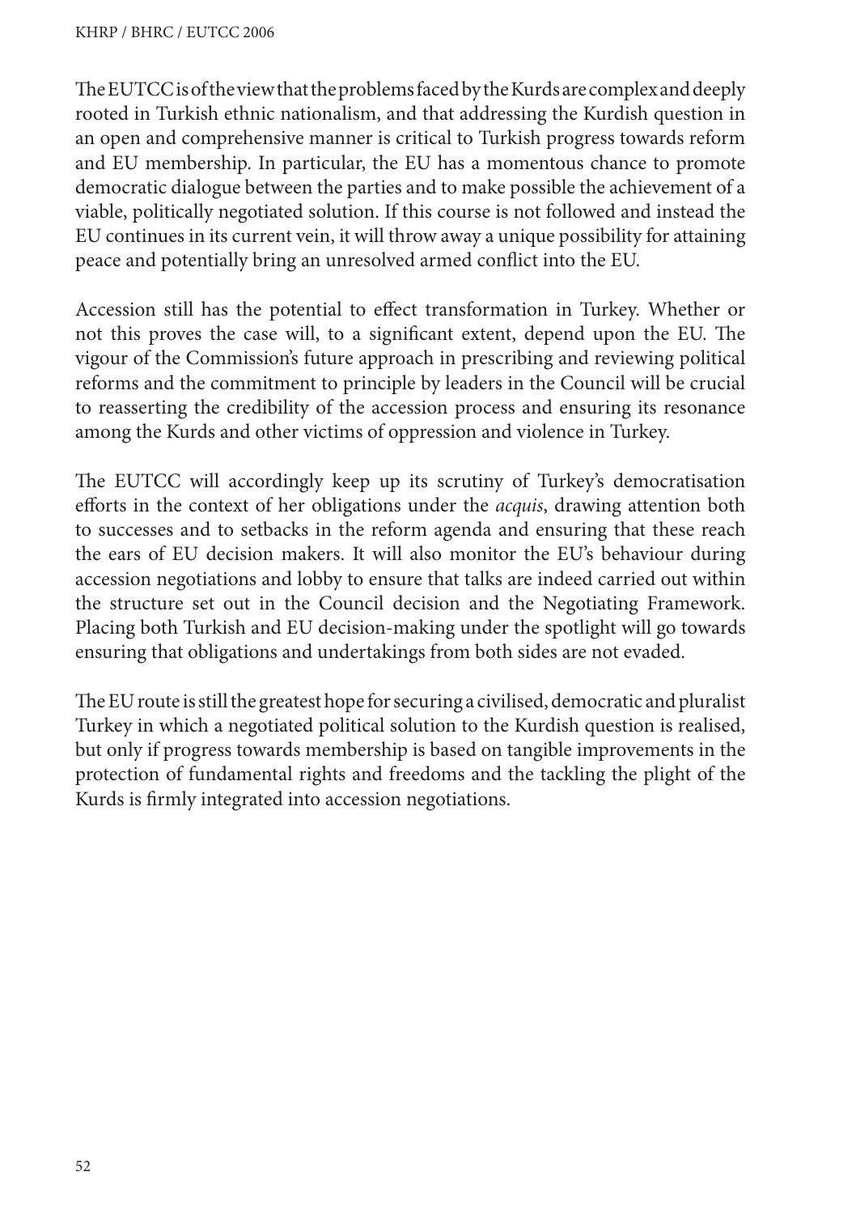The EUTCC is of the view that the problems faced by the Kurds are complex and deeply rooted in Turkish ethnic nationalism, and that addressing the Kurdish question in an open and comprehensive manner is critical to Turkish progress towards reform and EU membership. In particular, the EU has a momentous chance to promote democratic dialogue between the parties and to make possible the achievement of a viable, politically negotiated solution. If this course is not followed and instead the EU continues in its current vein, it will throw away a unique possibility for attaining peace and potentially bring an unresolved armed conflict into the EU.

Accession still has the potential to effect transformation in Turkey. Whether or not this proves the case will, to a significant extent, depend upon the EU. The vigour of the Commission's future approach in prescribing and reviewing political reforms and the commitment to principle by leaders in the Council will be crucial to reasserting the credibility of the accession process and ensuring its resonance among the Kurds and other victims of oppression and violence in Turkey.

The EUTCC will accordingly keep up its scrutiny of Turkey's democratisation efforts in the context of her obligations under the *acquis*, drawing attention both to successes and to setbacks in the reform agenda and ensuring that these reach the ears of EU decision makers. It will also monitor the EU's behaviour during accession negotiations and lobby to ensure that talks are indeed carried out within the structure set out in the Council decision and the Negotiating Framework. Placing both Turkish and EU decision-making under the spotlight will go towards ensuring that obligations and undertakings from both sides are not evaded.

The EU route is still the greatest hope for securing a civilised, democratic and pluralist Turkey in which a negotiated political solution to the Kurdish question is realised, but only if progress towards membership is based on tangible improvements in the protection of fundamental rights and freedoms and the tackling the plight of the Kurds is firmly integrated into accession negotiations.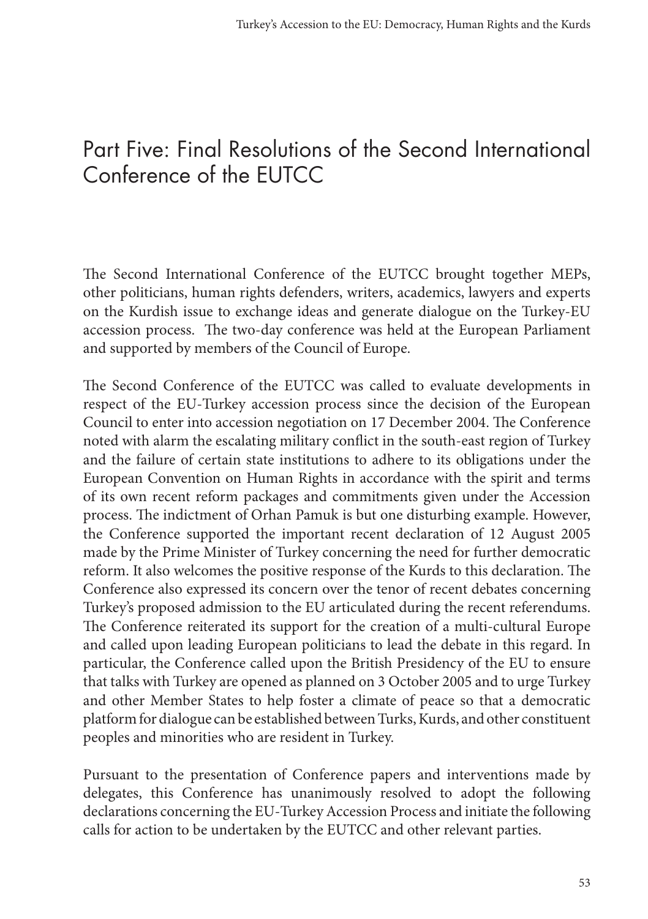# Part Five: Final Resolutions of the Second International Conference of the EUTCC

The Second International Conference of the EUTCC brought together MEPs, other politicians, human rights defenders, writers, academics, lawyers and experts on the Kurdish issue to exchange ideas and generate dialogue on the Turkey-EU accession process. The two-day conference was held at the European Parliament and supported by members of the Council of Europe.

The Second Conference of the EUTCC was called to evaluate developments in respect of the EU-Turkey accession process since the decision of the European Council to enter into accession negotiation on 17 December 2004. The Conference noted with alarm the escalating military conflict in the south-east region of Turkey and the failure of certain state institutions to adhere to its obligations under the European Convention on Human Rights in accordance with the spirit and terms of its own recent reform packages and commitments given under the Accession process. The indictment of Orhan Pamuk is but one disturbing example. However, the Conference supported the important recent declaration of 12 August 2005 made by the Prime Minister of Turkey concerning the need for further democratic reform. It also welcomes the positive response of the Kurds to this declaration. The Conference also expressed its concern over the tenor of recent debates concerning Turkey's proposed admission to the EU articulated during the recent referendums. The Conference reiterated its support for the creation of a multi-cultural Europe and called upon leading European politicians to lead the debate in this regard. In particular, the Conference called upon the British Presidency of the EU to ensure that talks with Turkey are opened as planned on 3 October 2005 and to urge Turkey and other Member States to help foster a climate of peace so that a democratic platform for dialogue can be established between Turks, Kurds, and other constituent peoples and minorities who are resident in Turkey.

Pursuant to the presentation of Conference papers and interventions made by delegates, this Conference has unanimously resolved to adopt the following declarations concerning the EU-Turkey Accession Process and initiate the following calls for action to be undertaken by the EUTCC and other relevant parties.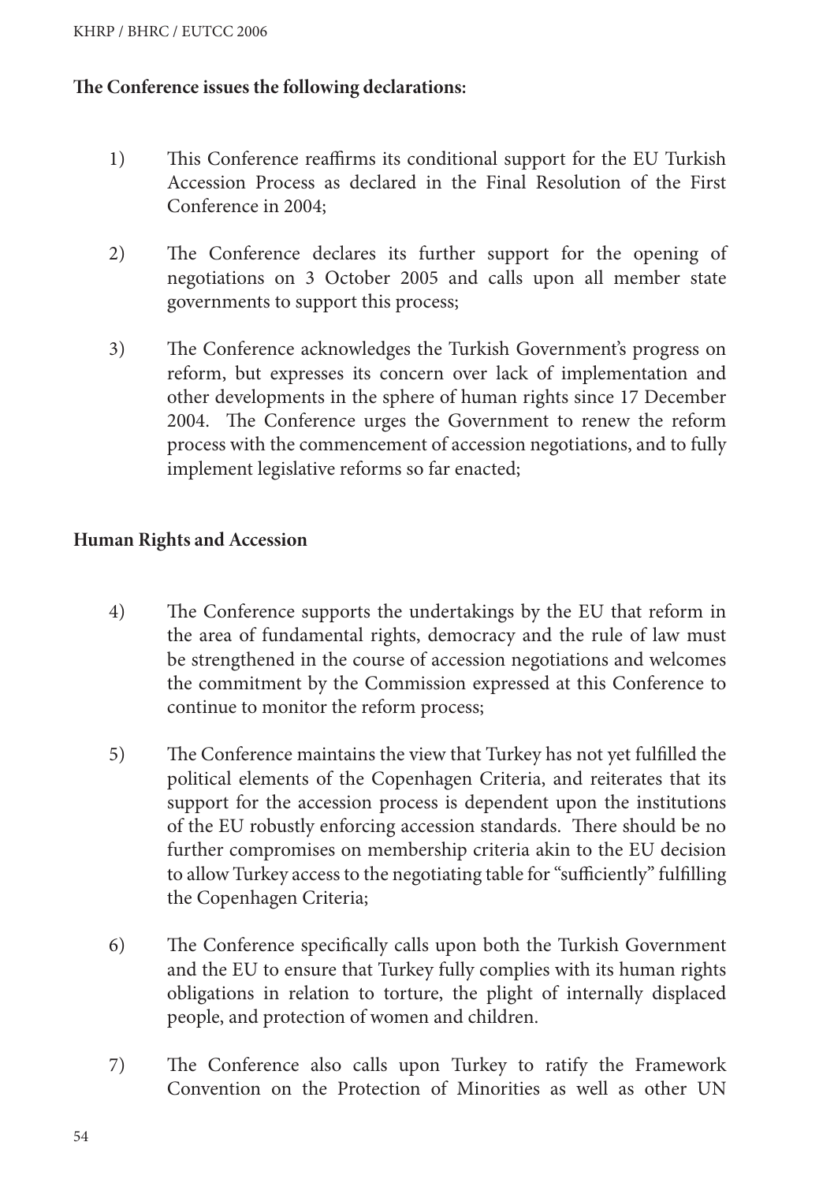**The Conference issues the following declarations:**

1) This Conference reaffirms its conditional support for the EU Turkish Accession Process as declared in the Final Resolution of the First Conference in 2004;

2) The Conference declares its further support for the opening of negotiations on 3 October 2005 and calls upon all member state governments to support this process;

3) The Conference acknowledges the Turkish Government's progress on reform, but expresses its concern over lack of implementation and other developments in the sphere of human rights since 17 December 2004. The Conference urges the Government to renew the reform process with the commencement of accession negotiations, and to fully implement legislative reforms so far enacted;

**Human Rights and Accession**

4) The Conference supports the undertakings by the EU that reform in the area of fundamental rights, democracy and the rule of law must be strengthened in the course of accession negotiations and welcomes the commitment by the Commission expressed at this Conference to continue to monitor the reform process;

5) The Conference maintains the view that Turkey has not yet fulfilled the political elements of the Copenhagen Criteria, and reiterates that its support for the accession process is dependent upon the institutions of the EU robustly enforcing accession standards. There should be no further compromises on membership criteria akin to the EU decision to allow Turkey access to the negotiating table for "sufficiently" fulfilling the Copenhagen Criteria;

6) The Conference specifically calls upon both the Turkish Government and the EU to ensure that Turkey fully complies with its human rights obligations in relation to torture, the plight of internally displaced people, and protection of women and children.

7) The Conference also calls upon Turkey to ratify the Framework Convention on the Protection of Minorities as well as other UN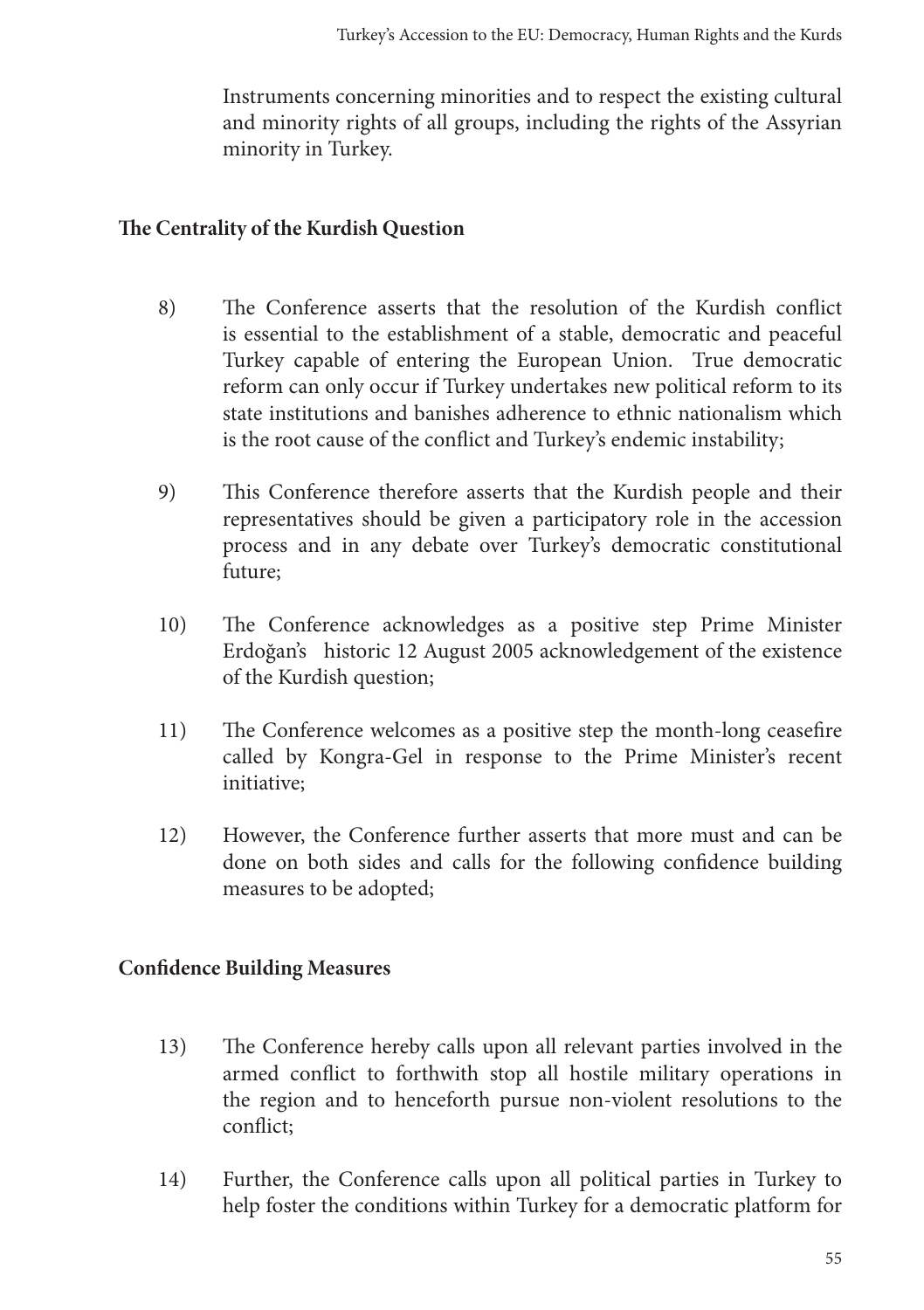Instruments concerning minorities and to respect the existing cultural and minority rights of all groups, including the rights of the Assyrian minority in Turkey.

## The Centrality of the Kurdish Question

8) The Conference asserts that the resolution of the Kurdish conflict is essential to the establishment of a stable, democratic and peaceful Turkey capable of entering the European Union. True democratic reform can only occur if Turkey undertakes new political reform to its state institutions and banishes adherence to ethnic nationalism which is the root cause of the conflict and Turkey's endemic instability;

9) This Conference therefore asserts that the Kurdish people and their representatives should be given a participatory role in the accession process and in any debate over Turkey's democratic constitutional future;

10) The Conference acknowledges as a positive step Prime Minister Erdoğan's historic 12 August 2005 acknowledgement of the existence of the Kurdish question;

11) The Conference welcomes as a positive step the month-long ceasefire called by Kongra-Gel in response to the Prime Minister's recent initiative;

12) However, the Conference further asserts that more must and can be done on both sides and calls for the following confidence building measures to be adopted;

## Confidence Building Measures

13) The Conference hereby calls upon all relevant parties involved in the armed conflict to forthwith stop all hostile military operations in the region and to henceforth pursue non-violent resolutions to the conflict;

14) Further, the Conference calls upon all political parties in Turkey to help foster the conditions within Turkey for a democratic platform for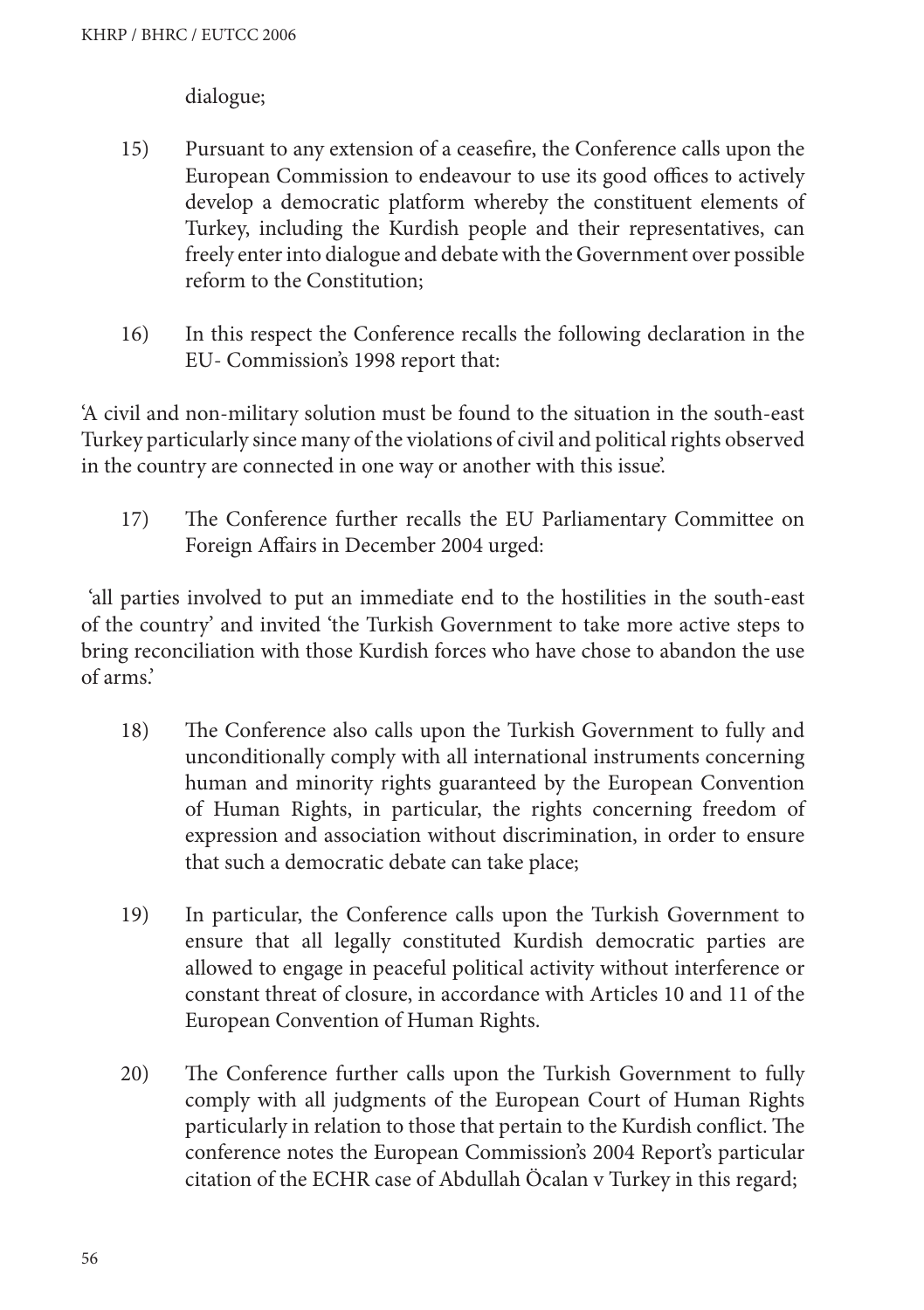dialogue;

15) Pursuant to any extension of a ceasefire, the Conference calls upon the European Commission to endeavour to use its good offices to actively develop a democratic platform whereby the constituent elements of Turkey, including the Kurdish people and their representatives, can freely enter into dialogue and debate with the Government over possible reform to the Constitution;

16) In this respect the Conference recalls the following declaration in the EU- Commission's 1998 report that:

'A civil and non-military solution must be found to the situation in the south-east Turkey particularly since many of the violations of civil and political rights observed in the country are connected in one way or another with this issue'.

17) The Conference further recalls the EU Parliamentary Committee on Foreign Affairs in December 2004 urged:

'all parties involved to put an immediate end to the hostilities in the south-east of the country' and invited 'the Turkish Government to take more active steps to bring reconciliation with those Kurdish forces who have chose to abandon the use of arms.'

18) The Conference also calls upon the Turkish Government to fully and unconditionally comply with all international instruments concerning human and minority rights guaranteed by the European Convention of Human Rights, in particular, the rights concerning freedom of expression and association without discrimination, in order to ensure that such a democratic debate can take place;

19) In particular, the Conference calls upon the Turkish Government to ensure that all legally constituted Kurdish democratic parties are allowed to engage in peaceful political activity without interference or constant threat of closure, in accordance with Articles 10 and 11 of the European Convention of Human Rights.

20) The Conference further calls upon the Turkish Government to fully comply with all judgments of the European Court of Human Rights particularly in relation to those that pertain to the Kurdish conflict. The conference notes the European Commission's 2004 Report's particular citation of the ECHR case of Abdullah Öcalan v Turkey in this regard;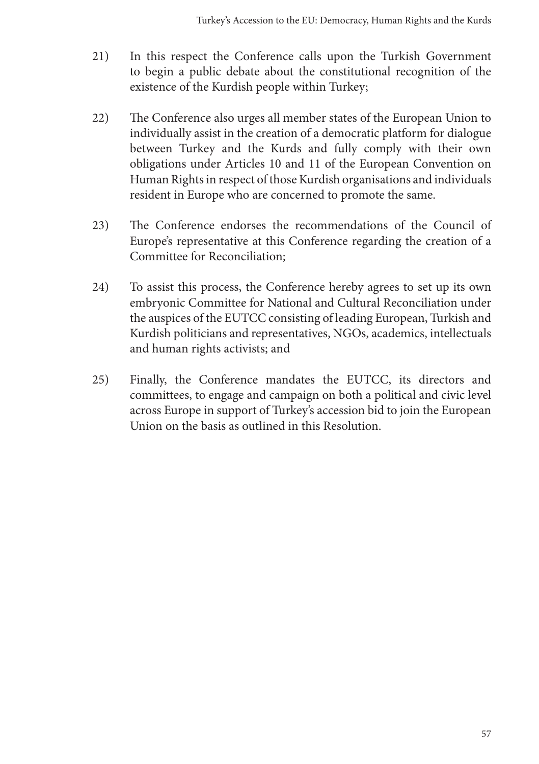21) In this respect the Conference calls upon the Turkish Government to begin a public debate about the constitutional recognition of the existence of the Kurdish people within Turkey;

22) The Conference also urges all member states of the European Union to individually assist in the creation of a democratic platform for dialogue between Turkey and the Kurds and fully comply with their own obligations under Articles 10 and 11 of the European Convention on Human Rights in respect of those Kurdish organisations and individuals resident in Europe who are concerned to promote the same.

23) The Conference endorses the recommendations of the Council of Europe's representative at this Conference regarding the creation of a Committee for Reconciliation;

24) To assist this process, the Conference hereby agrees to set up its own embryonic Committee for National and Cultural Reconciliation under the auspices of the EUTCC consisting of leading European, Turkish and Kurdish politicians and representatives, NGOs, academics, intellectuals and human rights activists; and

25) Finally, the Conference mandates the EUTCC, its directors and committees, to engage and campaign on both a political and civic level across Europe in support of Turkey's accession bid to join the European Union on the basis as outlined in this Resolution.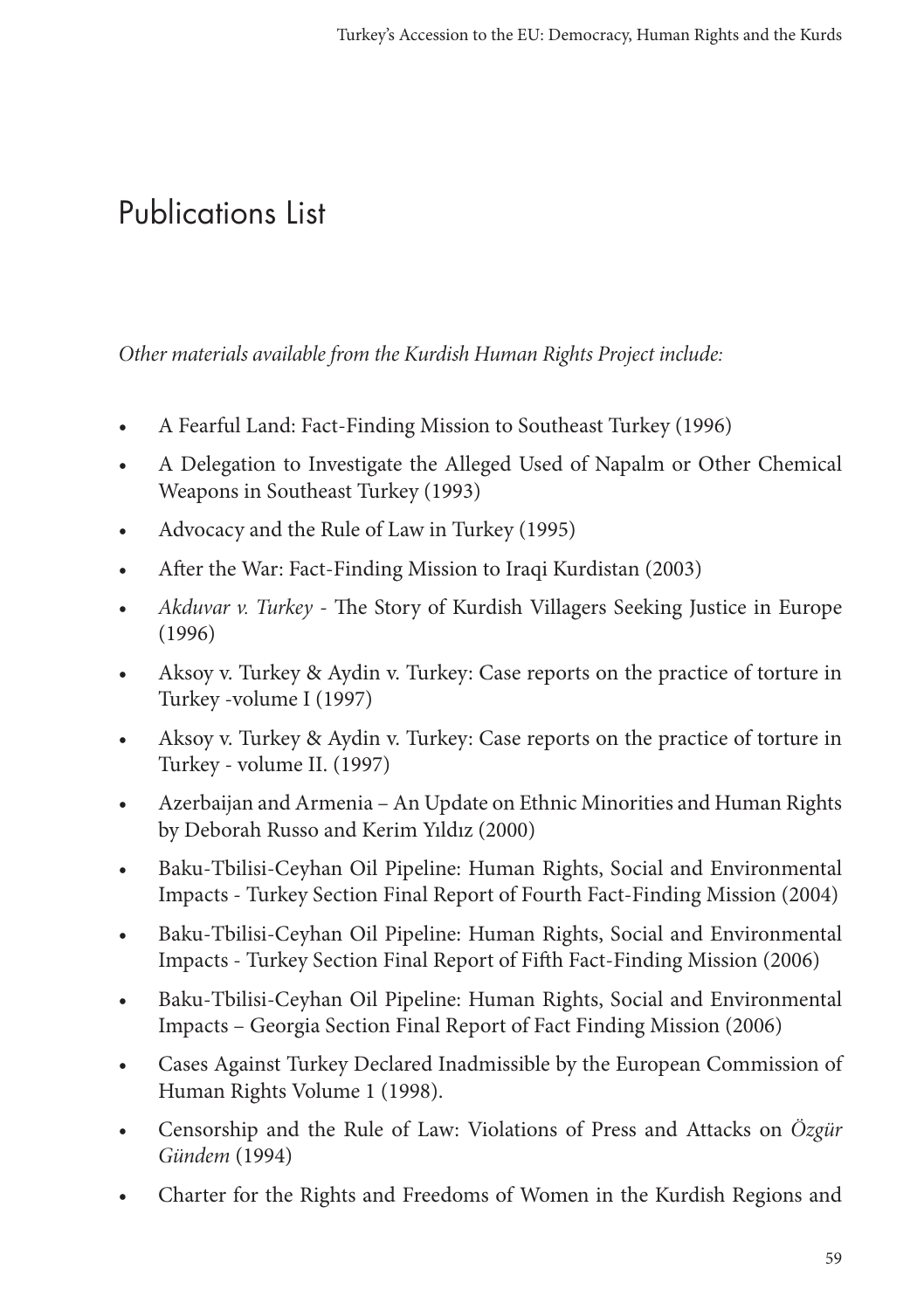# Publications List

*Other materials available from the Kurdish Human Rights Project include:*

- A Fearful Land: Fact-Finding Mission to Southeast Turkey (1996)
- A Delegation to Investigate the Alleged Used of Napalm or Other Chemical Weapons in Southeast Turkey (1993)
- Advocacy and the Rule of Law in Turkey (1995)
- After the War: Fact-Finding Mission to Iraqi Kurdistan (2003)
- *Akduvar v. Turkey* - The Story of Kurdish Villagers Seeking Justice in Europe (1996)
- Aksoy v. Turkey & Aydin v. Turkey: Case reports on the practice of torture in Turkey -volume I (1997)
- Aksoy v. Turkey & Aydin v. Turkey: Case reports on the practice of torture in Turkey - volume II. (1997)
- Azerbaijan and Armenia – An Update on Ethnic Minorities and Human Rights by Deborah Russo and Kerim Yıldız (2000)
- Baku-Tbilisi-Ceyhan Oil Pipeline: Human Rights, Social and Environmental Impacts - Turkey Section Final Report of Fourth Fact-Finding Mission (2004)
- Baku-Tbilisi-Ceyhan Oil Pipeline: Human Rights, Social and Environmental Impacts - Turkey Section Final Report of Fifth Fact-Finding Mission (2006)
- Baku-Tbilisi-Ceyhan Oil Pipeline: Human Rights, Social and Environmental Impacts – Georgia Section Final Report of Fact Finding Mission (2006)
- Cases Against Turkey Declared Inadmissible by the European Commission of Human Rights Volume 1 (1998).
- Censorship and the Rule of Law: Violations of Press and Attacks on *Özgür Gündem* (1994)
- Charter for the Rights and Freedoms of Women in the Kurdish Regions and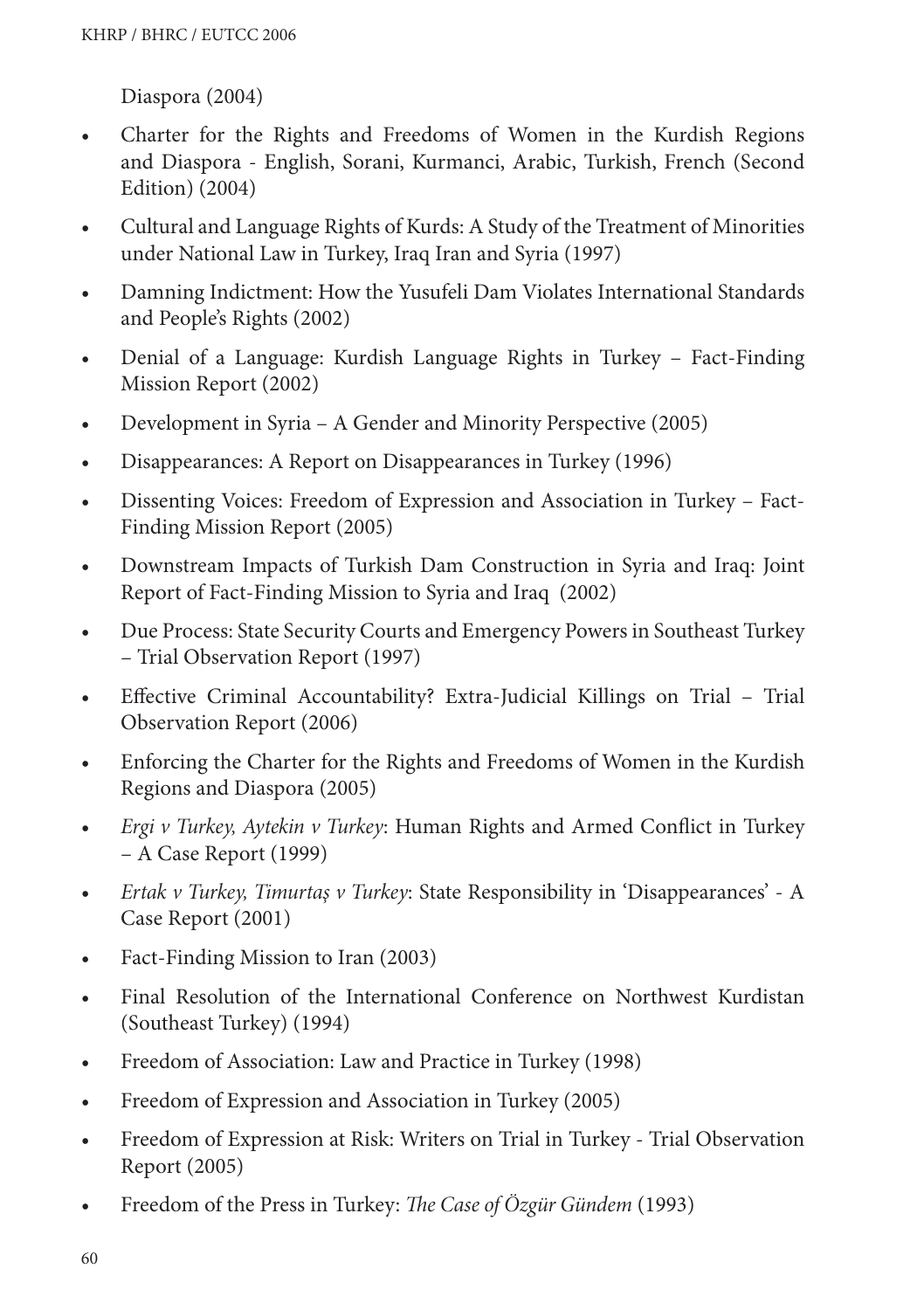Diaspora (2004)

- Charter for the Rights and Freedoms of Women in the Kurdish Regions and Diaspora - English, Sorani, Kurmanci, Arabic, Turkish, French (Second Edition) (2004)
- Cultural and Language Rights of Kurds: A Study of the Treatment of Minorities under National Law in Turkey, Iraq Iran and Syria (1997)
- Damning Indictment: How the Yusufeli Dam Violates International Standards and People's Rights (2002)
- Denial of a Language: Kurdish Language Rights in Turkey – Fact-Finding Mission Report (2002)
- Development in Syria – A Gender and Minority Perspective (2005)
- Disappearances: A Report on Disappearances in Turkey (1996)
- Dissenting Voices: Freedom of Expression and Association in Turkey – Fact-Finding Mission Report (2005)
- Downstream Impacts of Turkish Dam Construction in Syria and Iraq: Joint Report of Fact-Finding Mission to Syria and Iraq (2002)
- Due Process: State Security Courts and Emergency Powers in Southeast Turkey – Trial Observation Report (1997)
- Effective Criminal Accountability? Extra-Judicial Killings on Trial – Trial Observation Report (2006)
- Enforcing the Charter for the Rights and Freedoms of Women in the Kurdish Regions and Diaspora (2005)
- *Ergi v Turkey, Aytekin v Turkey*: Human Rights and Armed Conflict in Turkey – A Case Report (1999)
- *Ertak v Turkey, Timurtaş v Turkey*: State Responsibility in 'Disappearances' - A Case Report (2001)
- Fact-Finding Mission to Iran (2003)
- Final Resolution of the International Conference on Northwest Kurdistan (Southeast Turkey) (1994)
- Freedom of Association: Law and Practice in Turkey (1998)
- Freedom of Expression and Association in Turkey (2005)
- Freedom of Expression at Risk: Writers on Trial in Turkey - Trial Observation Report (2005)
- Freedom of the Press in Turkey: *The Case of Özgür Gündem* (1993)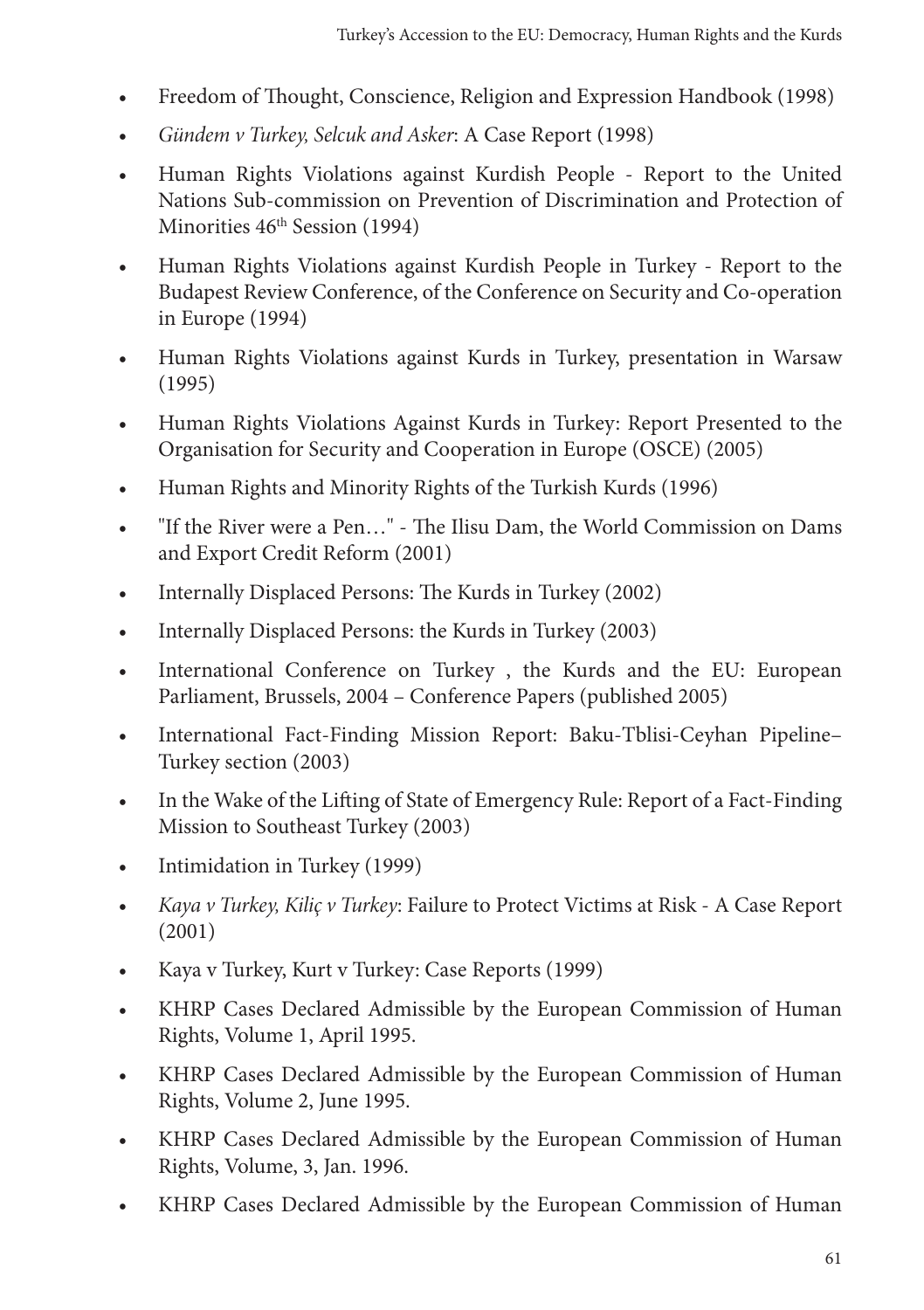- Freedom of Thought, Conscience, Religion and Expression Handbook (1998)
- *Gündem v Turkey, Selcuk and Asker*: A Case Report (1998)
- Human Rights Violations against Kurdish People - Report to the United Nations Sub-commission on Prevention of Discrimination and Protection of Minorities 46th Session (1994)
- Human Rights Violations against Kurdish People in Turkey - Report to the Budapest Review Conference, of the Conference on Security and Co-operation in Europe (1994)
- Human Rights Violations against Kurds in Turkey, presentation in Warsaw (1995)
- Human Rights Violations Against Kurds in Turkey: Report Presented to the Organisation for Security and Cooperation in Europe (OSCE) (2005)
- Human Rights and Minority Rights of the Turkish Kurds (1996)
- "If the River were a Pen…" - The Ilisu Dam, the World Commission on Dams and Export Credit Reform (2001)
- Internally Displaced Persons: The Kurds in Turkey (2002)
- Internally Displaced Persons: the Kurds in Turkey (2003)
- International Conference on Turkey , the Kurds and the EU: European Parliament, Brussels, 2004 – Conference Papers (published 2005)
- International Fact-Finding Mission Report: Baku-Tblisi-Ceyhan Pipeline– Turkey section (2003)
- In the Wake of the Lifting of State of Emergency Rule: Report of a Fact-Finding Mission to Southeast Turkey (2003)
- Intimidation in Turkey (1999)
- *Kaya v Turkey, Kiliç v Turkey*: Failure to Protect Victims at Risk - A Case Report (2001)
- Kaya v Turkey, Kurt v Turkey: Case Reports (1999)
- KHRP Cases Declared Admissible by the European Commission of Human Rights, Volume 1, April 1995.
- KHRP Cases Declared Admissible by the European Commission of Human Rights, Volume 2, June 1995.
- KHRP Cases Declared Admissible by the European Commission of Human Rights, Volume, 3, Jan. 1996.
- KHRP Cases Declared Admissible by the European Commission of Human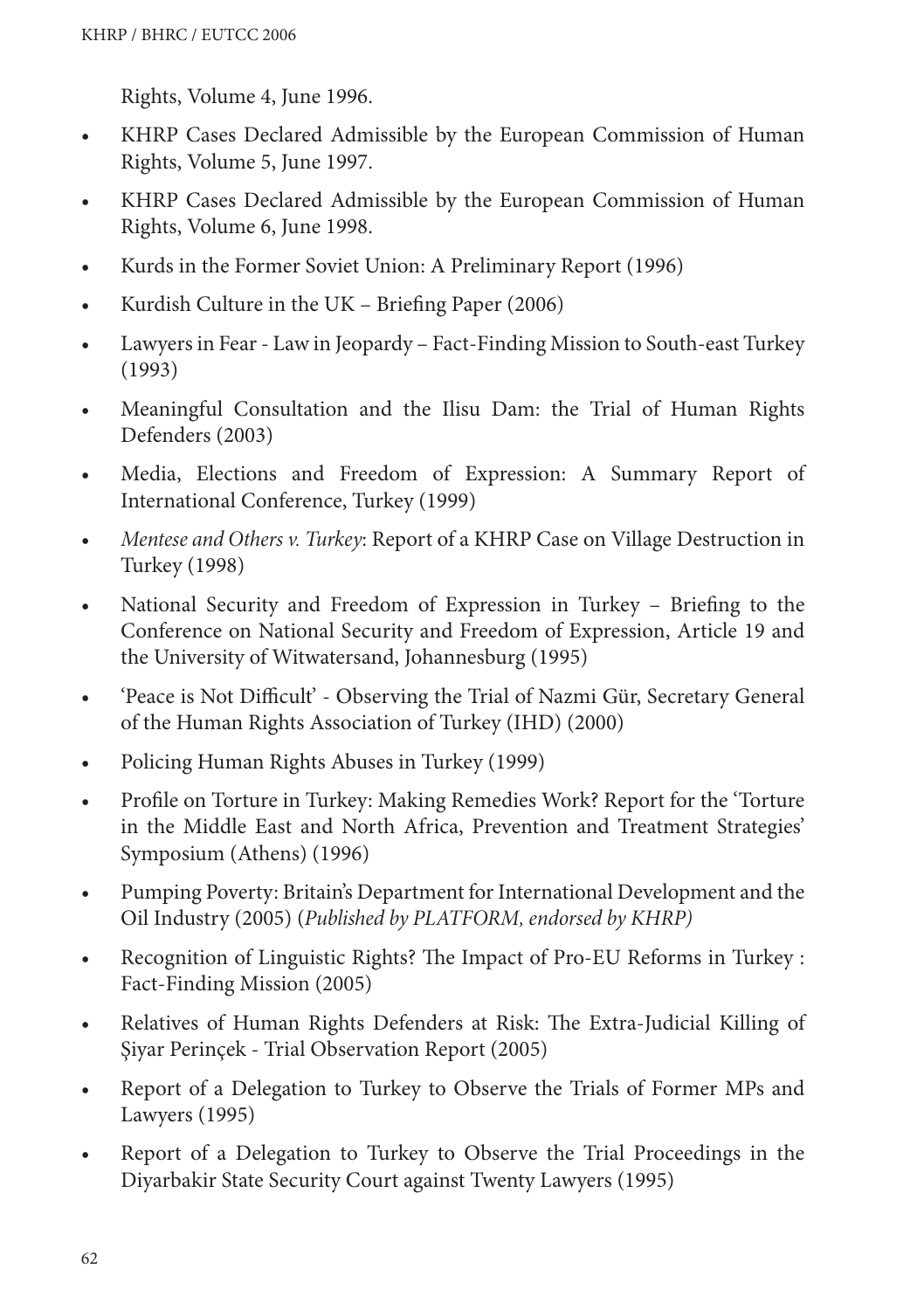Rights, Volume 4, June 1996.

- KHRP Cases Declared Admissible by the European Commission of Human Rights, Volume 5, June 1997.
- KHRP Cases Declared Admissible by the European Commission of Human Rights, Volume 6, June 1998.
- Kurds in the Former Soviet Union: A Preliminary Report (1996)
- Kurdish Culture in the UK – Briefing Paper (2006)
- Lawyers in Fear - Law in Jeopardy – Fact-Finding Mission to South-east Turkey (1993)
- Meaningful Consultation and the Ilisu Dam: the Trial of Human Rights Defenders (2003)
- Media, Elections and Freedom of Expression: A Summary Report of International Conference, Turkey (1999)
- *Mentese and Others v. Turkey*: Report of a KHRP Case on Village Destruction in Turkey (1998)
- National Security and Freedom of Expression in Turkey – Briefing to the Conference on National Security and Freedom of Expression, Article 19 and the University of Witwatersand, Johannesburg (1995)
- 'Peace is Not Difficult' - Observing the Trial of Nazmi Gür, Secretary General of the Human Rights Association of Turkey (IHD) (2000)
- Policing Human Rights Abuses in Turkey (1999)
- Profile on Torture in Turkey: Making Remedies Work? Report for the 'Torture in the Middle East and North Africa, Prevention and Treatment Strategies' Symposium (Athens) (1996)
- Pumping Poverty: Britain's Department for International Development and the Oil Industry (2005) (*Published by PLATFORM, endorsed by KHRP)*
- Recognition of Linguistic Rights? The Impact of Pro-EU Reforms in Turkey : Fact-Finding Mission (2005)
- Relatives of Human Rights Defenders at Risk: The Extra-Judicial Killing of Şiyar Perinçek - Trial Observation Report (2005)
- Report of a Delegation to Turkey to Observe the Trials of Former MPs and Lawyers (1995)
- Report of a Delegation to Turkey to Observe the Trial Proceedings in the Diyarbakir State Security Court against Twenty Lawyers (1995)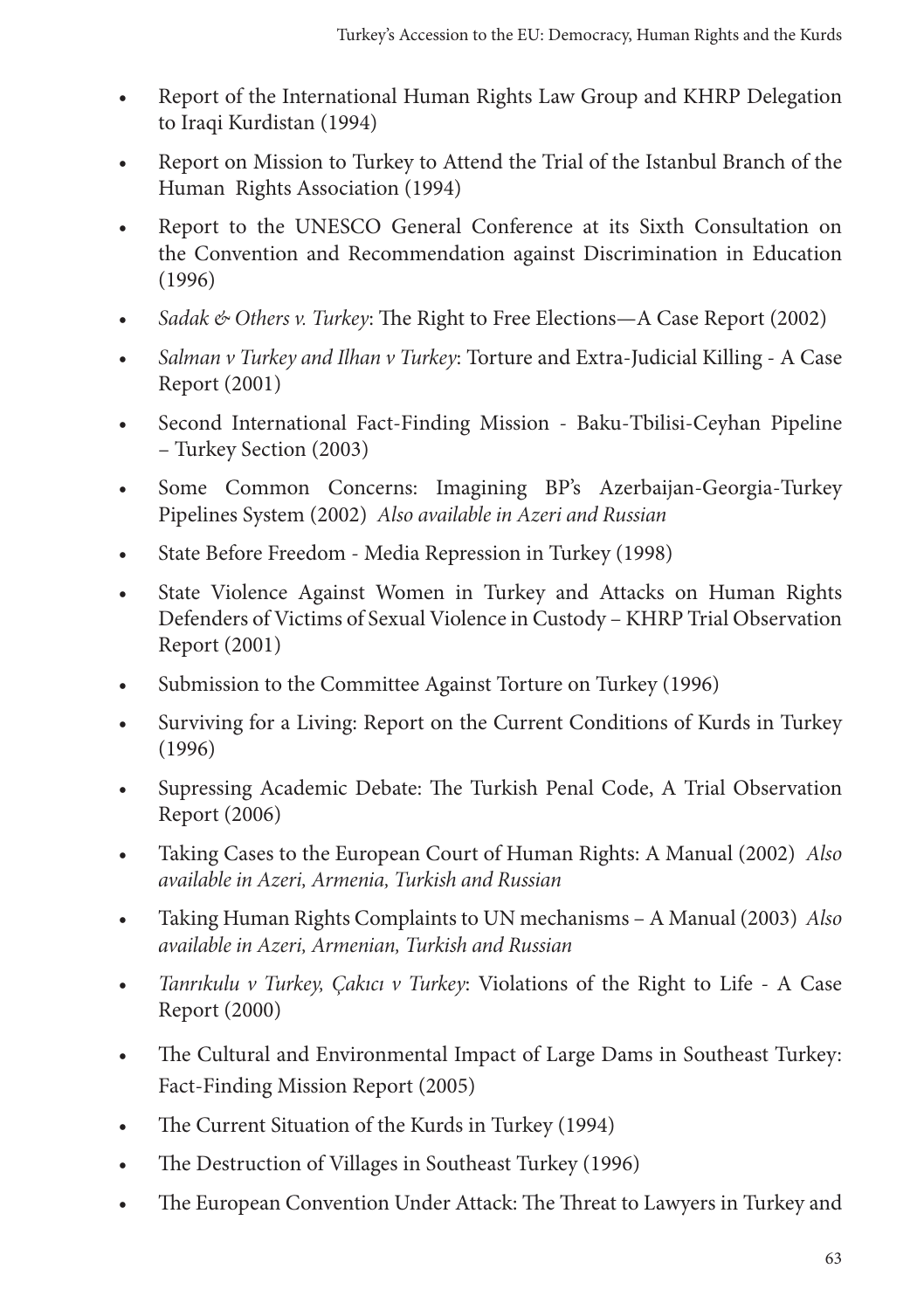- Report of the International Human Rights Law Group and KHRP Delegation to Iraqi Kurdistan (1994)
- Report on Mission to Turkey to Attend the Trial of the Istanbul Branch of the Human Rights Association (1994)
- Report to the UNESCO General Conference at its Sixth Consultation on the Convention and Recommendation against Discrimination in Education (1996)
- *Sadak & Others v. Turkey*: The Right to Free Elections—A Case Report (2002)
- *Salman v Turkey and Ilhan v Turkey*: Torture and Extra-Judicial Killing - A Case Report (2001)
- Second International Fact-Finding Mission - Baku-Tbilisi-Ceyhan Pipeline – Turkey Section (2003)
- Some Common Concerns: Imagining BP's Azerbaijan-Georgia-Turkey Pipelines System (2002) *Also available in Azeri and Russian*
- State Before Freedom - Media Repression in Turkey (1998)
- State Violence Against Women in Turkey and Attacks on Human Rights Defenders of Victims of Sexual Violence in Custody – KHRP Trial Observation Report (2001)
- Submission to the Committee Against Torture on Turkey (1996)
- Surviving for a Living: Report on the Current Conditions of Kurds in Turkey (1996)
- Supressing Academic Debate: The Turkish Penal Code, A Trial Observation Report (2006)
- Taking Cases to the European Court of Human Rights: A Manual (2002) *Also available in Azeri, Armenia, Turkish and Russian*
- Taking Human Rights Complaints to UN mechanisms – A Manual (2003) *Also available in Azeri, Armenian, Turkish and Russian*
- *Tanrıkulu v Turkey, Çakıcı v Turkey*: Violations of the Right to Life - A Case Report (2000)
- The Cultural and Environmental Impact of Large Dams in Southeast Turkey: Fact-Finding Mission Report (2005)
- The Current Situation of the Kurds in Turkey (1994)
- The Destruction of Villages in Southeast Turkey (1996)
- The European Convention Under Attack: The Threat to Lawyers in Turkey and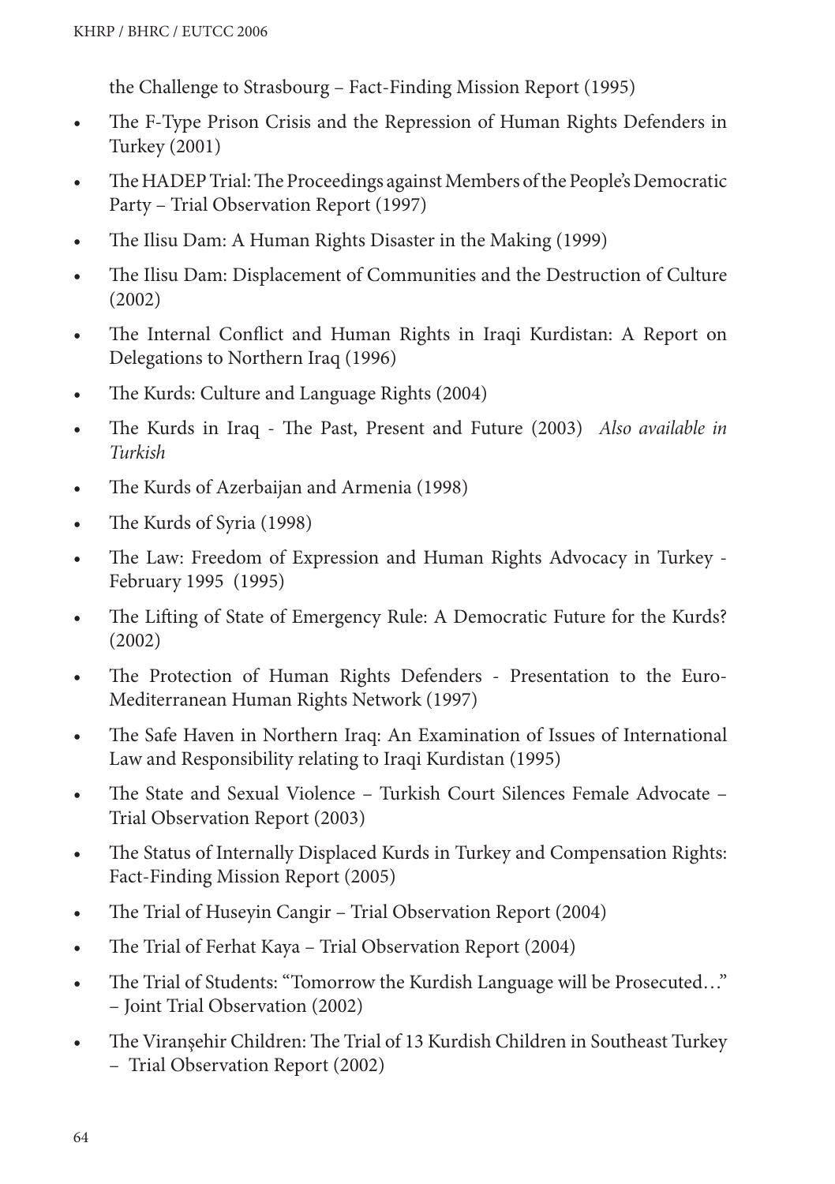the Challenge to Strasbourg – Fact-Finding Mission Report (1995)

- The F-Type Prison Crisis and the Repression of Human Rights Defenders in Turkey (2001)
- The HADEP Trial: The Proceedings against Members of the People's Democratic Party – Trial Observation Report (1997)
- The Ilisu Dam: A Human Rights Disaster in the Making (1999)
- The Ilisu Dam: Displacement of Communities and the Destruction of Culture (2002)
- The Internal Conflict and Human Rights in Iraqi Kurdistan: A Report on Delegations to Northern Iraq (1996)
- The Kurds: Culture and Language Rights (2004)
- The Kurds in Iraq - The Past, Present and Future (2003) *Also available in Turkish*
- The Kurds of Azerbaijan and Armenia (1998)
- The Kurds of Syria (1998)
- The Law: Freedom of Expression and Human Rights Advocacy in Turkey - February 1995 (1995)
- The Lifting of State of Emergency Rule: A Democratic Future for the Kurds? (2002)
- The Protection of Human Rights Defenders - Presentation to the Euro-Mediterranean Human Rights Network (1997)
- The Safe Haven in Northern Iraq: An Examination of Issues of International Law and Responsibility relating to Iraqi Kurdistan (1995)
- The State and Sexual Violence – Turkish Court Silences Female Advocate – Trial Observation Report (2003)
- The Status of Internally Displaced Kurds in Turkey and Compensation Rights: Fact-Finding Mission Report (2005)
- The Trial of Huseyin Cangir – Trial Observation Report (2004)
- The Trial of Ferhat Kaya – Trial Observation Report (2004)
- The Trial of Students: "Tomorrow the Kurdish Language will be Prosecuted…" – Joint Trial Observation (2002)
- The Viranşehir Children: The Trial of 13 Kurdish Children in Southeast Turkey – Trial Observation Report (2002)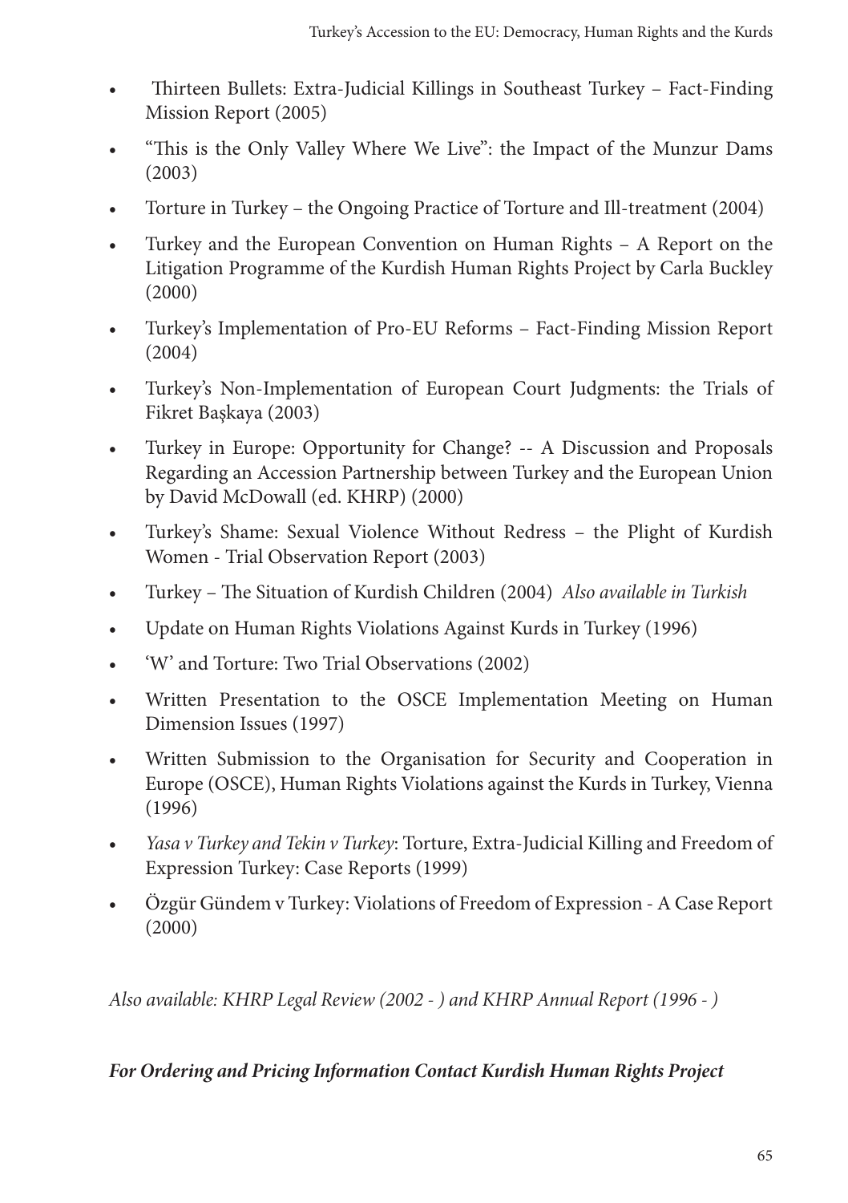- Thirteen Bullets: Extra-Judicial Killings in Southeast Turkey – Fact-Finding Mission Report (2005)
- "This is the Only Valley Where We Live": the Impact of the Munzur Dams (2003)
- Torture in Turkey – the Ongoing Practice of Torture and Ill-treatment (2004)
- Turkey and the European Convention on Human Rights – A Report on the Litigation Programme of the Kurdish Human Rights Project by Carla Buckley (2000)
- Turkey's Implementation of Pro-EU Reforms – Fact-Finding Mission Report (2004)
- Turkey's Non-Implementation of European Court Judgments: the Trials of Fikret Başkaya (2003)
- Turkey in Europe: Opportunity for Change? -- A Discussion and Proposals Regarding an Accession Partnership between Turkey and the European Union by David McDowall (ed. KHRP) (2000)
- Turkey's Shame: Sexual Violence Without Redress – the Plight of Kurdish Women - Trial Observation Report (2003)
- Turkey – The Situation of Kurdish Children (2004) *Also available in Turkish*
- Update on Human Rights Violations Against Kurds in Turkey (1996)
- 'W' and Torture: Two Trial Observations (2002)
- Written Presentation to the OSCE Implementation Meeting on Human Dimension Issues (1997)
- Written Submission to the Organisation for Security and Cooperation in Europe (OSCE), Human Rights Violations against the Kurds in Turkey, Vienna (1996)
- *Yasa v Turkey and Tekin v Turkey*: Torture, Extra-Judicial Killing and Freedom of Expression Turkey: Case Reports (1999)
- Özgür Gündem v Turkey: Violations of Freedom of Expression - A Case Report (2000)

*Also available: KHRP Legal Review (2002 - ) and KHRP Annual Report (1996 - )*

***For Ordering and Pricing Information Contact Kurdish Human Rights Project***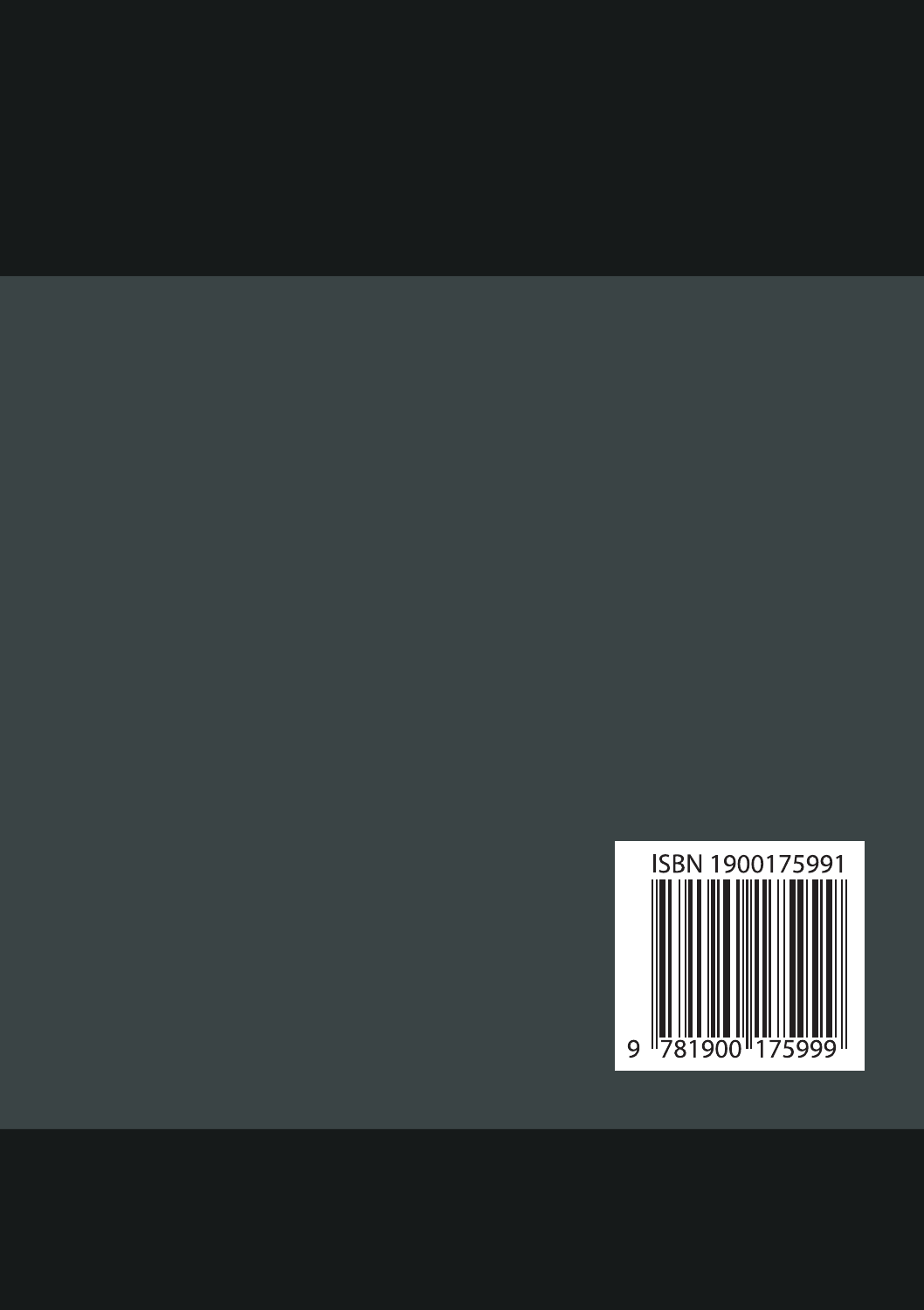ISBN 1900175991

9 781900 175999